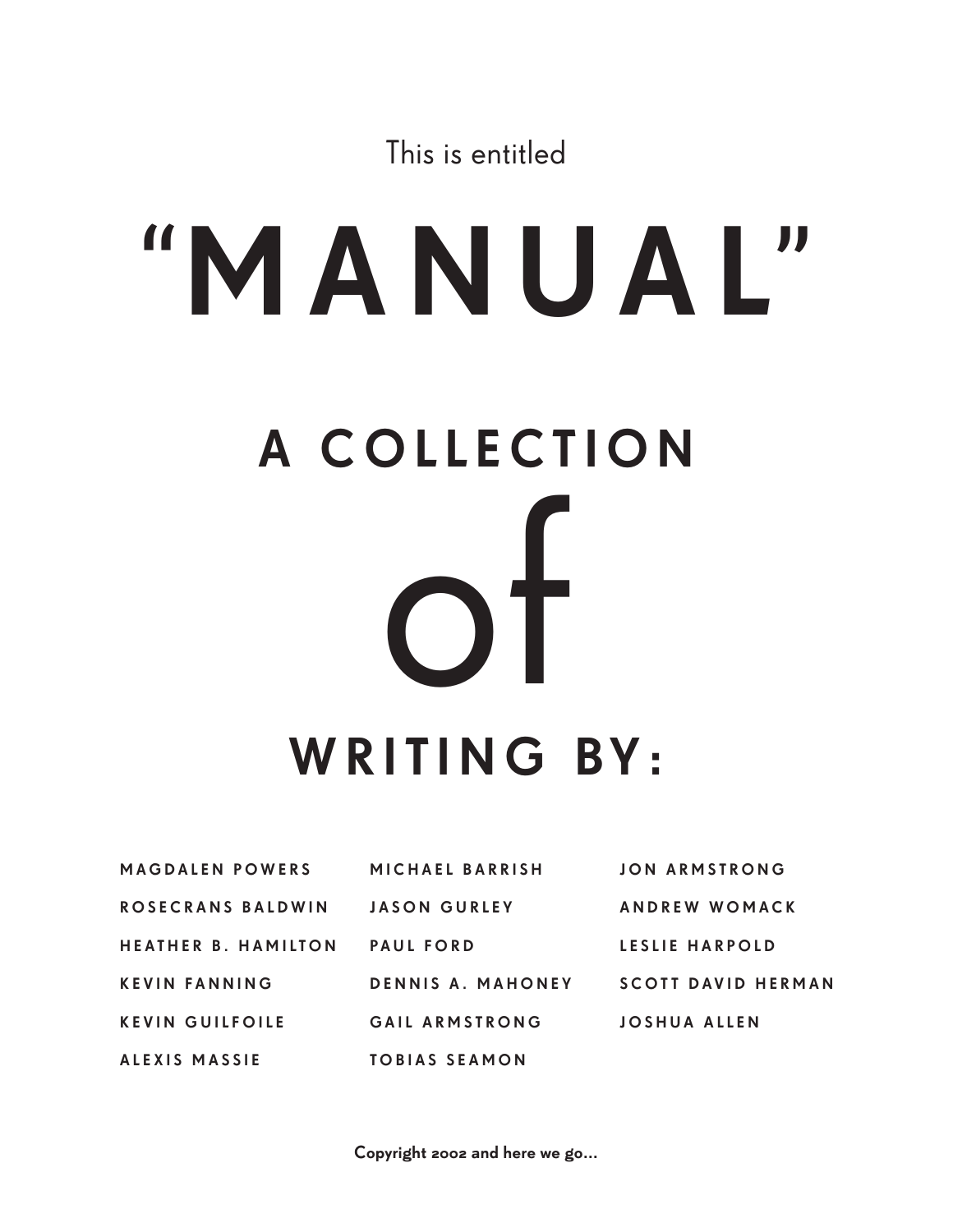This is entitled

# "MANUAL"

## A COLLECTION of WRITING BY:

MAGDALEN POWERS
ROSECRANS BALDWIN
HEATHER B. HAMILTON
KEVIN FANNING
KEVIN GUILFOILE
ALEXIS MASSIE
MICHAEL BARRISH
JASON GURLEY
PAUL FORD
DENNIS A. MAHONEY
GAIL ARMSTRONG
TOBIAS SEAMON
JON ARMSTRONG
ANDREW WOMACK
LESLIE HARPOLD
SCOTT DAVID HERMAN
JOSHUA ALLEN

**Copyright 2002 and here we go…**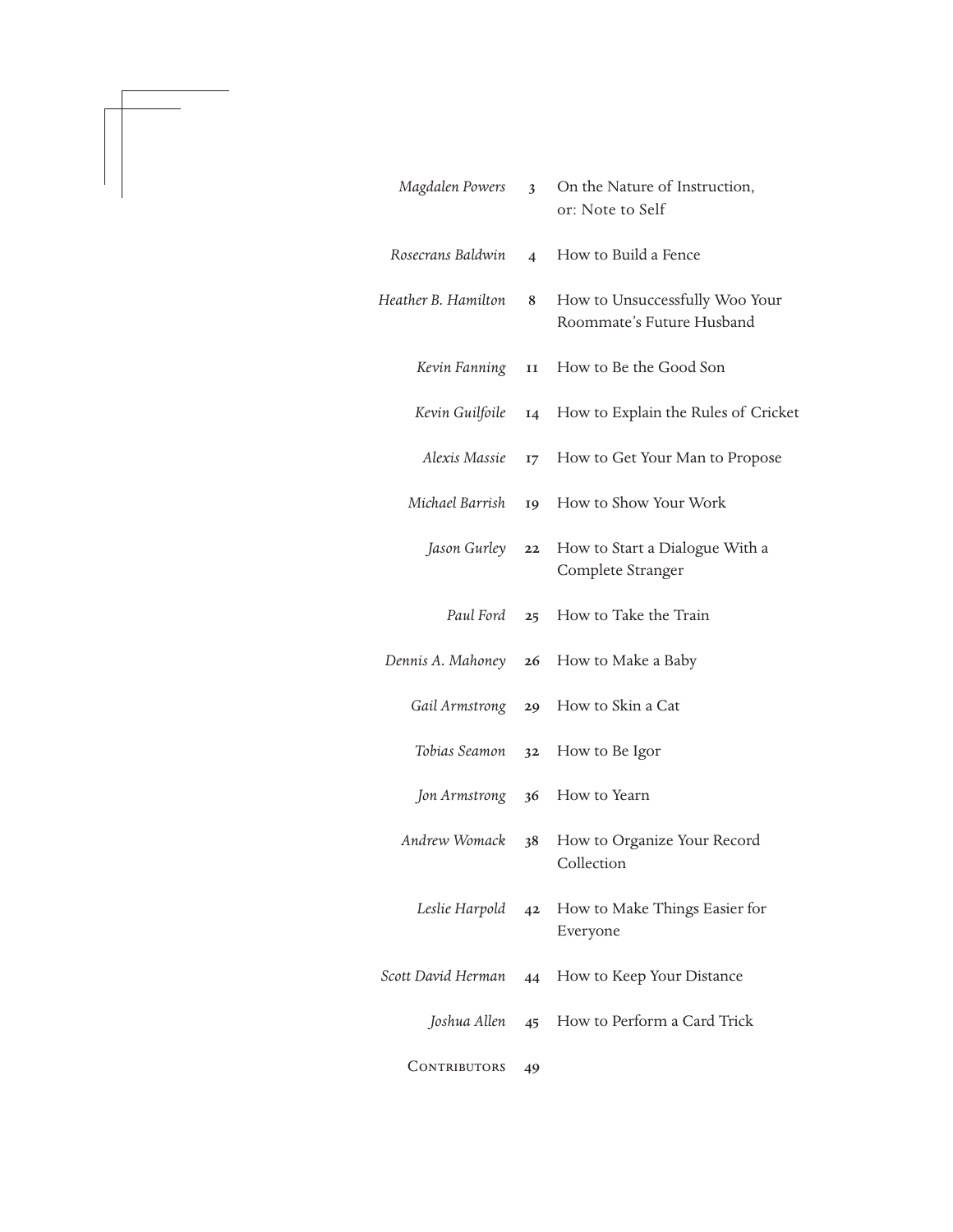| | | |
|---|---|---|
| *Magdalen Powers* | **3** | On the Nature of Instruction, or: Note to Self |
| *Rosecrans Baldwin* | **4** | How to Build a Fence |
| *Heather B. Hamilton* | **8** | How to Unsuccessfully Woo Your Roommate's Future Husband |
| *Kevin Fanning* | **11** | How to Be the Good Son |
| *Kevin Guilfoile* | **14** | How to Explain the Rules of Cricket |
| *Alexis Massie* | **17** | How to Get Your Man to Propose |
| *Michael Barrish* | **19** | How to Show Your Work |
| *Jason Gurley* | **22** | How to Start a Dialogue With a Complete Stranger |
| *Paul Ford* | **25** | How to Take the Train |
| *Dennis A. Mahoney* | **26** | How to Make a Baby |
| *Gail Armstrong* | **29** | How to Skin a Cat |
| *Tobias Seamon* | **32** | How to Be Igor |
| *Jon Armstrong* | **36** | How to Yearn |
| *Andrew Womack* | **38** | How to Organize Your Record Collection |
| *Leslie Harpold* | **42** | How to Make Things Easier for Everyone |
| *Scott David Herman* | **44** | How to Keep Your Distance |
| *Joshua Allen* | **45** | How to Perform a Card Trick |
| CONTRIBUTORS | **49** | |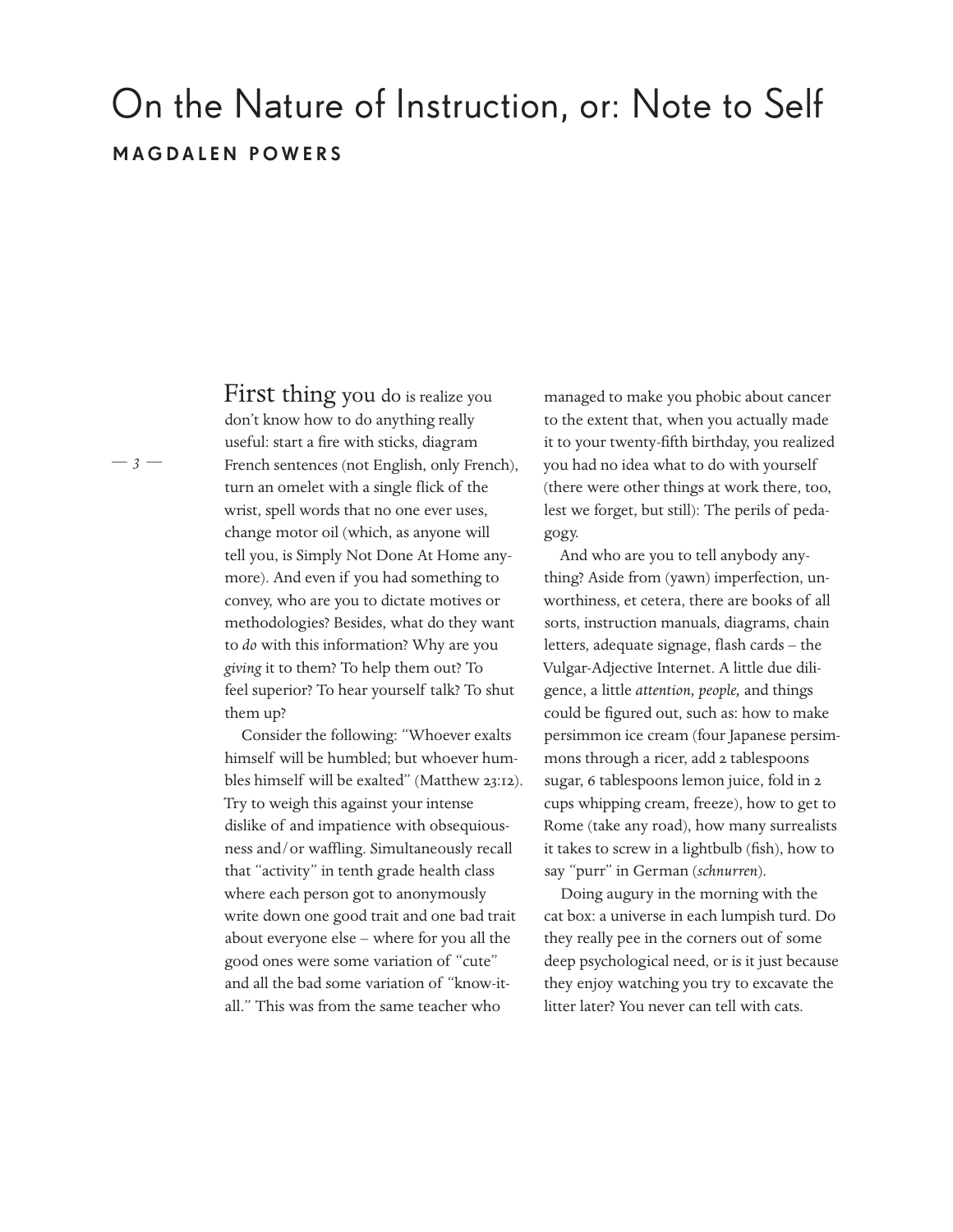# On the Nature of Instruction, or: Note to Self

**MAGDALEN POWERS**

First thing you do is realize you don't know how to do anything really useful: start a fire with sticks, diagram French sentences (not English, only French), turn an omelet with a single flick of the wrist, spell words that no one ever uses, change motor oil (which, as anyone will tell you, is Simply Not Done At Home anymore). And even if you had something to convey, who are you to dictate motives or methodologies? Besides, what do they want to *do* with this information? Why are you *giving* it to them? To help them out? To feel superior? To hear yourself talk? To shut them up?

Consider the following: "Whoever exalts himself will be humbled; but whoever humbles himself will be exalted" (Matthew 23:12). Try to weigh this against your intense dislike of and impatience with obsequiousness and/or waffling. Simultaneously recall that "activity" in tenth grade health class where each person got to anonymously write down one good trait and one bad trait about everyone else – where for you all the good ones were some variation of "cute" and all the bad some variation of "know-it-all." This was from the same teacher who managed to make you phobic about cancer to the extent that, when you actually made it to your twenty-fifth birthday, you realized you had no idea what to do with yourself (there were other things at work there, too, lest we forget, but still): The perils of pedagogy.

And who are you to tell anybody anything? Aside from (yawn) imperfection, unworthiness, et cetera, there are books of all sorts, instruction manuals, diagrams, chain letters, adequate signage, flash cards – the Vulgar-Adjective Internet. A little due diligence, a little *attention, people,* and things could be figured out, such as: how to make persimmon ice cream (four Japanese persimmons through a ricer, add 2 tablespoons sugar, 6 tablespoons lemon juice, fold in 2 cups whipping cream, freeze), how to get to Rome (take any road), how many surrealists it takes to screw in a lightbulb (fish), how to say "purr" in German (*schnurren*).

Doing augury in the morning with the cat box: a universe in each lumpish turd. Do they really pee in the corners out of some deep psychological need, or is it just because they enjoy watching you try to excavate the litter later? You never can tell with cats.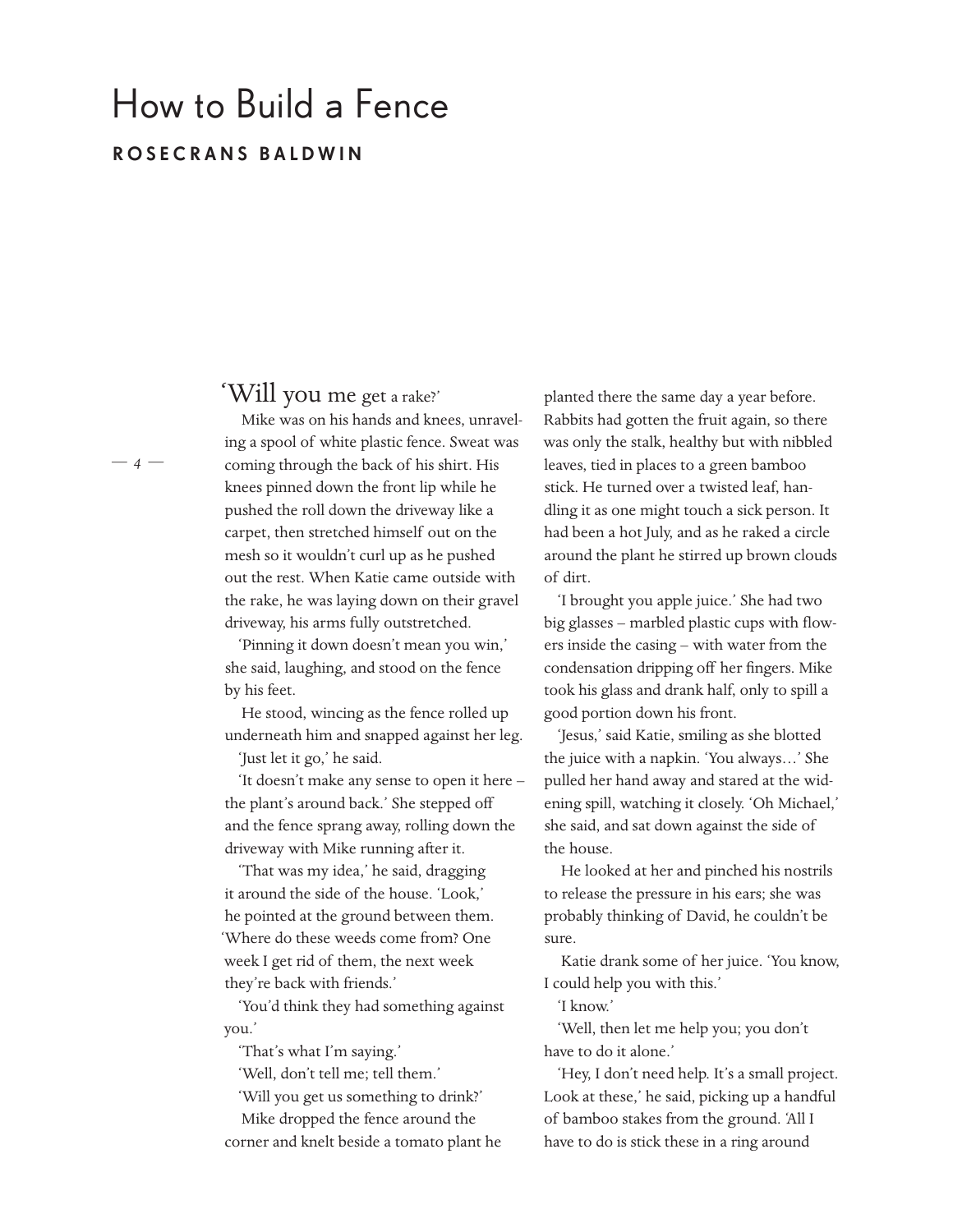# How to Build a Fence

**ROSECRANS BALDWIN**

'Will you me get a rake?'

Mike was on his hands and knees, unraveling a spool of white plastic fence. Sweat was coming through the back of his shirt. His knees pinned down the front lip while he pushed the roll down the driveway like a carpet, then stretched himself out on the mesh so it wouldn't curl up as he pushed out the rest. When Katie came outside with the rake, he was laying down on their gravel driveway, his arms fully outstretched.

'Pinning it down doesn't mean you win,' she said, laughing, and stood on the fence by his feet.

He stood, wincing as the fence rolled up underneath him and snapped against her leg.

'Just let it go,' he said.

'It doesn't make any sense to open it here – the plant's around back.' She stepped off and the fence sprang away, rolling down the driveway with Mike running after it.

'That was my idea,' he said, dragging it around the side of the house. 'Look,' he pointed at the ground between them. 'Where do these weeds come from? One week I get rid of them, the next week they're back with friends.'

'You'd think they had something against you.'

'That's what I'm saying.'

'Well, don't tell me; tell them.'

'Will you get us something to drink?'

Mike dropped the fence around the corner and knelt beside a tomato plant he planted there the same day a year before. Rabbits had gotten the fruit again, so there was only the stalk, healthy but with nibbled leaves, tied in places to a green bamboo stick. He turned over a twisted leaf, handling it as one might touch a sick person. It had been a hot July, and as he raked a circle around the plant he stirred up brown clouds of dirt.

'I brought you apple juice.' She had two big glasses – marbled plastic cups with flowers inside the casing – with water from the condensation dripping off her fingers. Mike took his glass and drank half, only to spill a good portion down his front.

'Jesus,' said Katie, smiling as she blotted the juice with a napkin. 'You always…' She pulled her hand away and stared at the widening spill, watching it closely. 'Oh Michael,' she said, and sat down against the side of the house.

He looked at her and pinched his nostrils to release the pressure in his ears; she was probably thinking of David, he couldn't be sure.

Katie drank some of her juice. 'You know, I could help you with this.'

'I know.'

'Well, then let me help you; you don't have to do it alone.'

'Hey, I don't need help. It's a small project. Look at these,' he said, picking up a handful of bamboo stakes from the ground. 'All I have to do is stick these in a ring around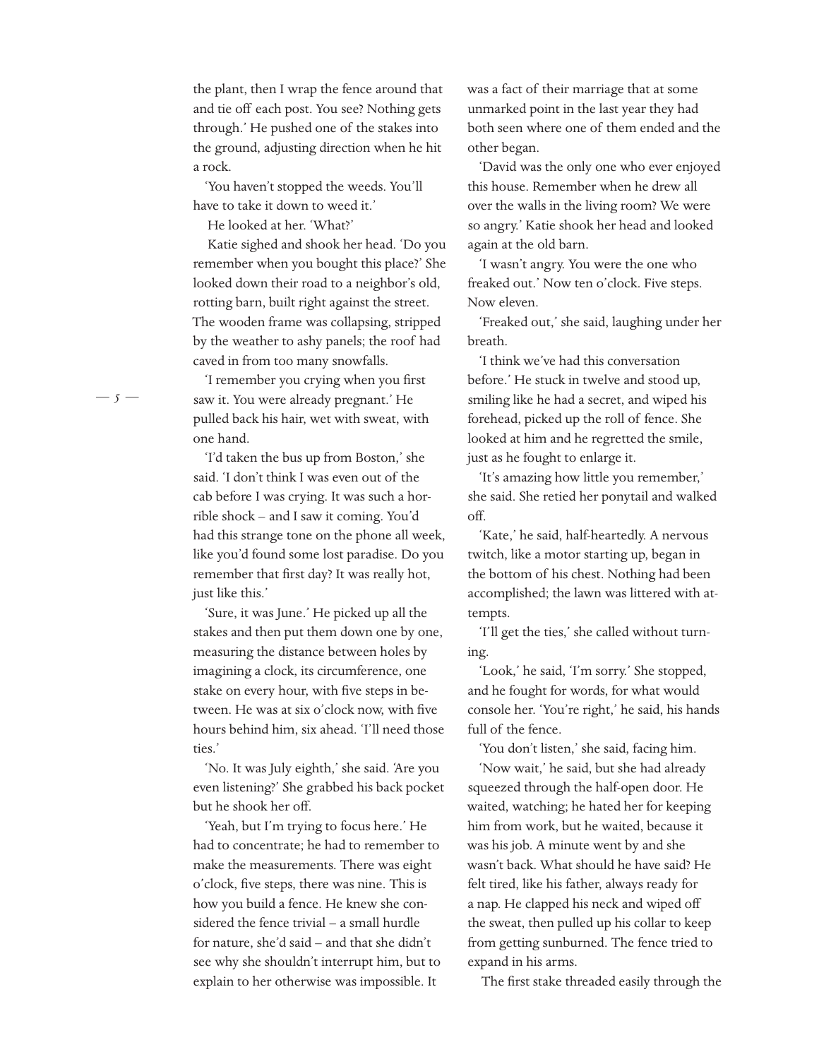the plant, then I wrap the fence around that and tie off each post. You see? Nothing gets through.' He pushed one of the stakes into the ground, adjusting direction when he hit a rock.

'You haven't stopped the weeds. You'll have to take it down to weed it.'

He looked at her. 'What?'

Katie sighed and shook her head. 'Do you remember when you bought this place?' She looked down their road to a neighbor's old, rotting barn, built right against the street. The wooden frame was collapsing, stripped by the weather to ashy panels; the roof had caved in from too many snowfalls.

'I remember you crying when you first saw it. You were already pregnant.' He pulled back his hair, wet with sweat, with one hand.

'I'd taken the bus up from Boston,' she said. 'I don't think I was even out of the cab before I was crying. It was such a horrible shock – and I saw it coming. You'd had this strange tone on the phone all week, like you'd found some lost paradise. Do you remember that first day? It was really hot, just like this.'

'Sure, it was June.' He picked up all the stakes and then put them down one by one, measuring the distance between holes by imagining a clock, its circumference, one stake on every hour, with five steps in between. He was at six o'clock now, with five hours behind him, six ahead. 'I'll need those ties.'

'No. It was July eighth,' she said. 'Are you even listening?' She grabbed his back pocket but he shook her off.

'Yeah, but I'm trying to focus here.' He had to concentrate; he had to remember to make the measurements. There was eight o'clock, five steps, there was nine. This is how you build a fence. He knew she considered the fence trivial – a small hurdle for nature, she'd said – and that she didn't see why she shouldn't interrupt him, but to explain to her otherwise was impossible. It was a fact of their marriage that at some unmarked point in the last year they had both seen where one of them ended and the other began.

'David was the only one who ever enjoyed this house. Remember when he drew all over the walls in the living room? We were so angry.' Katie shook her head and looked again at the old barn.

'I wasn't angry. You were the one who freaked out.' Now ten o'clock. Five steps. Now eleven.

'Freaked out,' she said, laughing under her breath.

'I think we've had this conversation before.' He stuck in twelve and stood up, smiling like he had a secret, and wiped his forehead, picked up the roll of fence. She looked at him and he regretted the smile, just as he fought to enlarge it.

'It's amazing how little you remember,' she said. She retied her ponytail and walked off.

'Kate,' he said, half-heartedly. A nervous twitch, like a motor starting up, began in the bottom of his chest. Nothing had been accomplished; the lawn was littered with attempts.

'I'll get the ties,' she called without turning.

'Look,' he said, 'I'm sorry.' She stopped, and he fought for words, for what would console her. 'You're right,' he said, his hands full of the fence.

'You don't listen,' she said, facing him.

'Now wait,' he said, but she had already squeezed through the half-open door. He waited, watching; he hated her for keeping him from work, but he waited, because it was his job. A minute went by and she wasn't back. What should he have said? He felt tired, like his father, always ready for a nap. He clapped his neck and wiped off the sweat, then pulled up his collar to keep from getting sunburned. The fence tried to expand in his arms.

The first stake threaded easily through the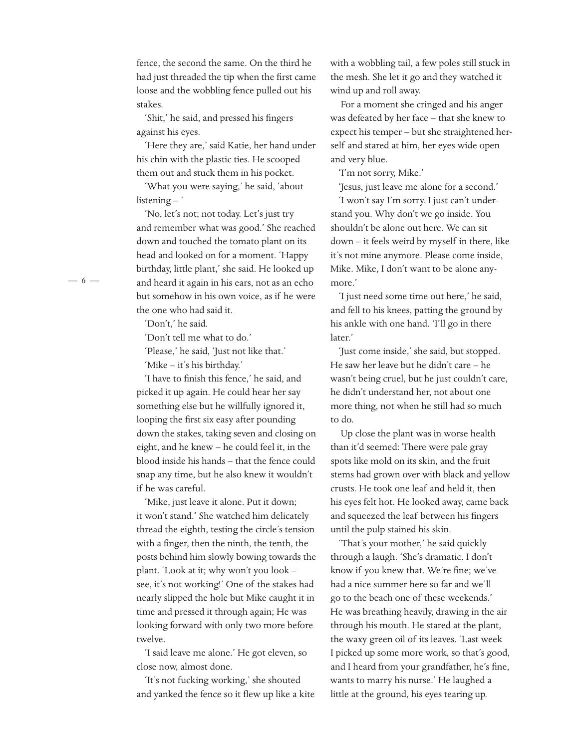fence, the second the same. On the third he had just threaded the tip when the first came loose and the wobbling fence pulled out his stakes.

'Shit,' he said, and pressed his fingers against his eyes.

'Here they are,' said Katie, her hand under his chin with the plastic ties. He scooped them out and stuck them in his pocket.

'What you were saying,' he said, 'about listening – '

'No, let's not; not today. Let's just try and remember what was good.' She reached down and touched the tomato plant on its head and looked on for a moment. 'Happy birthday, little plant,' she said. He looked up and heard it again in his ears, not as an echo but somehow in his own voice, as if he were the one who had said it.

'Don't,' he said.

'Don't tell me what to do.'

'Please,' he said, 'Just not like that.'

'Mike – it's his birthday.'

'I have to finish this fence,' he said, and picked it up again. He could hear her say something else but he willfully ignored it, looping the first six easy after pounding down the stakes, taking seven and closing on eight, and he knew – he could feel it, in the blood inside his hands – that the fence could snap any time, but he also knew it wouldn't if he was careful.

'Mike, just leave it alone. Put it down; it won't stand.' She watched him delicately thread the eighth, testing the circle's tension with a finger, then the ninth, the tenth, the posts behind him slowly bowing towards the plant. 'Look at it; why won't you look – see, it's not working!' One of the stakes had nearly slipped the hole but Mike caught it in time and pressed it through again; He was looking forward with only two more before twelve.

'I said leave me alone.' He got eleven, so close now, almost done.

'It's not fucking working,' she shouted and yanked the fence so it flew up like a kite with a wobbling tail, a few poles still stuck in the mesh. She let it go and they watched it wind up and roll away.

For a moment she cringed and his anger was defeated by her face – that she knew to expect his temper – but she straightened herself and stared at him, her eyes wide open and very blue.

'I'm not sorry, Mike.'

'Jesus, just leave me alone for a second.'

'I won't say I'm sorry. I just can't understand you. Why don't we go inside. You shouldn't be alone out here. We can sit down – it feels weird by myself in there, like it's not mine anymore. Please come inside, Mike. Mike, I don't want to be alone anymore.'

'I just need some time out here,' he said, and fell to his knees, patting the ground by his ankle with one hand. 'I'll go in there later.'

'Just come inside,' she said, but stopped. He saw her leave but he didn't care – he wasn't being cruel, but he just couldn't care, he didn't understand her, not about one more thing, not when he still had so much to do.

Up close the plant was in worse health than it'd seemed: There were pale gray spots like mold on its skin, and the fruit stems had grown over with black and yellow crusts. He took one leaf and held it, then his eyes felt hot. He looked away, came back and squeezed the leaf between his fingers until the pulp stained his skin.

'That's your mother,' he said quickly through a laugh. 'She's dramatic. I don't know if you knew that. We're fine; we've had a nice summer here so far and we'll go to the beach one of these weekends.' He was breathing heavily, drawing in the air through his mouth. He stared at the plant, the waxy green oil of its leaves. 'Last week I picked up some more work, so that's good, and I heard from your grandfather, he's fine, wants to marry his nurse.' He laughed a little at the ground, his eyes tearing up.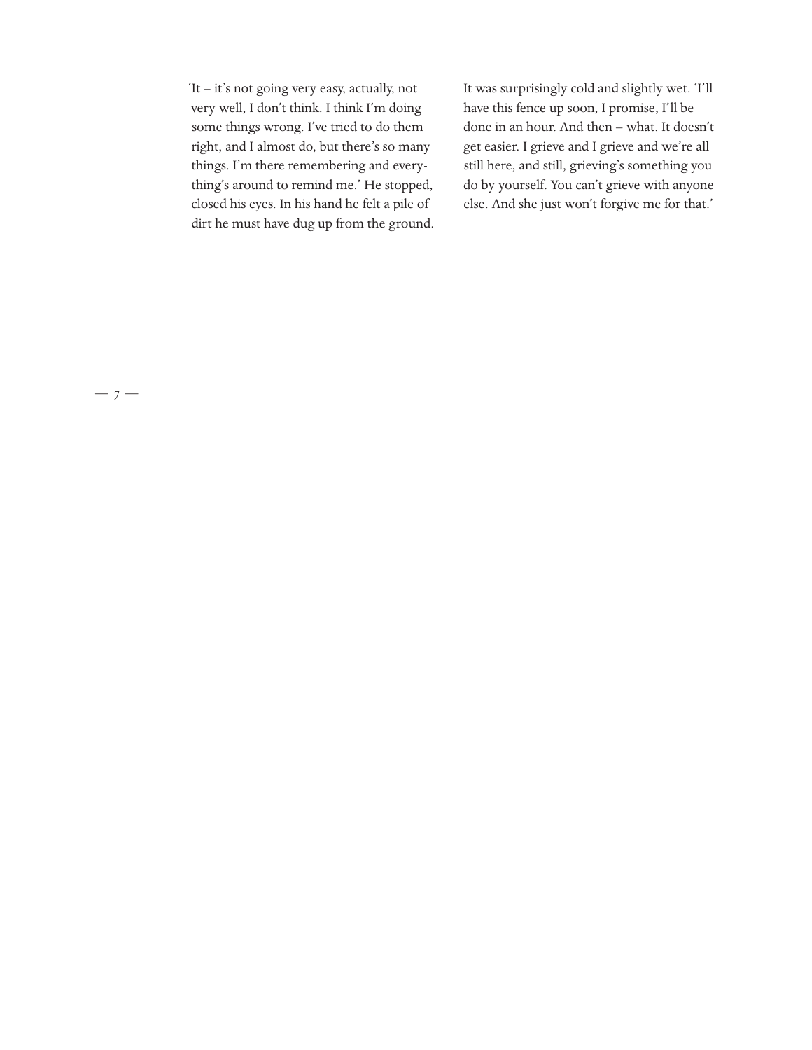'It – it's not going very easy, actually, not very well, I don't think. I think I'm doing some things wrong. I've tried to do them right, and I almost do, but there's so many things. I'm there remembering and everything's around to remind me.' He stopped, closed his eyes. In his hand he felt a pile of dirt he must have dug up from the ground. It was surprisingly cold and slightly wet. 'I'll have this fence up soon, I promise, I'll be done in an hour. And then – what. It doesn't get easier. I grieve and I grieve and we're all still here, and still, grieving's something you do by yourself. You can't grieve with anyone else. And she just won't forgive me for that.'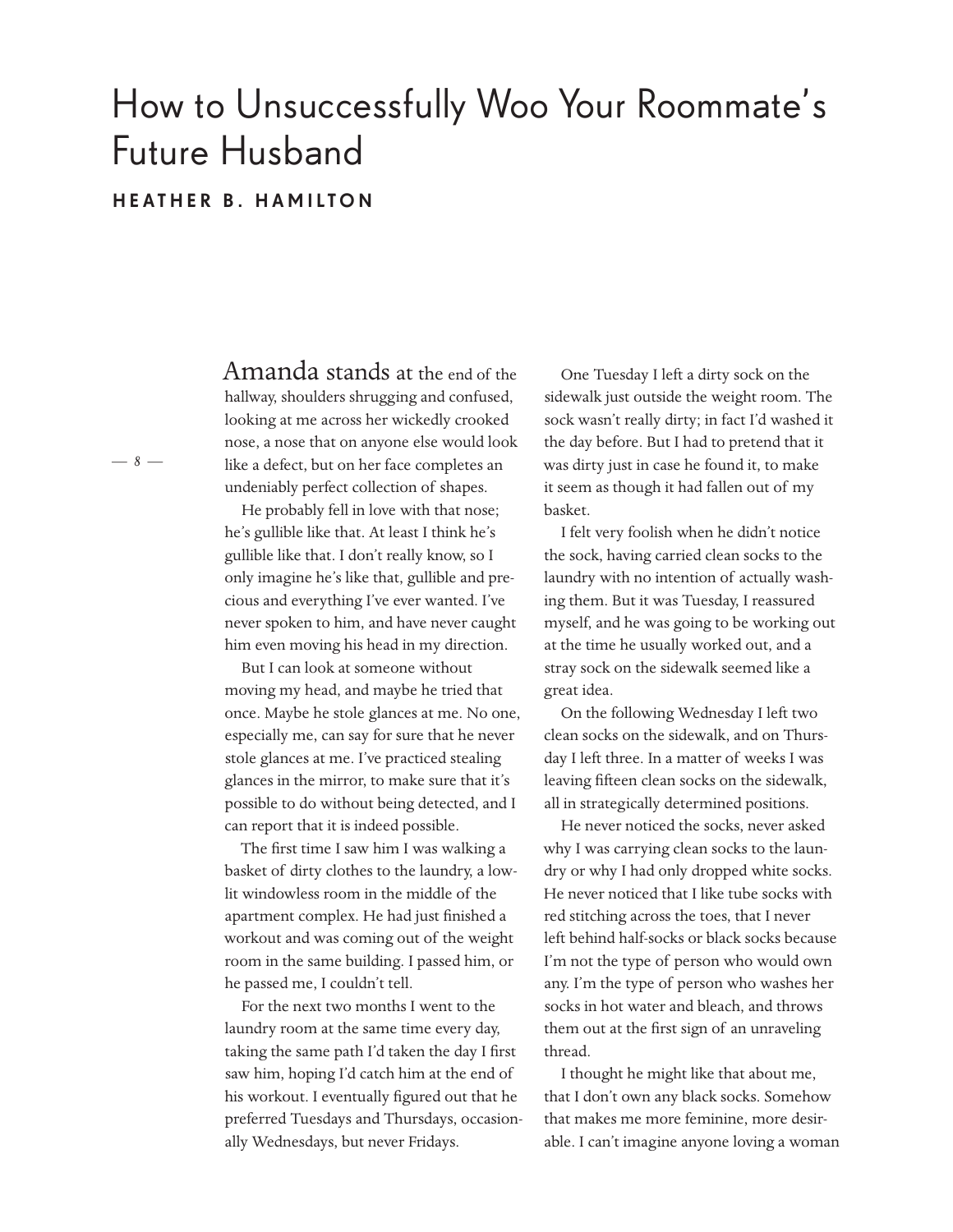# How to Unsuccessfully Woo Your Roommate's Future Husband

**HEATHER B. HAMILTON**

Amanda stands at the end of the hallway, shoulders shrugging and confused, looking at me across her wickedly crooked nose, a nose that on anyone else would look like a defect, but on her face completes an undeniably perfect collection of shapes.

He probably fell in love with that nose; he's gullible like that. At least I think he's gullible like that. I don't really know, so I only imagine he's like that, gullible and precious and everything I've ever wanted. I've never spoken to him, and have never caught him even moving his head in my direction.

But I can look at someone without moving my head, and maybe he tried that once. Maybe he stole glances at me. No one, especially me, can say for sure that he never stole glances at me. I've practiced stealing glances in the mirror, to make sure that it's possible to do without being detected, and I can report that it is indeed possible.

The first time I saw him I was walking a basket of dirty clothes to the laundry, a low-lit windowless room in the middle of the apartment complex. He had just finished a workout and was coming out of the weight room in the same building. I passed him, or he passed me, I couldn't tell.

For the next two months I went to the laundry room at the same time every day, taking the same path I'd taken the day I first saw him, hoping I'd catch him at the end of his workout. I eventually figured out that he preferred Tuesdays and Thursdays, occasionally Wednesdays, but never Fridays.

One Tuesday I left a dirty sock on the sidewalk just outside the weight room. The sock wasn't really dirty; in fact I'd washed it the day before. But I had to pretend that it was dirty just in case he found it, to make it seem as though it had fallen out of my basket.

I felt very foolish when he didn't notice the sock, having carried clean socks to the laundry with no intention of actually washing them. But it was Tuesday, I reassured myself, and he was going to be working out at the time he usually worked out, and a stray sock on the sidewalk seemed like a great idea.

On the following Wednesday I left two clean socks on the sidewalk, and on Thursday I left three. In a matter of weeks I was leaving fifteen clean socks on the sidewalk, all in strategically determined positions.

He never noticed the socks, never asked why I was carrying clean socks to the laundry or why I had only dropped white socks. He never noticed that I like tube socks with red stitching across the toes, that I never left behind half-socks or black socks because I'm not the type of person who would own any. I'm the type of person who washes her socks in hot water and bleach, and throws them out at the first sign of an unraveling thread.

I thought he might like that about me, that I don't own any black socks. Somehow that makes me more feminine, more desirable. I can't imagine anyone loving a woman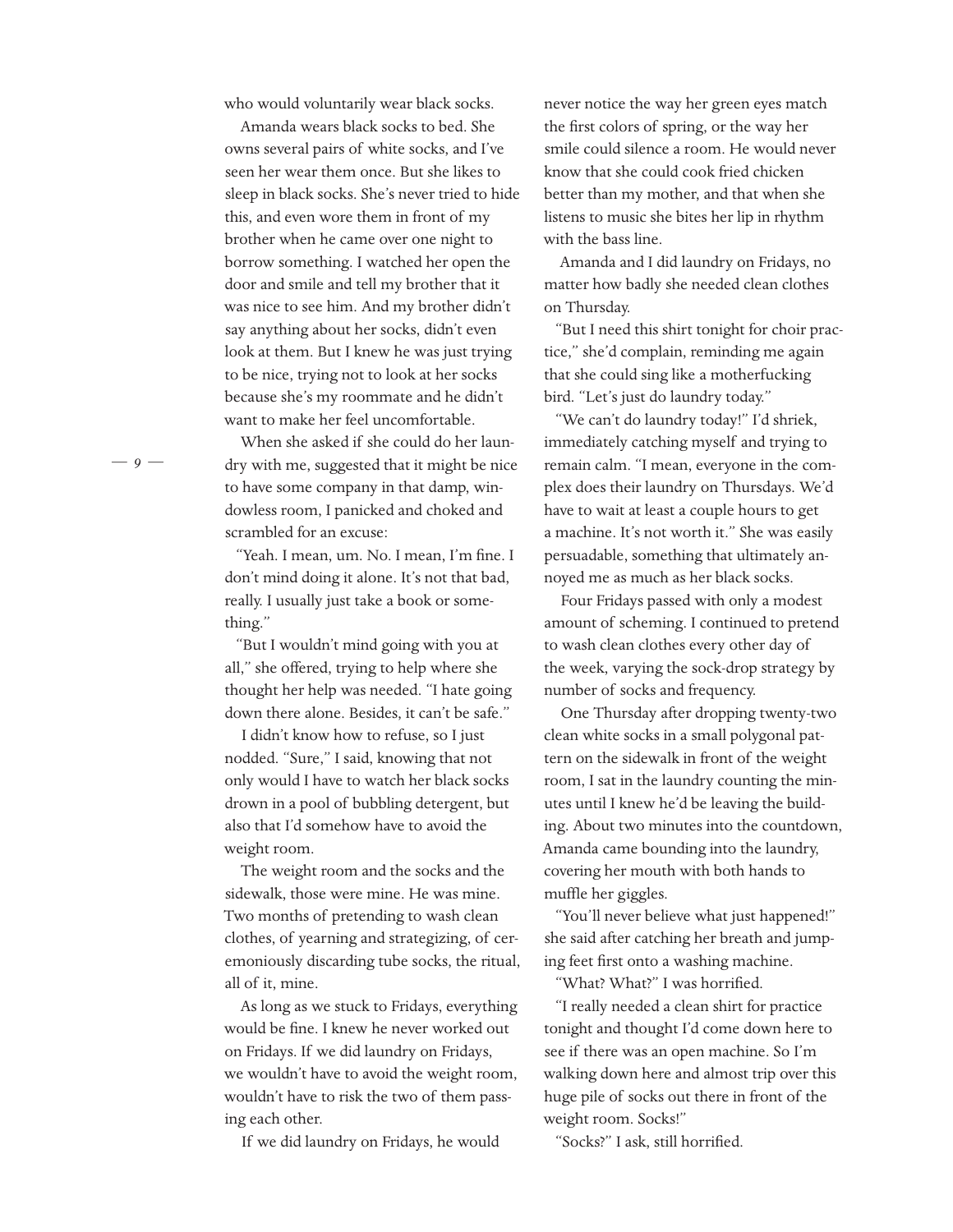who would voluntarily wear black socks.

Amanda wears black socks to bed. She owns several pairs of white socks, and I've seen her wear them once. But she likes to sleep in black socks. She's never tried to hide this, and even wore them in front of my brother when he came over one night to borrow something. I watched her open the door and smile and tell my brother that it was nice to see him. And my brother didn't say anything about her socks, didn't even look at them. But I knew he was just trying to be nice, trying not to look at her socks because she's my roommate and he didn't want to make her feel uncomfortable.

When she asked if she could do her laundry with me, suggested that it might be nice to have some company in that damp, windowless room, I panicked and choked and scrambled for an excuse:

"Yeah. I mean, um. No. I mean, I'm fine. I don't mind doing it alone. It's not that bad, really. I usually just take a book or something."

"But I wouldn't mind going with you at all," she offered, trying to help where she thought her help was needed. "I hate going down there alone. Besides, it can't be safe."

I didn't know how to refuse, so I just nodded. "Sure," I said, knowing that not only would I have to watch her black socks drown in a pool of bubbling detergent, but also that I'd somehow have to avoid the weight room.

The weight room and the socks and the sidewalk, those were mine. He was mine. Two months of pretending to wash clean clothes, of yearning and strategizing, of ceremoniously discarding tube socks, the ritual, all of it, mine.

As long as we stuck to Fridays, everything would be fine. I knew he never worked out on Fridays. If we did laundry on Fridays, we wouldn't have to avoid the weight room, wouldn't have to risk the two of them passing each other.

If we did laundry on Fridays, he would never notice the way her green eyes match the first colors of spring, or the way her smile could silence a room. He would never know that she could cook fried chicken better than my mother, and that when she listens to music she bites her lip in rhythm with the bass line.

Amanda and I did laundry on Fridays, no matter how badly she needed clean clothes on Thursday.

"But I need this shirt tonight for choir practice," she'd complain, reminding me again that she could sing like a motherfucking bird. "Let's just do laundry today."

"We can't do laundry today!" I'd shriek, immediately catching myself and trying to remain calm. "I mean, everyone in the complex does their laundry on Thursdays. We'd have to wait at least a couple hours to get a machine. It's not worth it." She was easily persuadable, something that ultimately annoyed me as much as her black socks.

Four Fridays passed with only a modest amount of scheming. I continued to pretend to wash clean clothes every other day of the week, varying the sock-drop strategy by number of socks and frequency.

One Thursday after dropping twenty-two clean white socks in a small polygonal pattern on the sidewalk in front of the weight room, I sat in the laundry counting the minutes until I knew he'd be leaving the building. About two minutes into the countdown, Amanda came bounding into the laundry, covering her mouth with both hands to muffle her giggles.

"You'll never believe what just happened!" she said after catching her breath and jumping feet first onto a washing machine.

"What? What?" I was horrified.

"I really needed a clean shirt for practice tonight and thought I'd come down here to see if there was an open machine. So I'm walking down here and almost trip over this huge pile of socks out there in front of the weight room. Socks!"

"Socks?" I ask, still horrified.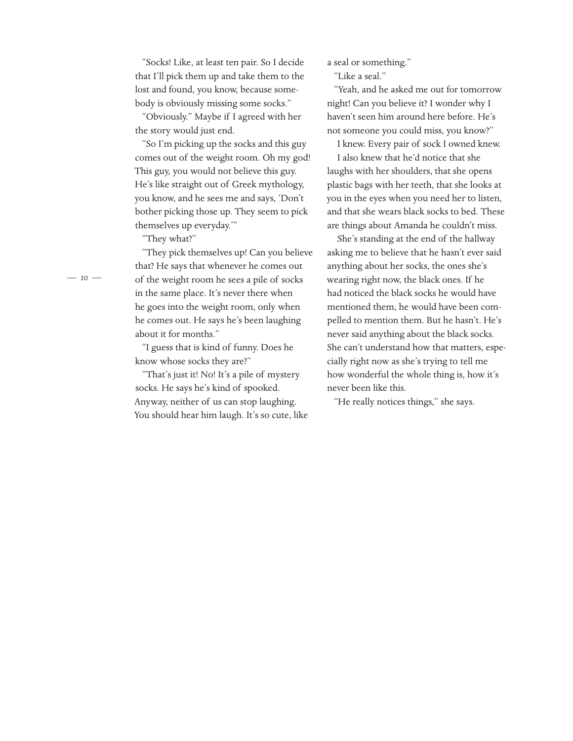"Socks! Like, at least ten pair. So I decide that I'll pick them up and take them to the lost and found, you know, because somebody is obviously missing some socks."

"Obviously." Maybe if I agreed with her the story would just end.

"So I'm picking up the socks and this guy comes out of the weight room. Oh my god! This guy, you would not believe this guy. He's like straight out of Greek mythology, you know, and he sees me and says, 'Don't bother picking those up. They seem to pick themselves up everyday.'"

"They what?"

"They pick themselves up! Can you believe that? He says that whenever he comes out of the weight room he sees a pile of socks in the same place. It's never there when he goes into the weight room, only when he comes out. He says he's been laughing about it for months."

"I guess that is kind of funny. Does he know whose socks they are?"

"That's just it! No! It's a pile of mystery socks. He says he's kind of spooked. Anyway, neither of us can stop laughing. You should hear him laugh. It's so cute, like a seal or something."

"Like a seal."

"Yeah, and he asked me out for tomorrow night! Can you believe it? I wonder why I haven't seen him around here before. He's not someone you could miss, you know?"

I knew. Every pair of sock I owned knew.

I also knew that he'd notice that she laughs with her shoulders, that she opens plastic bags with her teeth, that she looks at you in the eyes when you need her to listen, and that she wears black socks to bed. These are things about Amanda he couldn't miss.

She's standing at the end of the hallway asking me to believe that he hasn't ever said anything about her socks, the ones she's wearing right now, the black ones. If he had noticed the black socks he would have mentioned them, he would have been compelled to mention them. But he hasn't. He's never said anything about the black socks. She can't understand how that matters, especially right now as she's trying to tell me how wonderful the whole thing is, how it's never been like this.

"He really notices things," she says.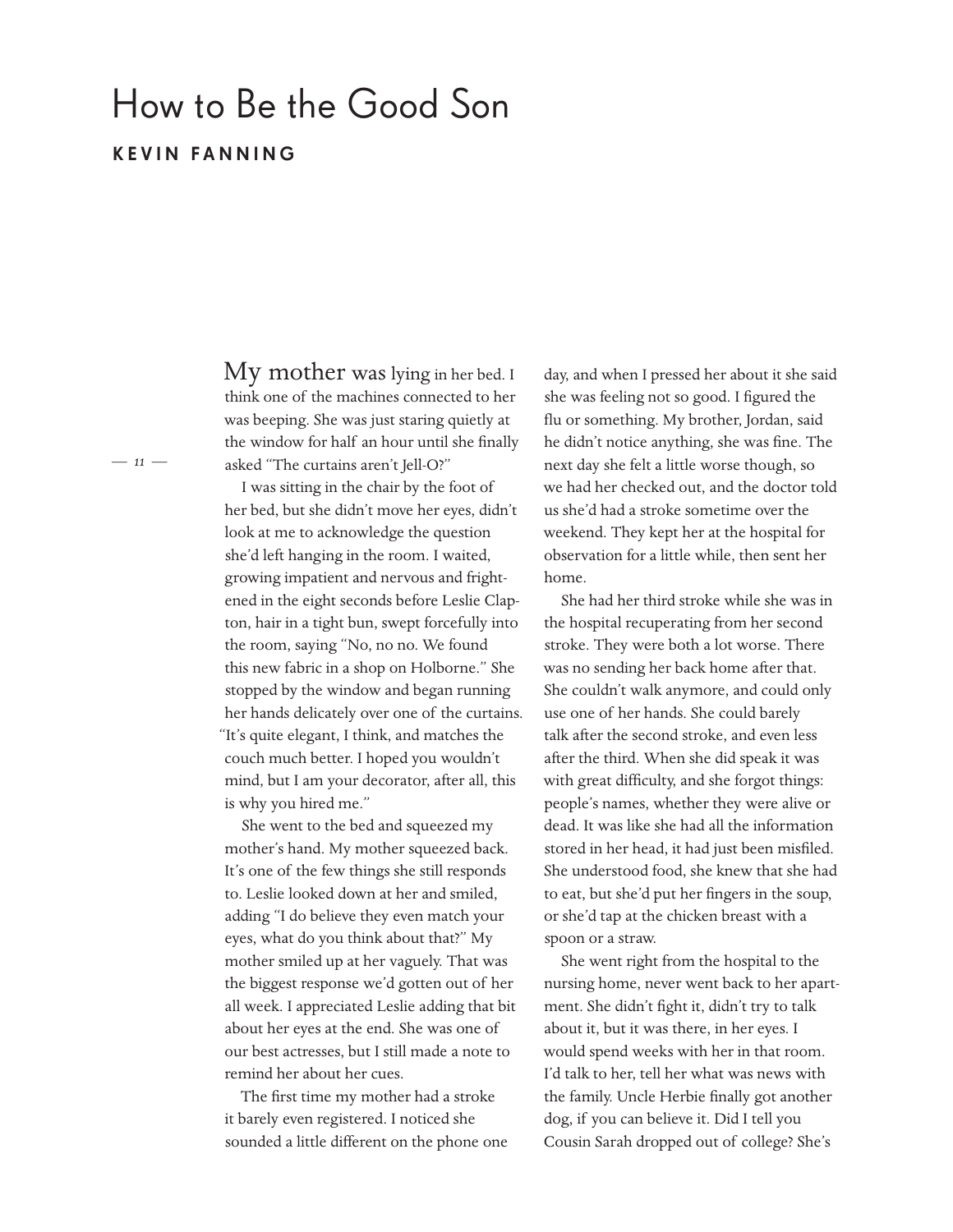# How to Be the Good Son

**KEVIN FANNING**

My mother was lying in her bed. I think one of the machines connected to her was beeping. She was just staring quietly at the window for half an hour until she finally asked "The curtains aren't Jell-O?"

I was sitting in the chair by the foot of her bed, but she didn't move her eyes, didn't look at me to acknowledge the question she'd left hanging in the room. I waited, growing impatient and nervous and frightened in the eight seconds before Leslie Clapton, hair in a tight bun, swept forcefully into the room, saying "No, no no. We found this new fabric in a shop on Holborne." She stopped by the window and began running her hands delicately over one of the curtains. "It's quite elegant, I think, and matches the couch much better. I hoped you wouldn't mind, but I am your decorator, after all, this is why you hired me."

She went to the bed and squeezed my mother's hand. My mother squeezed back. It's one of the few things she still responds to. Leslie looked down at her and smiled, adding "I do believe they even match your eyes, what do you think about that?" My mother smiled up at her vaguely. That was the biggest response we'd gotten out of her all week. I appreciated Leslie adding that bit about her eyes at the end. She was one of our best actresses, but I still made a note to remind her about her cues.

The first time my mother had a stroke it barely even registered. I noticed she sounded a little different on the phone one day, and when I pressed her about it she said she was feeling not so good. I figured the flu or something. My brother, Jordan, said he didn't notice anything, she was fine. The next day she felt a little worse though, so we had her checked out, and the doctor told us she'd had a stroke sometime over the weekend. They kept her at the hospital for observation for a little while, then sent her home.

She had her third stroke while she was in the hospital recuperating from her second stroke. They were both a lot worse. There was no sending her back home after that. She couldn't walk anymore, and could only use one of her hands. She could barely talk after the second stroke, and even less after the third. When she did speak it was with great difficulty, and she forgot things: people's names, whether they were alive or dead. It was like she had all the information stored in her head, it had just been misfiled. She understood food, she knew that she had to eat, but she'd put her fingers in the soup, or she'd tap at the chicken breast with a spoon or a straw.

She went right from the hospital to the nursing home, never went back to her apartment. She didn't fight it, didn't try to talk about it, but it was there, in her eyes. I would spend weeks with her in that room. I'd talk to her, tell her what was news with the family. Uncle Herbie finally got another dog, if you can believe it. Did I tell you Cousin Sarah dropped out of college? She's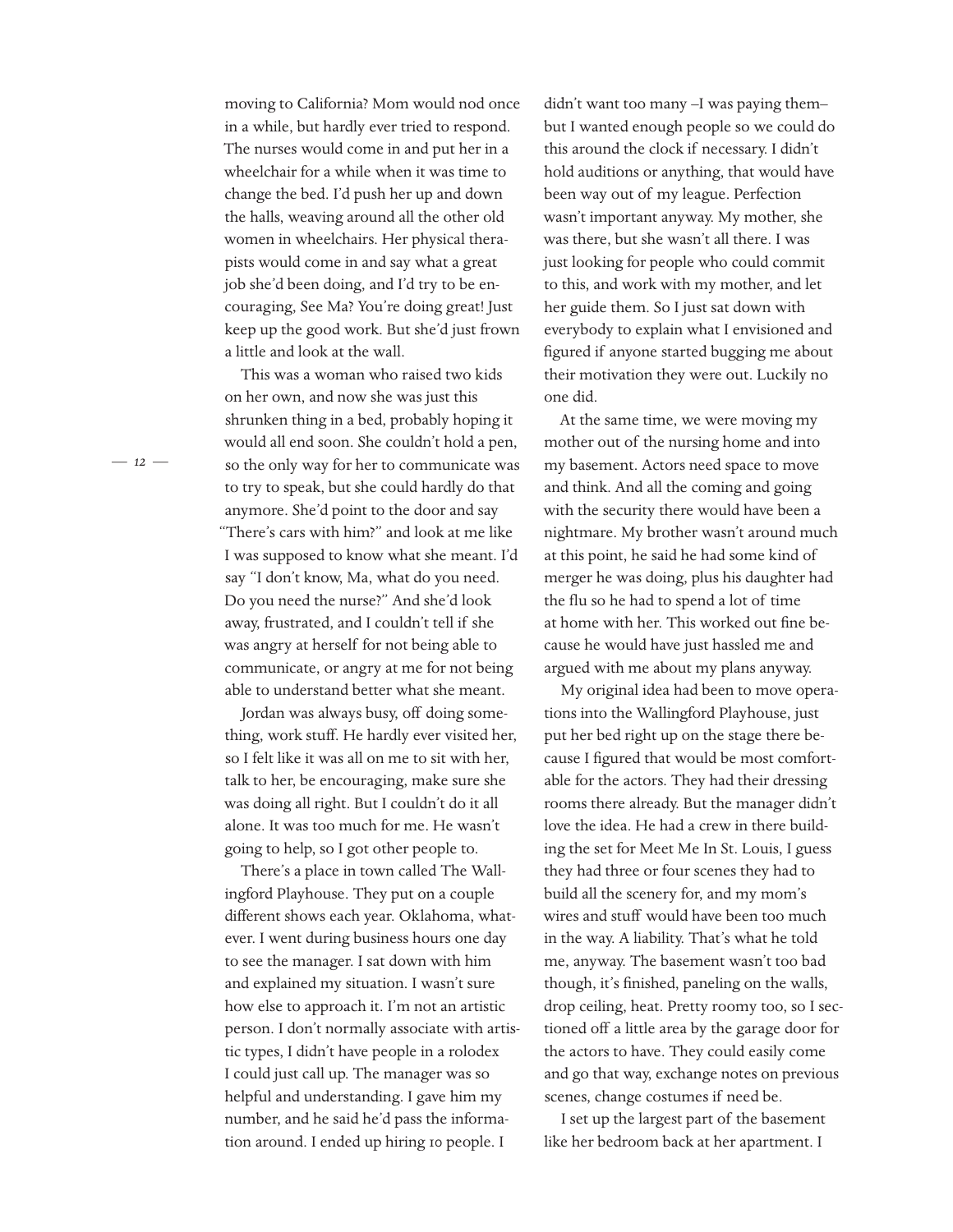moving to California? Mom would nod once in a while, but hardly ever tried to respond. The nurses would come in and put her in a wheelchair for a while when it was time to change the bed. I'd push her up and down the halls, weaving around all the other old women in wheelchairs. Her physical therapists would come in and say what a great job she'd been doing, and I'd try to be encouraging, See Ma? You're doing great! Just keep up the good work. But she'd just frown a little and look at the wall.

This was a woman who raised two kids on her own, and now she was just this shrunken thing in a bed, probably hoping it would all end soon. She couldn't hold a pen, so the only way for her to communicate was to try to speak, but she could hardly do that anymore. She'd point to the door and say "There's cars with him?" and look at me like I was supposed to know what she meant. I'd say "I don't know, Ma, what do you need. Do you need the nurse?" And she'd look away, frustrated, and I couldn't tell if she was angry at herself for not being able to communicate, or angry at me for not being able to understand better what she meant.

Jordan was always busy, off doing something, work stuff. He hardly ever visited her, so I felt like it was all on me to sit with her, talk to her, be encouraging, make sure she was doing all right. But I couldn't do it all alone. It was too much for me. He wasn't going to help, so I got other people to.

There's a place in town called The Wallingford Playhouse. They put on a couple different shows each year. Oklahoma, whatever. I went during business hours one day to see the manager. I sat down with him and explained my situation. I wasn't sure how else to approach it. I'm not an artistic person. I don't normally associate with artistic types, I didn't have people in a rolodex I could just call up. The manager was so helpful and understanding. I gave him my number, and he said he'd pass the information around. I ended up hiring 10 people. I didn't want too many –I was paying them– but I wanted enough people so we could do this around the clock if necessary. I didn't hold auditions or anything, that would have been way out of my league. Perfection wasn't important anyway. My mother, she was there, but she wasn't all there. I was just looking for people who could commit to this, and work with my mother, and let her guide them. So I just sat down with everybody to explain what I envisioned and figured if anyone started bugging me about their motivation they were out. Luckily no one did.

At the same time, we were moving my mother out of the nursing home and into my basement. Actors need space to move and think. And all the coming and going with the security there would have been a nightmare. My brother wasn't around much at this point, he said he had some kind of merger he was doing, plus his daughter had the flu so he had to spend a lot of time at home with her. This worked out fine because he would have just hassled me and argued with me about my plans anyway.

My original idea had been to move operations into the Wallingford Playhouse, just put her bed right up on the stage there because I figured that would be most comfortable for the actors. They had their dressing rooms there already. But the manager didn't love the idea. He had a crew in there building the set for Meet Me In St. Louis, I guess they had three or four scenes they had to build all the scenery for, and my mom's wires and stuff would have been too much in the way. A liability. That's what he told me, anyway. The basement wasn't too bad though, it's finished, paneling on the walls, drop ceiling, heat. Pretty roomy too, so I sectioned off a little area by the garage door for the actors to have. They could easily come and go that way, exchange notes on previous scenes, change costumes if need be.

I set up the largest part of the basement like her bedroom back at her apartment. I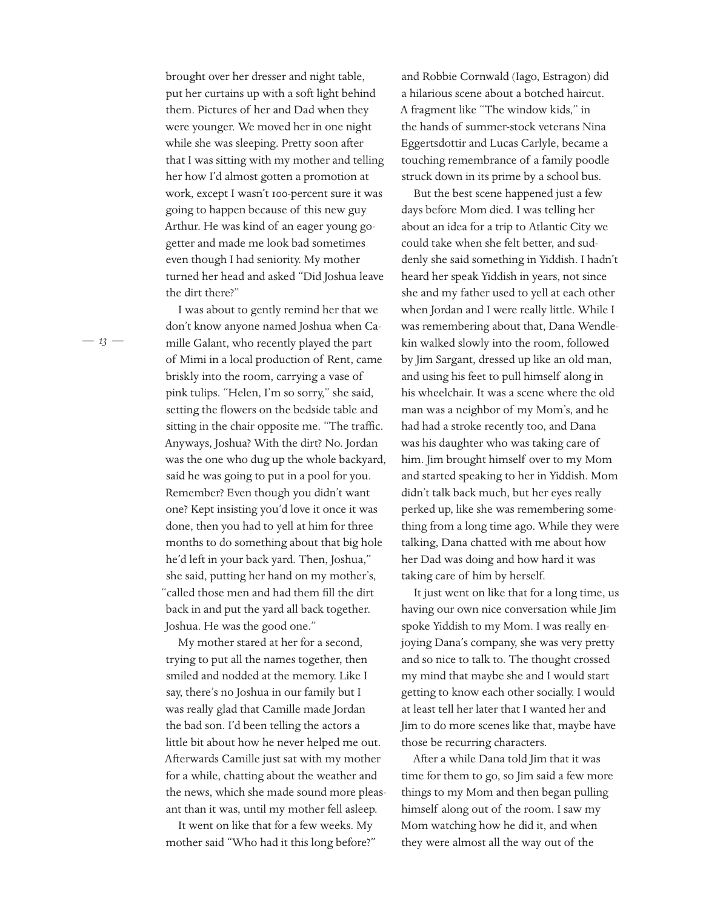brought over her dresser and night table, put her curtains up with a soft light behind them. Pictures of her and Dad when they were younger. We moved her in one night while she was sleeping. Pretty soon after that I was sitting with my mother and telling her how I'd almost gotten a promotion at work, except I wasn't 100-percent sure it was going to happen because of this new guy Arthur. He was kind of an eager young go-getter and made me look bad sometimes even though I had seniority. My mother turned her head and asked "Did Joshua leave the dirt there?"

I was about to gently remind her that we don't know anyone named Joshua when Camille Galant, who recently played the part of Mimi in a local production of Rent, came briskly into the room, carrying a vase of pink tulips. "Helen, I'm so sorry," she said, setting the flowers on the bedside table and sitting in the chair opposite me. "The traffic. Anyways, Joshua? With the dirt? No. Jordan was the one who dug up the whole backyard, said he was going to put in a pool for you. Remember? Even though you didn't want one? Kept insisting you'd love it once it was done, then you had to yell at him for three months to do something about that big hole he'd left in your back yard. Then, Joshua," she said, putting her hand on my mother's, "called those men and had them fill the dirt back in and put the yard all back together. Joshua. He was the good one."

My mother stared at her for a second, trying to put all the names together, then smiled and nodded at the memory. Like I say, there's no Joshua in our family but I was really glad that Camille made Jordan the bad son. I'd been telling the actors a little bit about how he never helped me out. Afterwards Camille just sat with my mother for a while, chatting about the weather and the news, which she made sound more pleasant than it was, until my mother fell asleep.

It went on like that for a few weeks. My mother said "Who had it this long before?" and Robbie Cornwald (Iago, Estragon) did a hilarious scene about a botched haircut. A fragment like "The window kids," in the hands of summer-stock veterans Nina Eggertsdottir and Lucas Carlyle, became a touching remembrance of a family poodle struck down in its prime by a school bus.

But the best scene happened just a few days before Mom died. I was telling her about an idea for a trip to Atlantic City we could take when she felt better, and suddenly she said something in Yiddish. I hadn't heard her speak Yiddish in years, not since she and my father used to yell at each other when Jordan and I were really little. While I was remembering about that, Dana Wendlekin walked slowly into the room, followed by Jim Sargant, dressed up like an old man, and using his feet to pull himself along in his wheelchair. It was a scene where the old man was a neighbor of my Mom's, and he had had a stroke recently too, and Dana was his daughter who was taking care of him. Jim brought himself over to my Mom and started speaking to her in Yiddish. Mom didn't talk back much, but her eyes really perked up, like she was remembering something from a long time ago. While they were talking, Dana chatted with me about how her Dad was doing and how hard it was taking care of him by herself.

It just went on like that for a long time, us having our own nice conversation while Jim spoke Yiddish to my Mom. I was really enjoying Dana's company, she was very pretty and so nice to talk to. The thought crossed my mind that maybe she and I would start getting to know each other socially. I would at least tell her later that I wanted her and Jim to do more scenes like that, maybe have those be recurring characters.

After a while Dana told Jim that it was time for them to go, so Jim said a few more things to my Mom and then began pulling himself along out of the room. I saw my Mom watching how he did it, and when they were almost all the way out of the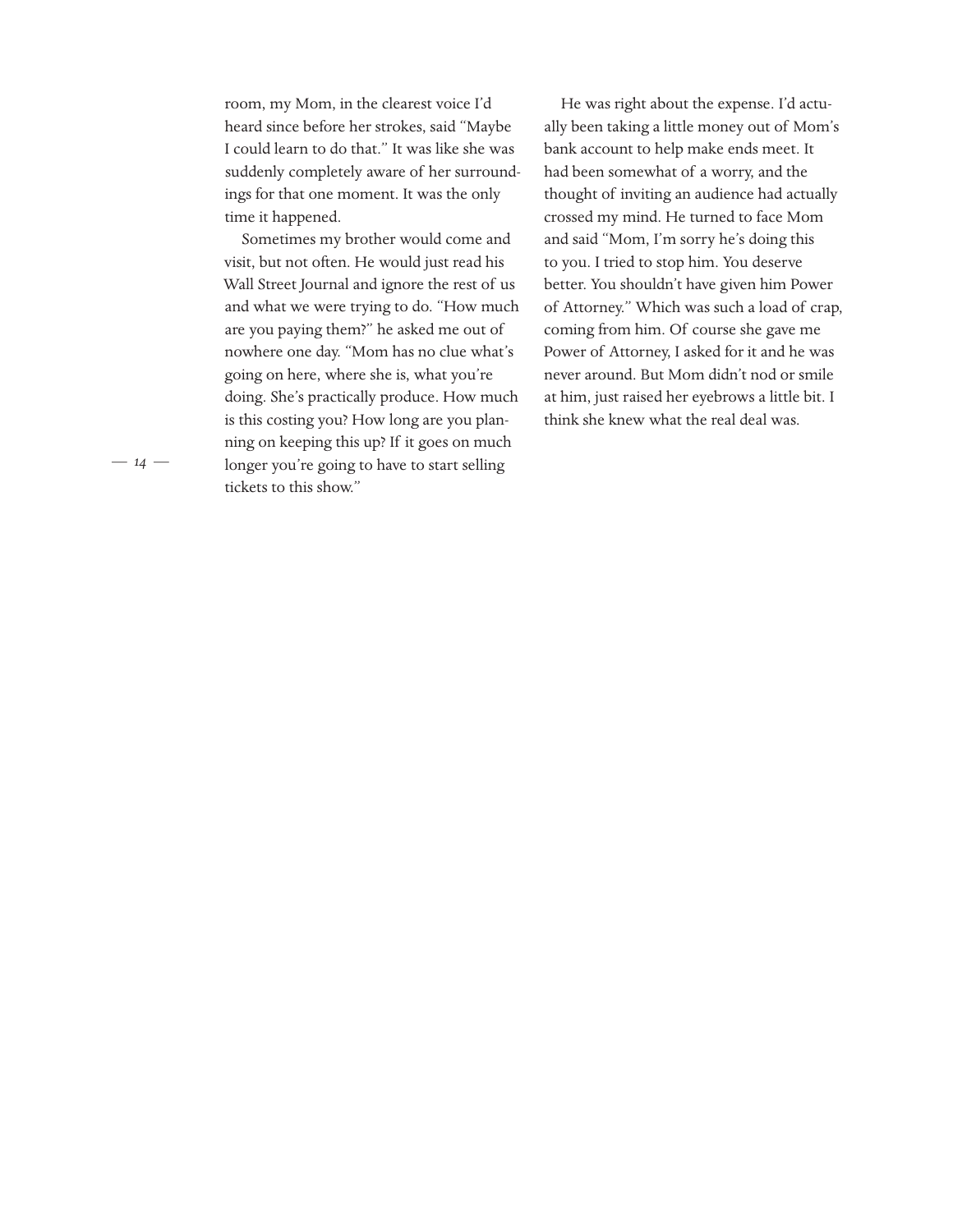room, my Mom, in the clearest voice I'd heard since before her strokes, said "Maybe I could learn to do that." It was like she was suddenly completely aware of her surroundings for that one moment. It was the only time it happened.

Sometimes my brother would come and visit, but not often. He would just read his Wall Street Journal and ignore the rest of us and what we were trying to do. "How much are you paying them?" he asked me out of nowhere one day. "Mom has no clue what's going on here, where she is, what you're doing. She's practically produce. How much is this costing you? How long are you planning on keeping this up? If it goes on much longer you're going to have to start selling tickets to this show."

He was right about the expense. I'd actually been taking a little money out of Mom's bank account to help make ends meet. It had been somewhat of a worry, and the thought of inviting an audience had actually crossed my mind. He turned to face Mom and said "Mom, I'm sorry he's doing this to you. I tried to stop him. You deserve better. You shouldn't have given him Power of Attorney." Which was such a load of crap, coming from him. Of course she gave me Power of Attorney, I asked for it and he was never around. But Mom didn't nod or smile at him, just raised her eyebrows a little bit. I think she knew what the real deal was.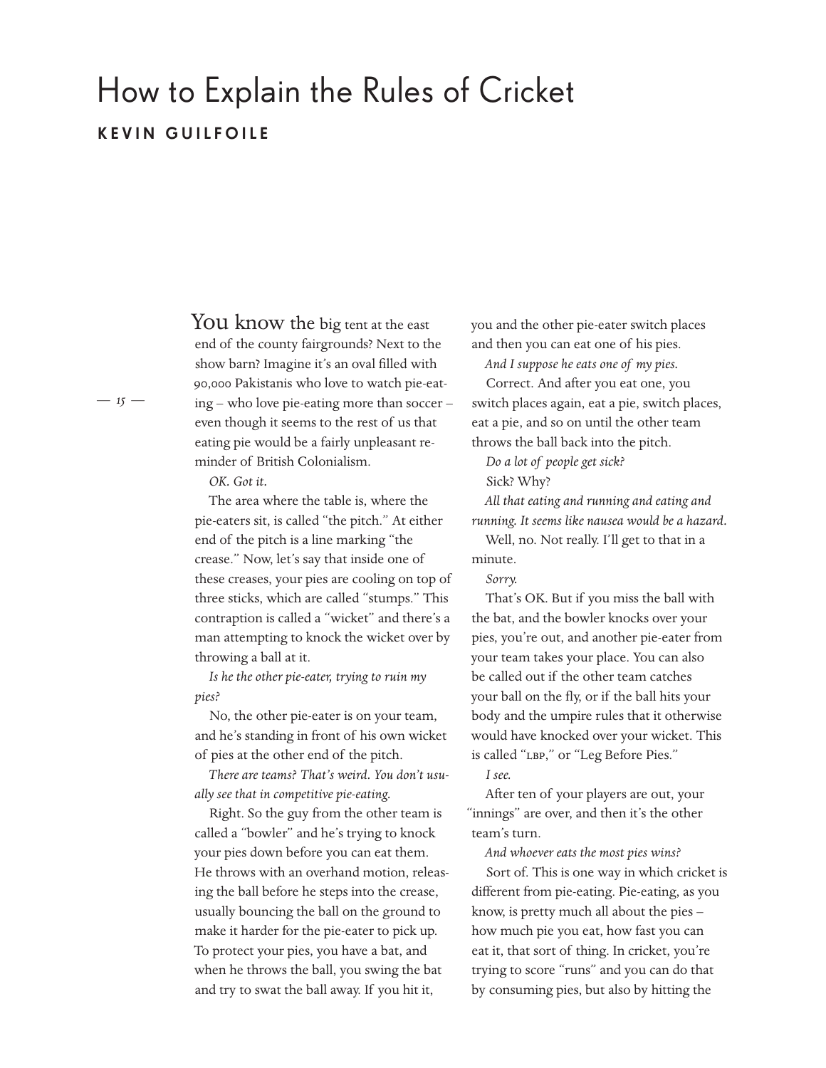# How to Explain the Rules of Cricket

**KEVIN GUILFOILE**

You know the big tent at the east end of the county fairgrounds? Next to the show barn? Imagine it's an oval filled with 90,000 Pakistanis who love to watch pie-eating – who love pie-eating more than soccer – even though it seems to the rest of us that eating pie would be a fairly unpleasant reminder of British Colonialism.

*OK. Got it.*

The area where the table is, where the pie-eaters sit, is called "the pitch." At either end of the pitch is a line marking "the crease." Now, let's say that inside one of these creases, your pies are cooling on top of three sticks, which are called "stumps." This contraption is called a "wicket" and there's a man attempting to knock the wicket over by throwing a ball at it.

*Is he the other pie-eater, trying to ruin my pies?*

No, the other pie-eater is on your team, and he's standing in front of his own wicket of pies at the other end of the pitch.

*There are teams? That's weird. You don't usually see that in competitive pie-eating.*

Right. So the guy from the other team is called a "bowler" and he's trying to knock your pies down before you can eat them. He throws with an overhand motion, releasing the ball before he steps into the crease, usually bouncing the ball on the ground to make it harder for the pie-eater to pick up. To protect your pies, you have a bat, and when he throws the ball, you swing the bat and try to swat the ball away. If you hit it, you and the other pie-eater switch places and then you can eat one of his pies.

*And I suppose he eats one of my pies.*

Correct. And after you eat one, you switch places again, eat a pie, switch places, eat a pie, and so on until the other team throws the ball back into the pitch.

*Do a lot of people get sick?*

Sick? Why?

*All that eating and running and eating and running. It seems like nausea would be a hazard.*

Well, no. Not really. I'll get to that in a minute.

*Sorry.*

That's OK. But if you miss the ball with the bat, and the bowler knocks over your pies, you're out, and another pie-eater from your team takes your place. You can also be called out if the other team catches your ball on the fly, or if the ball hits your body and the umpire rules that it otherwise would have knocked over your wicket. This is called "LBP," or "Leg Before Pies."

*I see.*

After ten of your players are out, your "innings" are over, and then it's the other team's turn.

*And whoever eats the most pies wins?*

Sort of. This is one way in which cricket is different from pie-eating. Pie-eating, as you know, is pretty much all about the pies – how much pie you eat, how fast you can eat it, that sort of thing. In cricket, you're trying to score "runs" and you can do that by consuming pies, but also by hitting the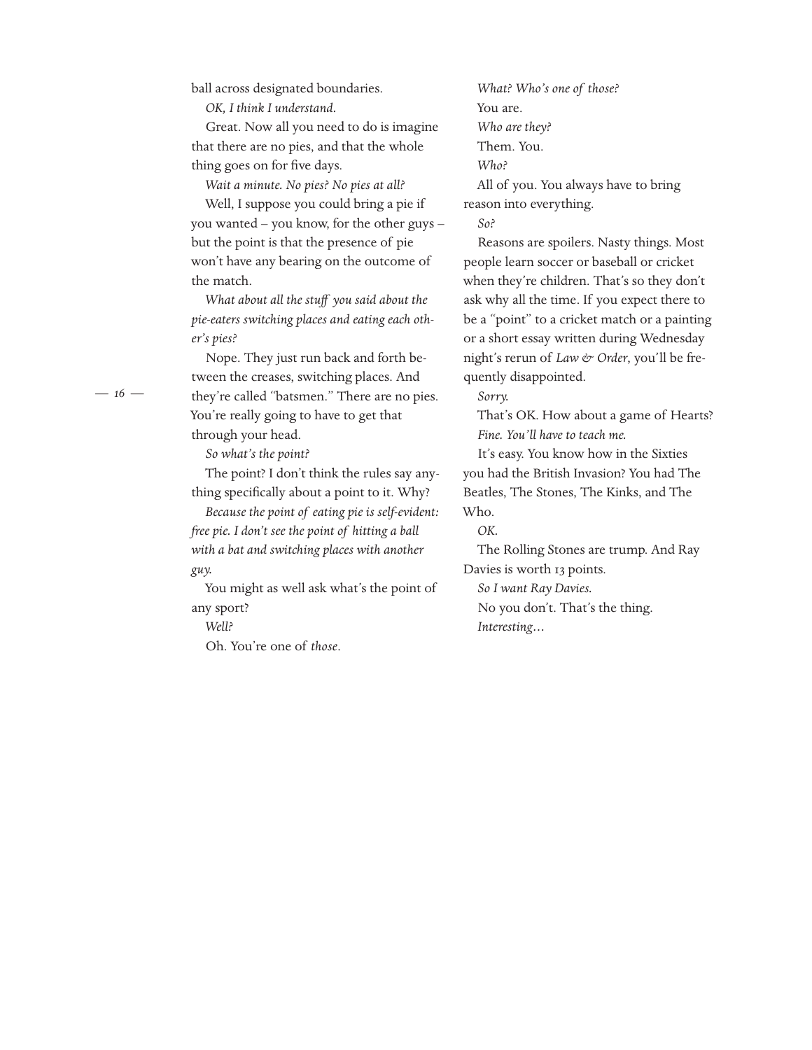ball across designated boundaries.

*OK, I think I understand.*

Great. Now all you need to do is imagine that there are no pies, and that the whole thing goes on for five days.

*Wait a minute. No pies? No pies at all?*

Well, I suppose you could bring a pie if you wanted – you know, for the other guys – but the point is that the presence of pie won't have any bearing on the outcome of the match.

*What about all the stuff you said about the pie-eaters switching places and eating each other's pies?*

Nope. They just run back and forth between the creases, switching places. And they're called "batsmen." There are no pies. You're really going to have to get that through your head.

*So what's the point?*

The point? I don't think the rules say anything specifically about a point to it. Why?

*Because the point of eating pie is self-evident: free pie. I don't see the point of hitting a ball with a bat and switching places with another guy.*

You might as well ask what's the point of any sport?

*Well?*

Oh. You're one of *those*.

*What? Who's one of those?*

You are.

*Who are they?*

Them. You.

*Who?*

All of you. You always have to bring reason into everything.

*So?*

Reasons are spoilers. Nasty things. Most people learn soccer or baseball or cricket when they're children. That's so they don't ask why all the time. If you expect there to be a "point" to a cricket match or a painting or a short essay written during Wednesday night's rerun of *Law & Order*, you'll be frequently disappointed.

*Sorry.*

That's OK. How about a game of Hearts?

*Fine. You'll have to teach me.*

It's easy. You know how in the Sixties you had the British Invasion? You had The Beatles, The Stones, The Kinks, and The Who.

*OK.*

The Rolling Stones are trump. And Ray Davies is worth 13 points.

*So I want Ray Davies.*

No you don't. That's the thing.

*Interesting…*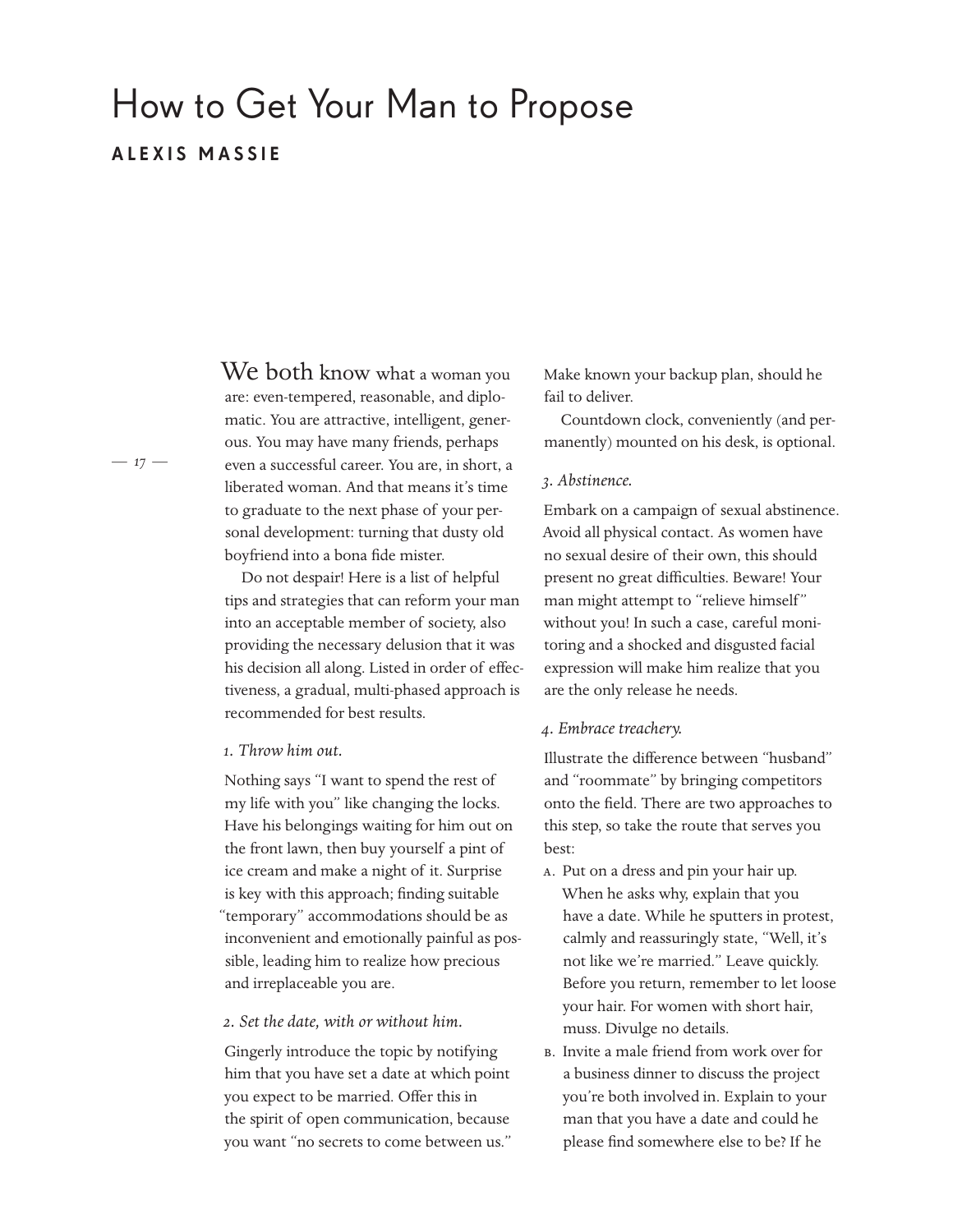# How to Get Your Man to Propose

**ALEXIS MASSIE**

We both know what a woman you are: even-tempered, reasonable, and diplomatic. You are attractive, intelligent, generous. You may have many friends, perhaps even a successful career. You are, in short, a liberated woman. And that means it's time to graduate to the next phase of your personal development: turning that dusty old boyfriend into a bona fide mister.

Do not despair! Here is a list of helpful tips and strategies that can reform your man into an acceptable member of society, also providing the necessary delusion that it was his decision all along. Listed in order of effectiveness, a gradual, multi-phased approach is recommended for best results.

*1. Throw him out.*

Nothing says "I want to spend the rest of my life with you" like changing the locks. Have his belongings waiting for him out on the front lawn, then buy yourself a pint of ice cream and make a night of it. Surprise is key with this approach; finding suitable "temporary" accommodations should be as inconvenient and emotionally painful as possible, leading him to realize how precious and irreplaceable you are.

*2. Set the date, with or without him.*

Gingerly introduce the topic by notifying him that you have set a date at which point you expect to be married. Offer this in the spirit of open communication, because you want "no secrets to come between us." Make known your backup plan, should he fail to deliver.

Countdown clock, conveniently (and permanently) mounted on his desk, is optional.

*3. Abstinence.*

Embark on a campaign of sexual abstinence. Avoid all physical contact. As women have no sexual desire of their own, this should present no great difficulties. Beware! Your man might attempt to "relieve himself" without you! In such a case, careful monitoring and a shocked and disgusted facial expression will make him realize that you are the only release he needs.

*4. Embrace treachery.*

Illustrate the difference between "husband" and "roommate" by bringing competitors onto the field. There are two approaches to this step, so take the route that serves you best:

A. Put on a dress and pin your hair up. When he asks why, explain that you have a date. While he sputters in protest, calmly and reassuringly state, "Well, it's not like we're married." Leave quickly. Before you return, remember to let loose your hair. For women with short hair, muss. Divulge no details.

B. Invite a male friend from work over for a business dinner to discuss the project you're both involved in. Explain to your man that you have a date and could he please find somewhere else to be? If he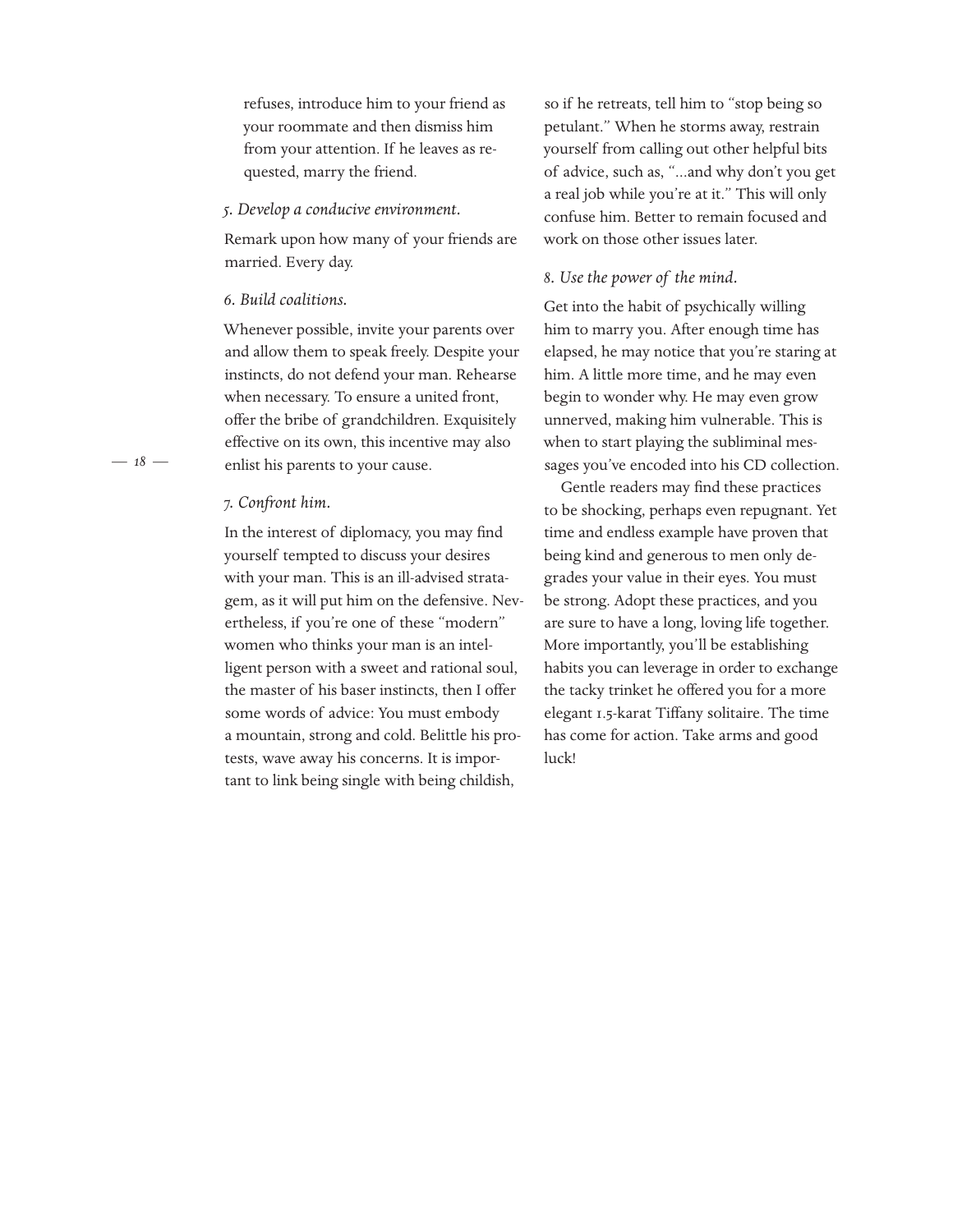refuses, introduce him to your friend as your roommate and then dismiss him from your attention. If he leaves as requested, marry the friend.

*5. Develop a conducive environment.*

Remark upon how many of your friends are married. Every day.

*6. Build coalitions.*

Whenever possible, invite your parents over and allow them to speak freely. Despite your instincts, do not defend your man. Rehearse when necessary. To ensure a united front, offer the bribe of grandchildren. Exquisitely effective on its own, this incentive may also enlist his parents to your cause.

*7. Confront him.*

In the interest of diplomacy, you may find yourself tempted to discuss your desires with your man. This is an ill-advised stratagem, as it will put him on the defensive. Nevertheless, if you're one of these "modern" women who thinks your man is an intelligent person with a sweet and rational soul, the master of his baser instincts, then I offer some words of advice: You must embody a mountain, strong and cold. Belittle his protests, wave away his concerns. It is important to link being single with being childish, so if he retreats, tell him to "stop being so petulant." When he storms away, restrain yourself from calling out other helpful bits of advice, such as, "...and why don't you get a real job while you're at it." This will only confuse him. Better to remain focused and work on those other issues later.

*8. Use the power of the mind.*

Get into the habit of psychically willing him to marry you. After enough time has elapsed, he may notice that you're staring at him. A little more time, and he may even begin to wonder why. He may even grow unnerved, making him vulnerable. This is when to start playing the subliminal messages you've encoded into his CD collection.

Gentle readers may find these practices to be shocking, perhaps even repugnant. Yet time and endless example have proven that being kind and generous to men only degrades your value in their eyes. You must be strong. Adopt these practices, and you are sure to have a long, loving life together. More importantly, you'll be establishing habits you can leverage in order to exchange the tacky trinket he offered you for a more elegant 1.5-karat Tiffany solitaire. The time has come for action. Take arms and good luck!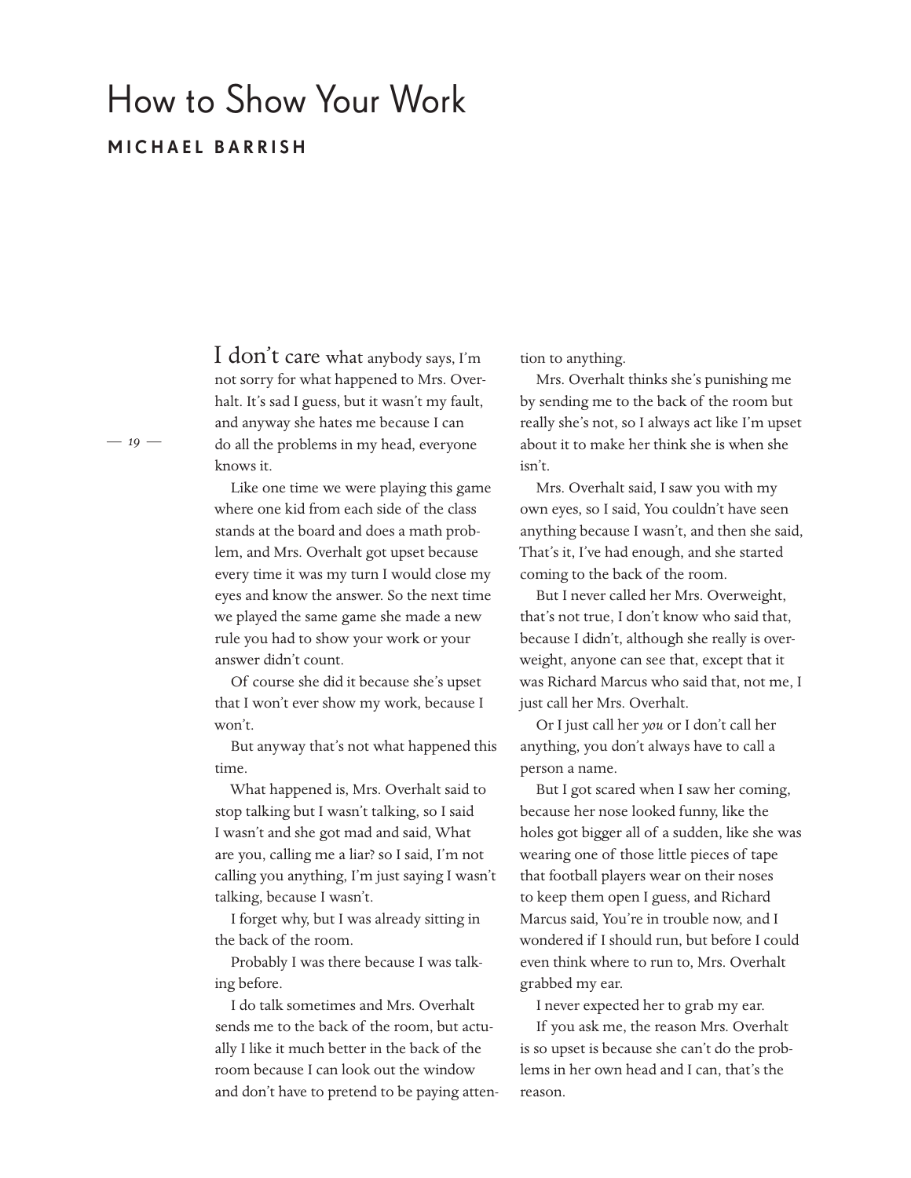# How to Show Your Work

**MICHAEL BARRISH**

I don't care what anybody says, I'm not sorry for what happened to Mrs. Overhalt. It's sad I guess, but it wasn't my fault, and anyway she hates me because I can do all the problems in my head, everyone knows it.

Like one time we were playing this game where one kid from each side of the class stands at the board and does a math problem, and Mrs. Overhalt got upset because every time it was my turn I would close my eyes and know the answer. So the next time we played the same game she made a new rule you had to show your work or your answer didn't count.

Of course she did it because she's upset that I won't ever show my work, because I won't.

But anyway that's not what happened this time.

What happened is, Mrs. Overhalt said to stop talking but I wasn't talking, so I said I wasn't and she got mad and said, What are you, calling me a liar? so I said, I'm not calling you anything, I'm just saying I wasn't talking, because I wasn't.

I forget why, but I was already sitting in the back of the room.

Probably I was there because I was talking before.

I do talk sometimes and Mrs. Overhalt sends me to the back of the room, but actually I like it much better in the back of the room because I can look out the window and don't have to pretend to be paying attention to anything.

Mrs. Overhalt thinks she's punishing me by sending me to the back of the room but really she's not, so I always act like I'm upset about it to make her think she is when she isn't.

Mrs. Overhalt said, I saw you with my own eyes, so I said, You couldn't have seen anything because I wasn't, and then she said, That's it, I've had enough, and she started coming to the back of the room.

But I never called her Mrs. Overweight, that's not true, I don't know who said that, because I didn't, although she really is overweight, anyone can see that, except that it was Richard Marcus who said that, not me, I just call her Mrs. Overhalt.

Or I just call her *you* or I don't call her anything, you don't always have to call a person a name.

But I got scared when I saw her coming, because her nose looked funny, like the holes got bigger all of a sudden, like she was wearing one of those little pieces of tape that football players wear on their noses to keep them open I guess, and Richard Marcus said, You're in trouble now, and I wondered if I should run, but before I could even think where to run to, Mrs. Overhalt grabbed my ear.

I never expected her to grab my ear.

If you ask me, the reason Mrs. Overhalt is so upset is because she can't do the problems in her own head and I can, that's the reason.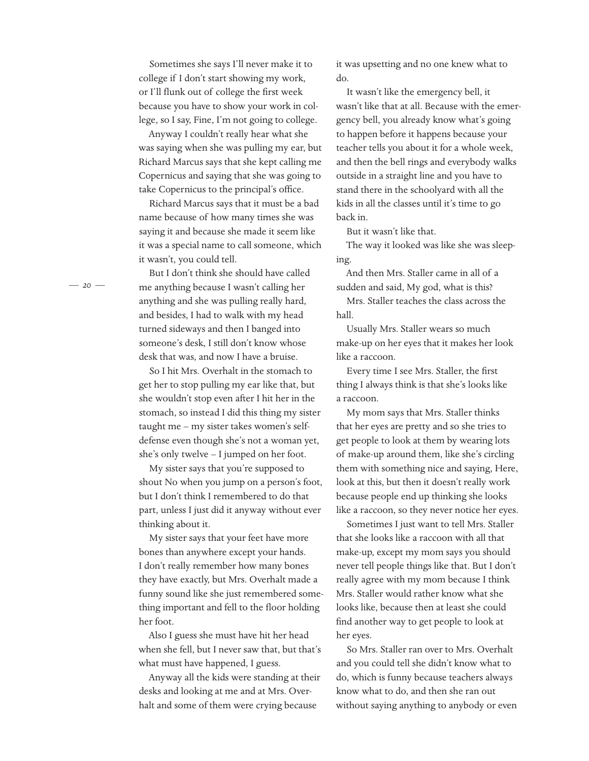Sometimes she says I'll never make it to college if I don't start showing my work, or I'll flunk out of college the first week because you have to show your work in college, so I say, Fine, I'm not going to college.

Anyway I couldn't really hear what she was saying when she was pulling my ear, but Richard Marcus says that she kept calling me Copernicus and saying that she was going to take Copernicus to the principal's office.

Richard Marcus says that it must be a bad name because of how many times she was saying it and because she made it seem like it was a special name to call someone, which it wasn't, you could tell.

But I don't think she should have called me anything because I wasn't calling her anything and she was pulling really hard, and besides, I had to walk with my head turned sideways and then I banged into someone's desk, I still don't know whose desk that was, and now I have a bruise.

So I hit Mrs. Overhalt in the stomach to get her to stop pulling my ear like that, but she wouldn't stop even after I hit her in the stomach, so instead I did this thing my sister taught me – my sister takes women's self-defense even though she's not a woman yet, she's only twelve – I jumped on her foot.

My sister says that you're supposed to shout No when you jump on a person's foot, but I don't think I remembered to do that part, unless I just did it anyway without ever thinking about it.

My sister says that your feet have more bones than anywhere except your hands. I don't really remember how many bones they have exactly, but Mrs. Overhalt made a funny sound like she just remembered something important and fell to the floor holding her foot.

Also I guess she must have hit her head when she fell, but I never saw that, but that's what must have happened, I guess.

Anyway all the kids were standing at their desks and looking at me and at Mrs. Overhalt and some of them were crying because it was upsetting and no one knew what to do.

It wasn't like the emergency bell, it wasn't like that at all. Because with the emergency bell, you already know what's going to happen before it happens because your teacher tells you about it for a whole week, and then the bell rings and everybody walks outside in a straight line and you have to stand there in the schoolyard with all the kids in all the classes until it's time to go back in.

But it wasn't like that.

The way it looked was like she was sleeping.

And then Mrs. Staller came in all of a sudden and said, My god, what is this?

Mrs. Staller teaches the class across the hall.

Usually Mrs. Staller wears so much make-up on her eyes that it makes her look like a raccoon.

Every time I see Mrs. Staller, the first thing I always think is that she's looks like a raccoon.

My mom says that Mrs. Staller thinks that her eyes are pretty and so she tries to get people to look at them by wearing lots of make-up around them, like she's circling them with something nice and saying, Here, look at this, but then it doesn't really work because people end up thinking she looks like a raccoon, so they never notice her eyes.

Sometimes I just want to tell Mrs. Staller that she looks like a raccoon with all that make-up, except my mom says you should never tell people things like that. But I don't really agree with my mom because I think Mrs. Staller would rather know what she looks like, because then at least she could find another way to get people to look at her eyes.

So Mrs. Staller ran over to Mrs. Overhalt and you could tell she didn't know what to do, which is funny because teachers always know what to do, and then she ran out without saying anything to anybody or even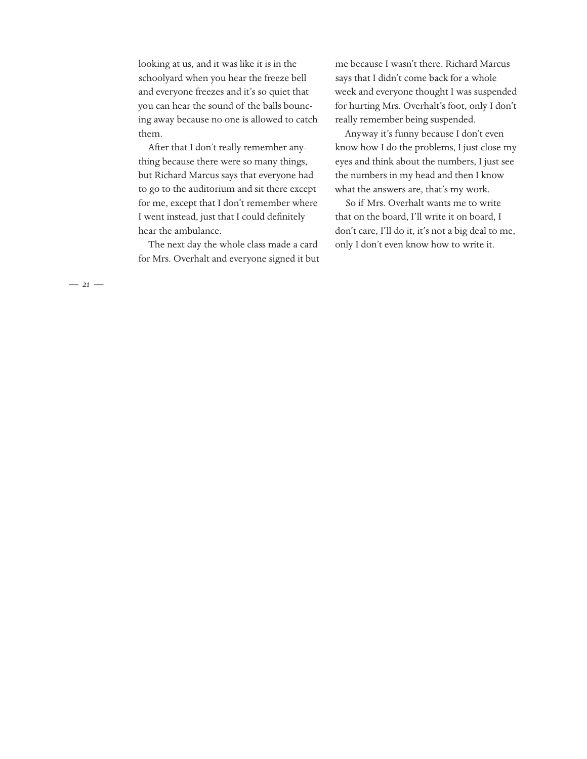looking at us, and it was like it is in the schoolyard when you hear the freeze bell and everyone freezes and it's so quiet that you can hear the sound of the balls bouncing away because no one is allowed to catch them.

After that I don't really remember anything because there were so many things, but Richard Marcus says that everyone had to go to the auditorium and sit there except for me, except that I don't remember where I went instead, just that I could definitely hear the ambulance.

The next day the whole class made a card for Mrs. Overhalt and everyone signed it but me because I wasn't there. Richard Marcus says that I didn't come back for a whole week and everyone thought I was suspended for hurting Mrs. Overhalt's foot, only I don't really remember being suspended.

Anyway it's funny because I don't even know how I do the problems, I just close my eyes and think about the numbers, I just see the numbers in my head and then I know what the answers are, that's my work.

So if Mrs. Overhalt wants me to write that on the board, I'll write it on board, I don't care, I'll do it, it's not a big deal to me, only I don't even know how to write it.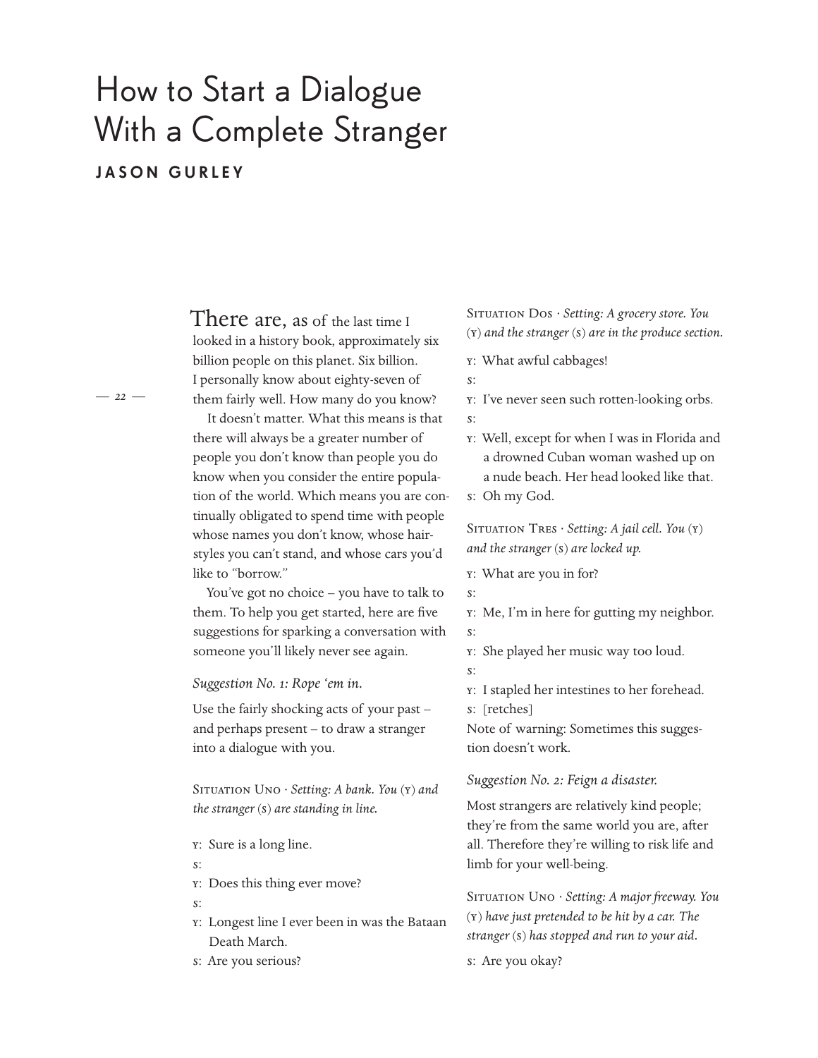# How to Start a Dialogue With a Complete Stranger

**JASON GURLEY**

There are, as of the last time I looked in a history book, approximately six billion people on this planet. Six billion. I personally know about eighty-seven of them fairly well. How many do you know?

It doesn't matter. What this means is that there will always be a greater number of people you don't know than people you do know when you consider the entire population of the world. Which means you are continually obligated to spend time with people whose names you don't know, whose hairstyles you can't stand, and whose cars you'd like to "borrow."

You've got no choice – you have to talk to them. To help you get started, here are five suggestions for sparking a conversation with someone you'll likely never see again.

*Suggestion No. 1: Rope 'em in.*

Use the fairly shocking acts of your past – and perhaps present – to draw a stranger into a dialogue with you.

Situation Uno · *Setting: A bank. You* (Y) *and the stranger* (S) *are standing in line.*

Y: Sure is a long line.
S:
Y: Does this thing ever move?
S:
Y: Longest line I ever been in was the Bataan Death March.
S: Are you serious?

Situation Dos · *Setting: A grocery store. You* (Y) *and the stranger* (S) *are in the produce section.*

Y: What awful cabbages!
S:
Y: I've never seen such rotten-looking orbs.
S:
Y: Well, except for when I was in Florida and a drowned Cuban woman washed up on a nude beach. Her head looked like that.
S: Oh my God.

Situation Tres · *Setting: A jail cell. You* (Y) *and the stranger* (S) *are locked up.*

Y: What are you in for?
S:
Y: Me, I'm in here for gutting my neighbor.
S:
Y: She played her music way too loud.
S:
Y: I stapled her intestines to her forehead.
S: [retches]

Note of warning: Sometimes this suggestion doesn't work.

*Suggestion No. 2: Feign a disaster.*

Most strangers are relatively kind people; they're from the same world you are, after all. Therefore they're willing to risk life and limb for your well-being.

Situation Uno · *Setting: A major freeway. You* (Y) *have just pretended to be hit by a car. The stranger* (S) *has stopped and run to your aid.*

S: Are you okay?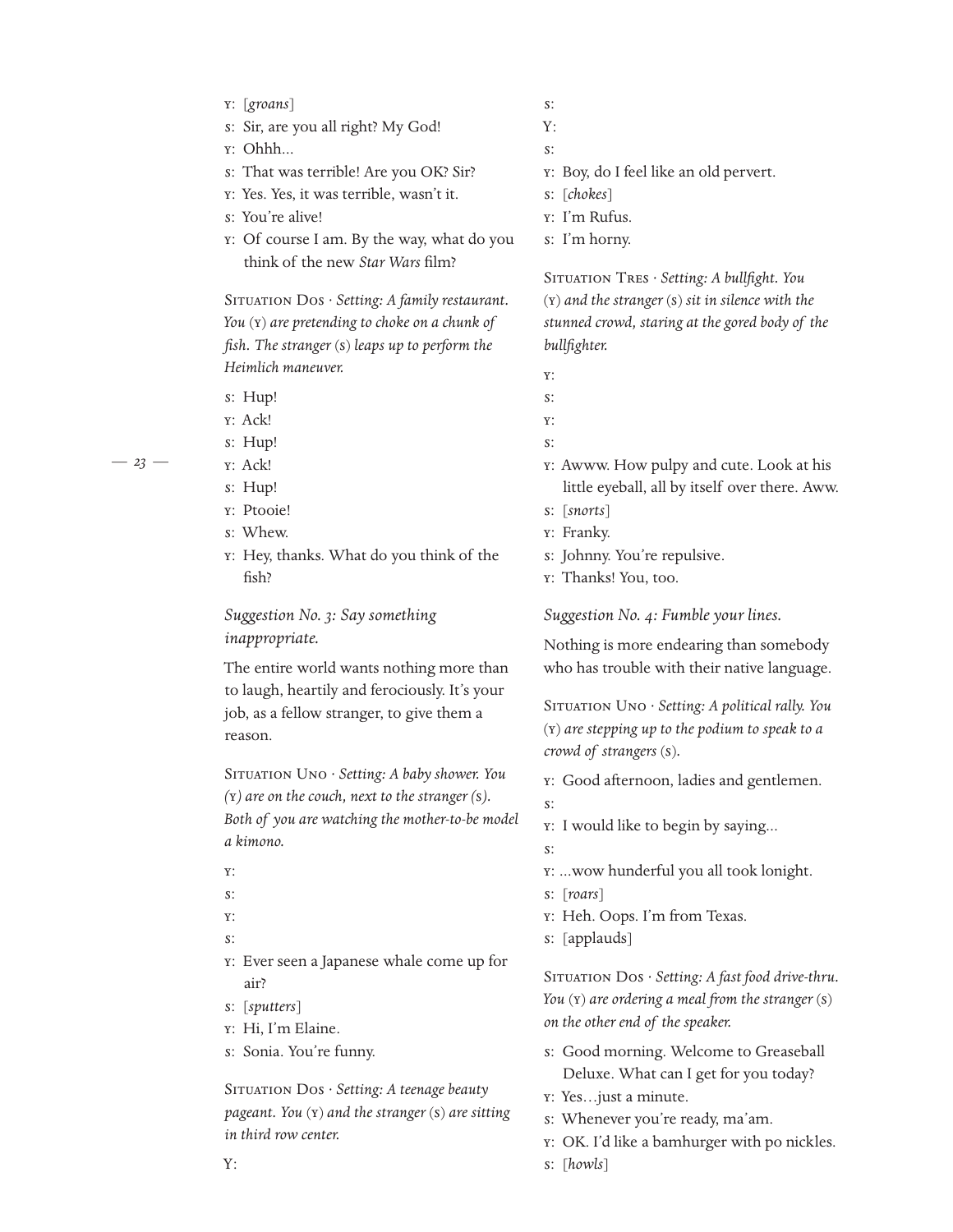Y: [*groans*]
S: Sir, are you all right? My God!
Y: Ohhh...
S: That was terrible! Are you OK? Sir?
Y: Yes. Yes, it was terrible, wasn't it.
S: You're alive!
Y: Of course I am. By the way, what do you think of the new *Star Wars* film?

Situation Dos · *Setting: A family restaurant. You (Y) are pretending to choke on a chunk of fish. The stranger (S) leaps up to perform the Heimlich maneuver.*

S: Hup!
Y: Ack!
S: Hup!
Y: Ack!
S: Hup!
Y: Ptooie!
S: Whew.
Y: Hey, thanks. What do you think of the fish?

*Suggestion No. 3: Say something inappropriate.*

The entire world wants nothing more than to laugh, heartily and ferociously. It's your job, as a fellow stranger, to give them a reason.

Situation Uno · *Setting: A baby shower. You (Y) are on the couch, next to the stranger (S). Both of you are watching the mother-to-be model a kimono.*

Y:
S:
Y:
S:
Y: Ever seen a Japanese whale come up for air?
S: [*sputters*]
Y: Hi, I'm Elaine.
S: Sonia. You're funny.

Situation Dos · *Setting: A teenage beauty pageant. You (Y) and the stranger (S) are sitting in third row center.*

Y:
S:
Y:
S:
Y: Boy, do I feel like an old pervert.
S: [*chokes*]
Y: I'm Rufus.
S: I'm horny.

Situation Tres · *Setting: A bullfight. You (Y) and the stranger (S) sit in silence with the stunned crowd, staring at the gored body of the bullfighter.*

Y:
S:
Y:
S:
Y: Awww. How pulpy and cute. Look at his little eyeball, all by itself over there. Aww.
S: [*snorts*]
Y: Franky.
S: Johnny. You're repulsive.
Y: Thanks! You, too.

*Suggestion No. 4: Fumble your lines.*

Nothing is more endearing than somebody who has trouble with their native language.

Situation Uno · *Setting: A political rally. You (Y) are stepping up to the podium to speak to a crowd of strangers (S).*

Y: Good afternoon, ladies and gentlemen.
S:
Y: I would like to begin by saying...
S:
Y: ...wow hunderful you all took lonight.
S: [*roars*]
Y: Heh. Oops. I'm from Texas.
S: [applauds]

Situation Dos · *Setting: A fast food drive-thru. You (Y) are ordering a meal from the stranger (S) on the other end of the speaker.*

S: Good morning. Welcome to Greaseball Deluxe. What can I get for you today?
Y: Yes…just a minute.
S: Whenever you're ready, ma'am.
Y: OK. I'd like a bamhurger with po nickles.
S: [*howls*]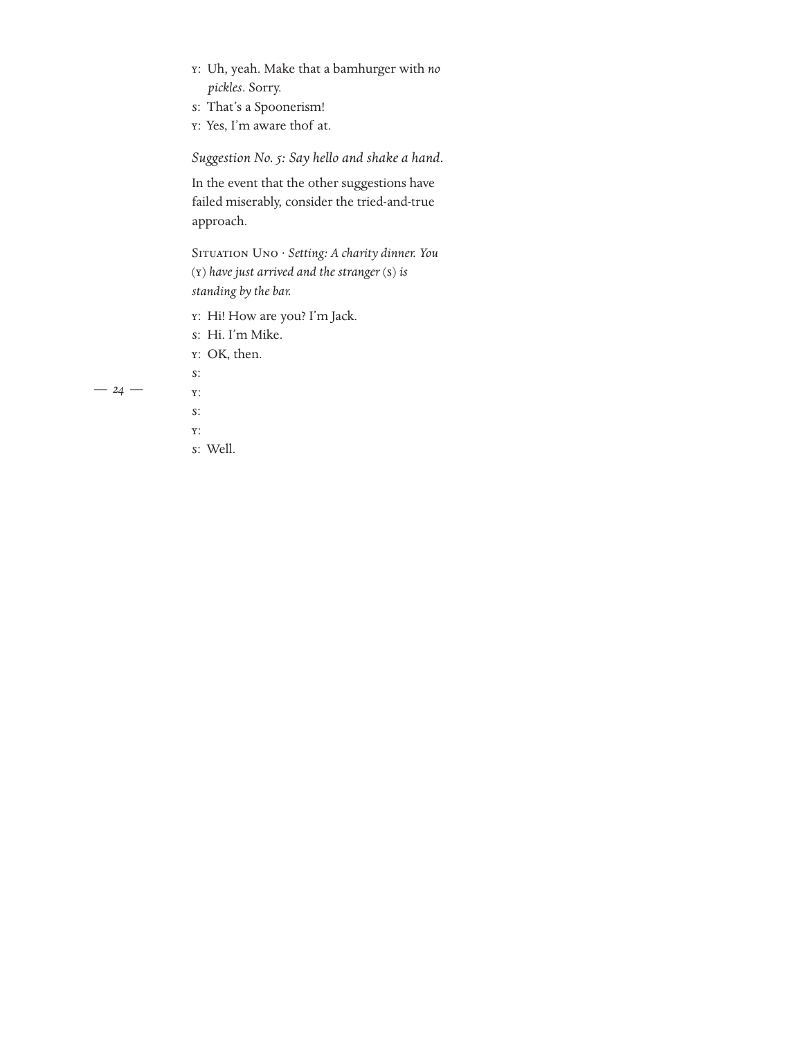Y: Uh, yeah. Make that a bamhurger with *no pickles*. Sorry.

S: That's a Spoonerism!

Y: Yes, I'm aware thof at.

*Suggestion No. 5: Say hello and shake a hand.*

In the event that the other suggestions have failed miserably, consider the tried-and-true approach.

SITUATION UNO · *Setting: A charity dinner. You* (Y) *have just arrived and the stranger* (S) *is standing by the bar.*

Y: Hi! How are you? I'm Jack.

S: Hi. I'm Mike.

Y: OK, then.

S:

Y:

S:

Y:

S: Well.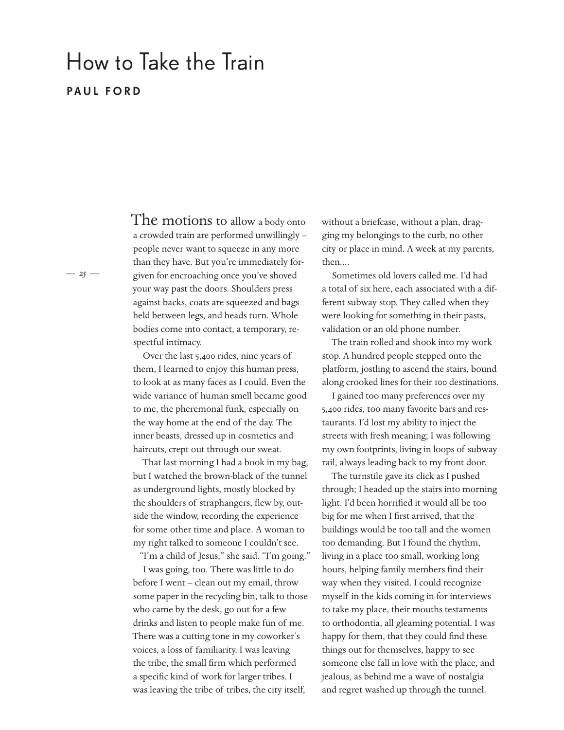# How to Take the Train

**PAUL FORD**

The motions to allow a body onto a crowded train are performed unwillingly – people never want to squeeze in any more than they have. But you're immediately forgiven for encroaching once you've shoved your way past the doors. Shoulders press against backs, coats are squeezed and bags held between legs, and heads turn. Whole bodies come into contact, a temporary, respectful intimacy.

Over the last 5,400 rides, nine years of them, I learned to enjoy this human press, to look at as many faces as I could. Even the wide variance of human smell became good to me, the pheremonal funk, especially on the way home at the end of the day. The inner beasts, dressed up in cosmetics and haircuts, crept out through our sweat.

That last morning I had a book in my bag, but I watched the brown-black of the tunnel as underground lights, mostly blocked by the shoulders of straphangers, flew by, outside the window, recording the experience for some other time and place. A woman to my right talked to someone I couldn't see.

"I'm a child of Jesus," she said. "I'm going."

I was going, too. There was little to do before I went – clean out my email, throw some paper in the recycling bin, talk to those who came by the desk, go out for a few drinks and listen to people make fun of me. There was a cutting tone in my coworker's voices, a loss of familiarity. I was leaving the tribe, the small firm which performed a specific kind of work for larger tribes. I was leaving the tribe of tribes, the city itself, without a briefcase, without a plan, dragging my belongings to the curb, no other city or place in mind. A week at my parents, then....

Sometimes old lovers called me. I'd had a total of six here, each associated with a different subway stop. They called when they were looking for something in their pasts, validation or an old phone number.

The train rolled and shook into my work stop. A hundred people stepped onto the platform, jostling to ascend the stairs, bound along crooked lines for their 100 destinations.

I gained too many preferences over my 5,400 rides, too many favorite bars and restaurants. I'd lost my ability to inject the streets with fresh meaning; I was following my own footprints, living in loops of subway rail, always leading back to my front door.

The turnstile gave its click as I pushed through; I headed up the stairs into morning light. I'd been horrified it would all be too big for me when I first arrived, that the buildings would be too tall and the women too demanding. But I found the rhythm, living in a place too small, working long hours, helping family members find their way when they visited. I could recognize myself in the kids coming in for interviews to take my place, their mouths testaments to orthodontia, all gleaming potential. I was happy for them, that they could find these things out for themselves, happy to see someone else fall in love with the place, and jealous, as behind me a wave of nostalgia and regret washed up through the tunnel.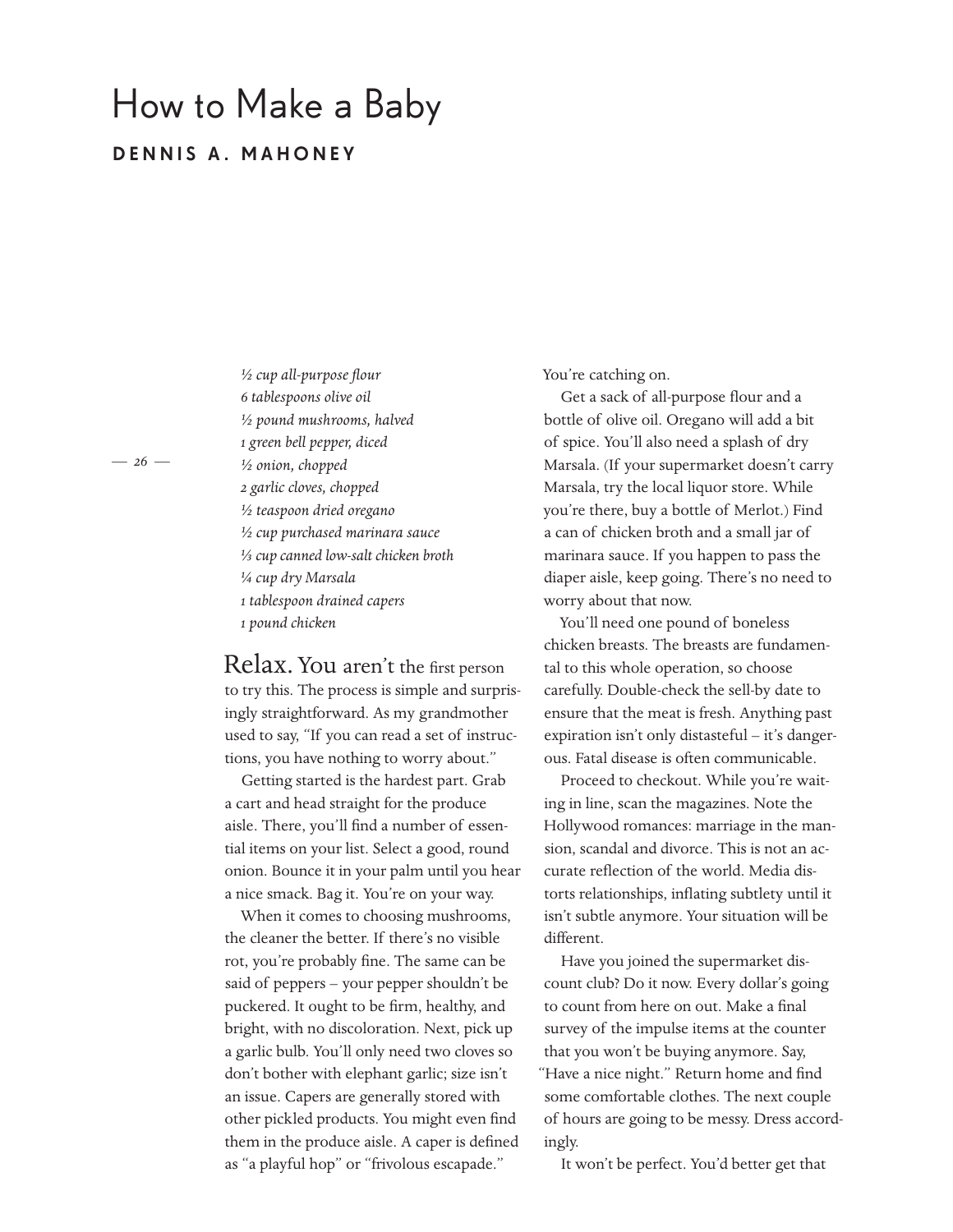# How to Make a Baby

**DENNIS A. MAHONEY**

*½ cup all-purpose flour*
*6 tablespoons olive oil*
*½ pound mushrooms, halved*
*1 green bell pepper, diced*
*½ onion, chopped*
*2 garlic cloves, chopped*
*½ teaspoon dried oregano*
*½ cup purchased marinara sauce*
*⅓ cup canned low-salt chicken broth*
*¼ cup dry Marsala*
*1 tablespoon drained capers*
*1 pound chicken*

Relax. You aren't the first person to try this. The process is simple and surprisingly straightforward. As my grandmother used to say, "If you can read a set of instructions, you have nothing to worry about."

Getting started is the hardest part. Grab a cart and head straight for the produce aisle. There, you'll find a number of essential items on your list. Select a good, round onion. Bounce it in your palm until you hear a nice smack. Bag it. You're on your way.

When it comes to choosing mushrooms, the cleaner the better. If there's no visible rot, you're probably fine. The same can be said of peppers – your pepper shouldn't be puckered. It ought to be firm, healthy, and bright, with no discoloration. Next, pick up a garlic bulb. You'll only need two cloves so don't bother with elephant garlic; size isn't an issue. Capers are generally stored with other pickled products. You might even find them in the produce aisle. A caper is defined as "a playful hop" or "frivolous escapade." You're catching on.

Get a sack of all-purpose flour and a bottle of olive oil. Oregano will add a bit of spice. You'll also need a splash of dry Marsala. (If your supermarket doesn't carry Marsala, try the local liquor store. While you're there, buy a bottle of Merlot.) Find a can of chicken broth and a small jar of marinara sauce. If you happen to pass the diaper aisle, keep going. There's no need to worry about that now.

You'll need one pound of boneless chicken breasts. The breasts are fundamental to this whole operation, so choose carefully. Double-check the sell-by date to ensure that the meat is fresh. Anything past expiration isn't only distasteful – it's dangerous. Fatal disease is often communicable.

Proceed to checkout. While you're waiting in line, scan the magazines. Note the Hollywood romances: marriage in the mansion, scandal and divorce. This is not an accurate reflection of the world. Media distorts relationships, inflating subtlety until it isn't subtle anymore. Your situation will be different.

Have you joined the supermarket discount club? Do it now. Every dollar's going to count from here on out. Make a final survey of the impulse items at the counter that you won't be buying anymore. Say, "Have a nice night." Return home and find some comfortable clothes. The next couple of hours are going to be messy. Dress accordingly.

It won't be perfect. You'd better get that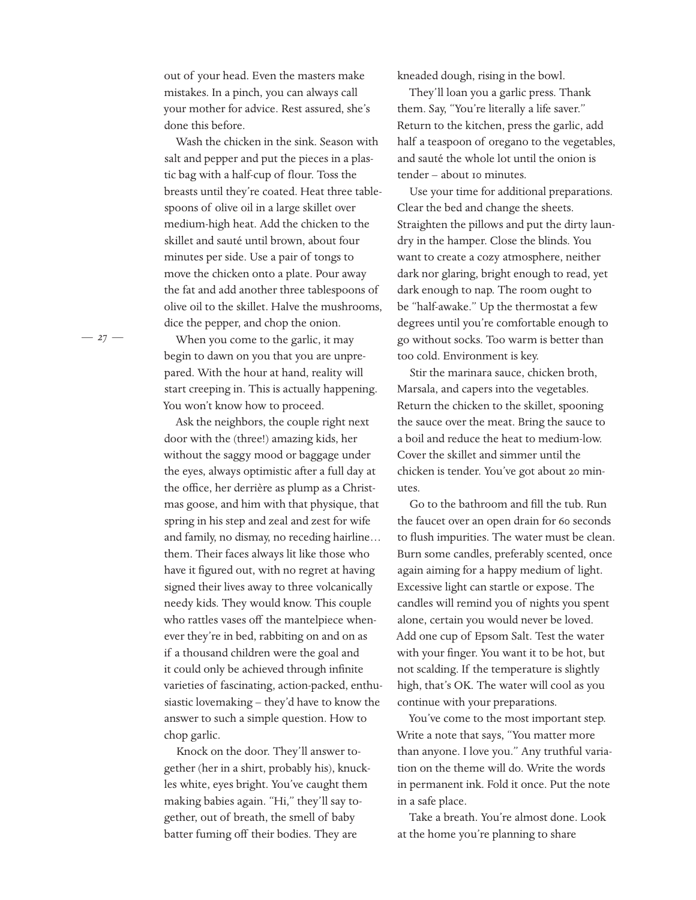out of your head. Even the masters make mistakes. In a pinch, you can always call your mother for advice. Rest assured, she's done this before.

Wash the chicken in the sink. Season with salt and pepper and put the pieces in a plastic bag with a half-cup of flour. Toss the breasts until they're coated. Heat three tablespoons of olive oil in a large skillet over medium-high heat. Add the chicken to the skillet and sauté until brown, about four minutes per side. Use a pair of tongs to move the chicken onto a plate. Pour away the fat and add another three tablespoons of olive oil to the skillet. Halve the mushrooms, dice the pepper, and chop the onion.

When you come to the garlic, it may begin to dawn on you that you are unprepared. With the hour at hand, reality will start creeping in. This is actually happening. You won't know how to proceed.

Ask the neighbors, the couple right next door with the (three!) amazing kids, her without the saggy mood or baggage under the eyes, always optimistic after a full day at the office, her derrière as plump as a Christmas goose, and him with that physique, that spring in his step and zeal and zest for wife and family, no dismay, no receding hairline… them. Their faces always lit like those who have it figured out, with no regret at having signed their lives away to three volcanically needy kids. They would know. This couple who rattles vases off the mantelpiece whenever they're in bed, rabbiting on and on as if a thousand children were the goal and it could only be achieved through infinite varieties of fascinating, action-packed, enthusiastic lovemaking – they'd have to know the answer to such a simple question. How to chop garlic.

Knock on the door. They'll answer together (her in a shirt, probably his), knuckles white, eyes bright. You've caught them making babies again. "Hi," they'll say together, out of breath, the smell of baby batter fuming off their bodies. They are kneaded dough, rising in the bowl.

They'll loan you a garlic press. Thank them. Say, "You're literally a life saver." Return to the kitchen, press the garlic, add half a teaspoon of oregano to the vegetables, and sauté the whole lot until the onion is tender – about 10 minutes.

Use your time for additional preparations. Clear the bed and change the sheets. Straighten the pillows and put the dirty laundry in the hamper. Close the blinds. You want to create a cozy atmosphere, neither dark nor glaring, bright enough to read, yet dark enough to nap. The room ought to be "half-awake." Up the thermostat a few degrees until you're comfortable enough to go without socks. Too warm is better than too cold. Environment is key.

Stir the marinara sauce, chicken broth, Marsala, and capers into the vegetables. Return the chicken to the skillet, spooning the sauce over the meat. Bring the sauce to a boil and reduce the heat to medium-low. Cover the skillet and simmer until the chicken is tender. You've got about 20 minutes.

Go to the bathroom and fill the tub. Run the faucet over an open drain for 60 seconds to flush impurities. The water must be clean. Burn some candles, preferably scented, once again aiming for a happy medium of light. Excessive light can startle or expose. The candles will remind you of nights you spent alone, certain you would never be loved. Add one cup of Epsom Salt. Test the water with your finger. You want it to be hot, but not scalding. If the temperature is slightly high, that's OK. The water will cool as you continue with your preparations.

You've come to the most important step. Write a note that says, "You matter more than anyone. I love you." Any truthful variation on the theme will do. Write the words in permanent ink. Fold it once. Put the note in a safe place.

Take a breath. You're almost done. Look at the home you're planning to share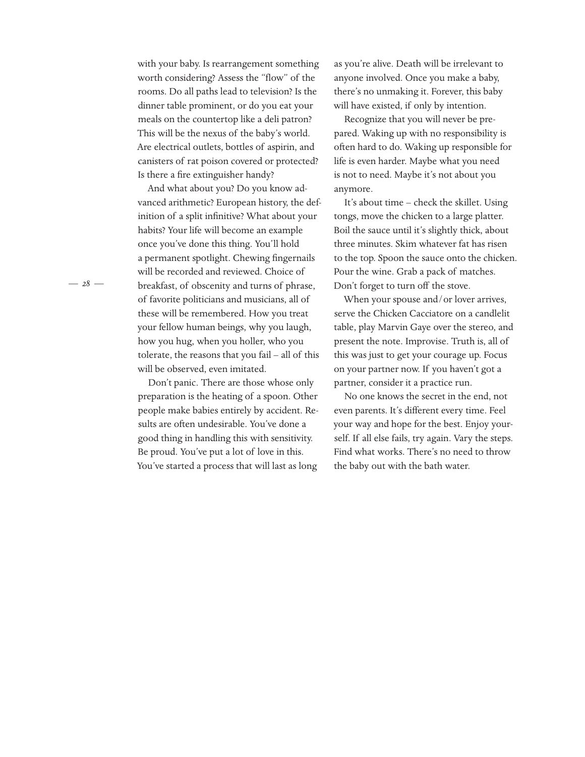with your baby. Is rearrangement something worth considering? Assess the "flow" of the rooms. Do all paths lead to television? Is the dinner table prominent, or do you eat your meals on the countertop like a deli patron? This will be the nexus of the baby's world. Are electrical outlets, bottles of aspirin, and canisters of rat poison covered or protected? Is there a fire extinguisher handy?

And what about you? Do you know advanced arithmetic? European history, the definition of a split infinitive? What about your habits? Your life will become an example once you've done this thing. You'll hold a permanent spotlight. Chewing fingernails will be recorded and reviewed. Choice of breakfast, of obscenity and turns of phrase, of favorite politicians and musicians, all of these will be remembered. How you treat your fellow human beings, why you laugh, how you hug, when you holler, who you tolerate, the reasons that you fail – all of this will be observed, even imitated.

Don't panic. There are those whose only preparation is the heating of a spoon. Other people make babies entirely by accident. Results are often undesirable. You've done a good thing in handling this with sensitivity. Be proud. You've put a lot of love in this. You've started a process that will last as long as you're alive. Death will be irrelevant to anyone involved. Once you make a baby, there's no unmaking it. Forever, this baby will have existed, if only by intention.

Recognize that you will never be prepared. Waking up with no responsibility is often hard to do. Waking up responsible for life is even harder. Maybe what you need is not to need. Maybe it's not about you anymore.

It's about time – check the skillet. Using tongs, move the chicken to a large platter. Boil the sauce until it's slightly thick, about three minutes. Skim whatever fat has risen to the top. Spoon the sauce onto the chicken. Pour the wine. Grab a pack of matches. Don't forget to turn off the stove.

When your spouse and/or lover arrives, serve the Chicken Cacciatore on a candlelit table, play Marvin Gaye over the stereo, and present the note. Improvise. Truth is, all of this was just to get your courage up. Focus on your partner now. If you haven't got a partner, consider it a practice run.

No one knows the secret in the end, not even parents. It's different every time. Feel your way and hope for the best. Enjoy yourself. If all else fails, try again. Vary the steps. Find what works. There's no need to throw the baby out with the bath water.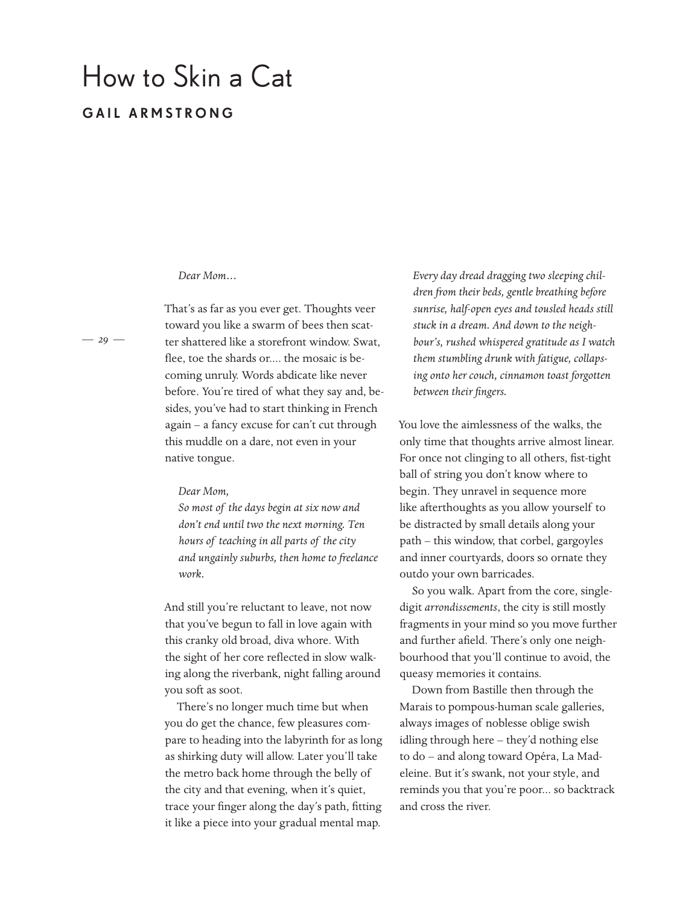# How to Skin a Cat

**GAIL ARMSTRONG**

*Dear Mom…*

That's as far as you ever get. Thoughts veer toward you like a swarm of bees then scatter shattered like a storefront window. Swat, flee, toe the shards or…. the mosaic is becoming unruly. Words abdicate like never before. You're tired of what they say and, besides, you've had to start thinking in French again – a fancy excuse for can't cut through this muddle on a dare, not even in your native tongue.

*Dear Mom,*
*So most of the days begin at six now and don't end until two the next morning. Ten hours of teaching in all parts of the city and ungainly suburbs, then home to freelance work.*

And still you're reluctant to leave, not now that you've begun to fall in love again with this cranky old broad, diva whore. With the sight of her core reflected in slow walking along the riverbank, night falling around you soft as soot.

There's no longer much time but when you do get the chance, few pleasures compare to heading into the labyrinth for as long as shirking duty will allow. Later you'll take the metro back home through the belly of the city and that evening, when it's quiet, trace your finger along the day's path, fitting it like a piece into your gradual mental map.

*Every day dread dragging two sleeping children from their beds, gentle breathing before sunrise, half-open eyes and tousled heads still stuck in a dream. And down to the neighbour's, rushed whispered gratitude as I watch them stumbling drunk with fatigue, collapsing onto her couch, cinnamon toast forgotten between their fingers.*

You love the aimlessness of the walks, the only time that thoughts arrive almost linear. For once not clinging to all others, fist-tight ball of string you don't know where to begin. They unravel in sequence more like afterthoughts as you allow yourself to be distracted by small details along your path – this window, that corbel, gargoyles and inner courtyards, doors so ornate they outdo your own barricades.

So you walk. Apart from the core, single-digit *arrondissements*, the city is still mostly fragments in your mind so you move further and further afield. There's only one neighbourhood that you'll continue to avoid, the queasy memories it contains.

Down from Bastille then through the Marais to pompous-human scale galleries, always images of noblesse oblige swish idling through here – they'd nothing else to do – and along toward Opéra, La Madeleine. But it's swank, not your style, and reminds you that you're poor… so backtrack and cross the river.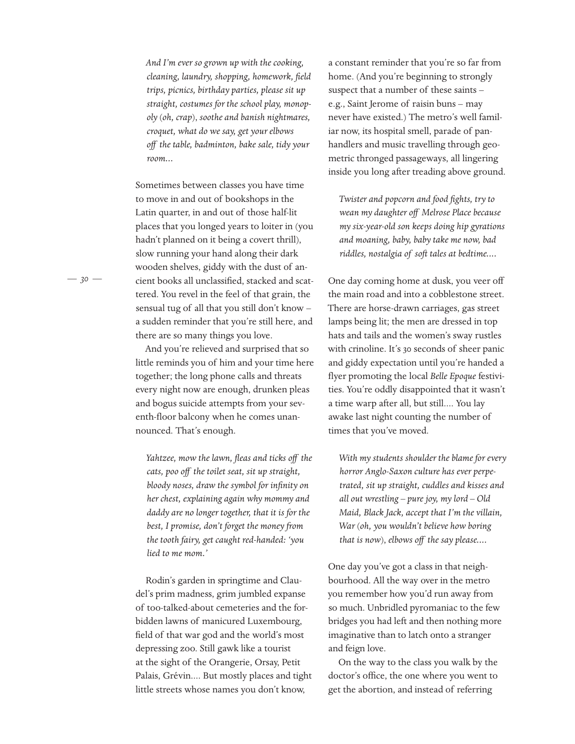*And I'm ever so grown up with the cooking, cleaning, laundry, shopping, homework, field trips, picnics, birthday parties, please sit up straight, costumes for the school play, monopoly (oh, crap), soothe and banish nightmares, croquet, what do we say, get your elbows off the table, badminton, bake sale, tidy your room...*

Sometimes between classes you have time to move in and out of bookshops in the Latin quarter, in and out of those half-lit places that you longed years to loiter in (you hadn't planned on it being a covert thrill), slow running your hand along their dark wooden shelves, giddy with the dust of ancient books all unclassified, stacked and scattered. You revel in the feel of that grain, the sensual tug of all that you still don't know – a sudden reminder that you're still here, and there are so many things you love.

And you're relieved and surprised that so little reminds you of him and your time here together; the long phone calls and threats every night now are enough, drunken pleas and bogus suicide attempts from your seventh-floor balcony when he comes unannounced. That's enough.

*Yahtzee, mow the lawn, fleas and ticks off the cats, poo off the toilet seat, sit up straight, bloody noses, draw the symbol for infinity on her chest, explaining again why mommy and daddy are no longer together, that it is for the best, I promise, don't forget the money from the tooth fairy, get caught red-handed: 'you lied to me mom.'*

Rodin's garden in springtime and Claudel's prim madness, grim jumbled expanse of too-talked-about cemeteries and the forbidden lawns of manicured Luxembourg, field of that war god and the world's most depressing zoo. Still gawk like a tourist at the sight of the Orangerie, Orsay, Petit Palais, Grévin.... But mostly places and tight little streets whose names you don't know, a constant reminder that you're so far from home. (And you're beginning to strongly suspect that a number of these saints – e.g., Saint Jerome of raisin buns – may never have existed.) The metro's well familiar now, its hospital smell, parade of panhandlers and music travelling through geometric thronged passageways, all lingering inside you long after treading above ground.

*Twister and popcorn and food fights, try to wean my daughter off Melrose Place because my six-year-old son keeps doing hip gyrations and moaning, baby, baby take me now, bad riddles, nostalgia of soft tales at bedtime....*

One day coming home at dusk, you veer off the main road and into a cobblestone street. There are horse-drawn carriages, gas street lamps being lit; the men are dressed in top hats and tails and the women's sway rustles with crinoline. It's 30 seconds of sheer panic and giddy expectation until you're handed a flyer promoting the local *Belle Epoque* festivities. You're oddly disappointed that it wasn't a time warp after all, but still.... You lay awake last night counting the number of times that you've moved.

*With my students shoulder the blame for every horror Anglo-Saxon culture has ever perpetrated, sit up straight, cuddles and kisses and all out wrestling – pure joy, my lord – Old Maid, Black Jack, accept that I'm the villain, War (oh, you wouldn't believe how boring that is now), elbows off the say please....*

One day you've got a class in that neighbourhood. All the way over in the metro you remember how you'd run away from so much. Unbridled pyromaniac to the few bridges you had left and then nothing more imaginative than to latch onto a stranger and feign love.

On the way to the class you walk by the doctor's office, the one where you went to get the abortion, and instead of referring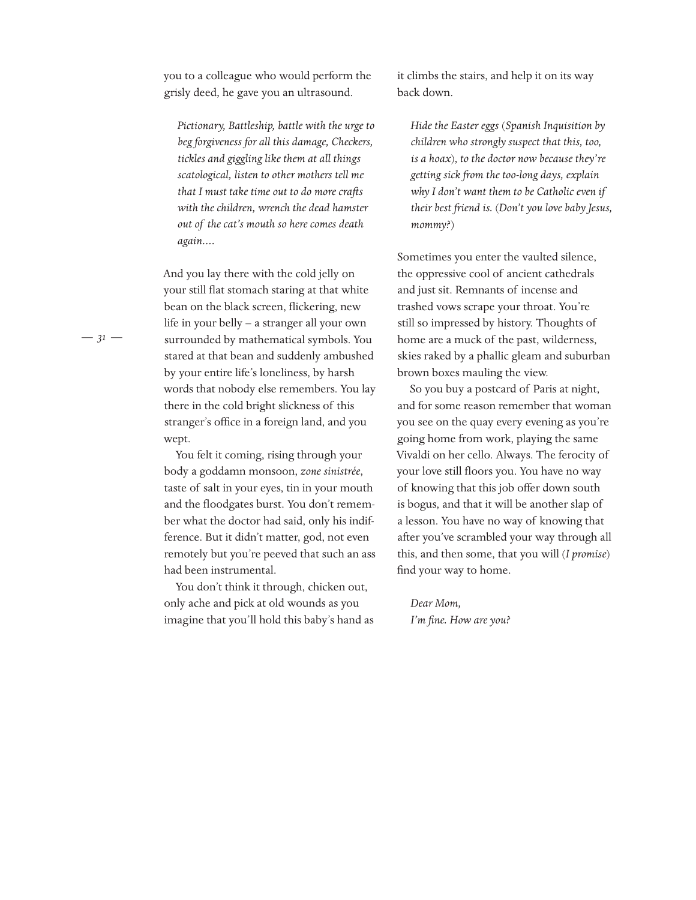you to a colleague who would perform the grisly deed, he gave you an ultrasound.

> *Pictionary, Battleship, battle with the urge to beg forgiveness for all this damage, Checkers, tickles and giggling like them at all things scatological, listen to other mothers tell me that I must take time out to do more crafts with the children, wrench the dead hamster out of the cat's mouth so here comes death again....*

And you lay there with the cold jelly on your still flat stomach staring at that white bean on the black screen, flickering, new life in your belly – a stranger all your own surrounded by mathematical symbols. You stared at that bean and suddenly ambushed by your entire life's loneliness, by harsh words that nobody else remembers. You lay there in the cold bright slickness of this stranger's office in a foreign land, and you wept.

You felt it coming, rising through your body a goddamn monsoon, *zone sinistrée*, taste of salt in your eyes, tin in your mouth and the floodgates burst. You don't remember what the doctor had said, only his indifference. But it didn't matter, god, not even remotely but you're peeved that such an ass had been instrumental.

You don't think it through, chicken out, only ache and pick at old wounds as you imagine that you'll hold this baby's hand as it climbs the stairs, and help it on its way back down.

> *Hide the Easter eggs* (*Spanish Inquisition by children who strongly suspect that this, too, is a hoax*), *to the doctor now because they're getting sick from the too-long days, explain why I don't want them to be Catholic even if their best friend is.* (*Don't you love baby Jesus, mommy?*)

Sometimes you enter the vaulted silence, the oppressive cool of ancient cathedrals and just sit. Remnants of incense and trashed vows scrape your throat. You're still so impressed by history. Thoughts of home are a muck of the past, wilderness, skies raked by a phallic gleam and suburban brown boxes mauling the view.

So you buy a postcard of Paris at night, and for some reason remember that woman you see on the quay every evening as you're going home from work, playing the same Vivaldi on her cello. Always. The ferocity of your love still floors you. You have no way of knowing that this job offer down south is bogus, and that it will be another slap of a lesson. You have no way of knowing that after you've scrambled your way through all this, and then some, that you will (*I promise*) find your way to home.

> *Dear Mom,*
> *I'm fine. How are you?*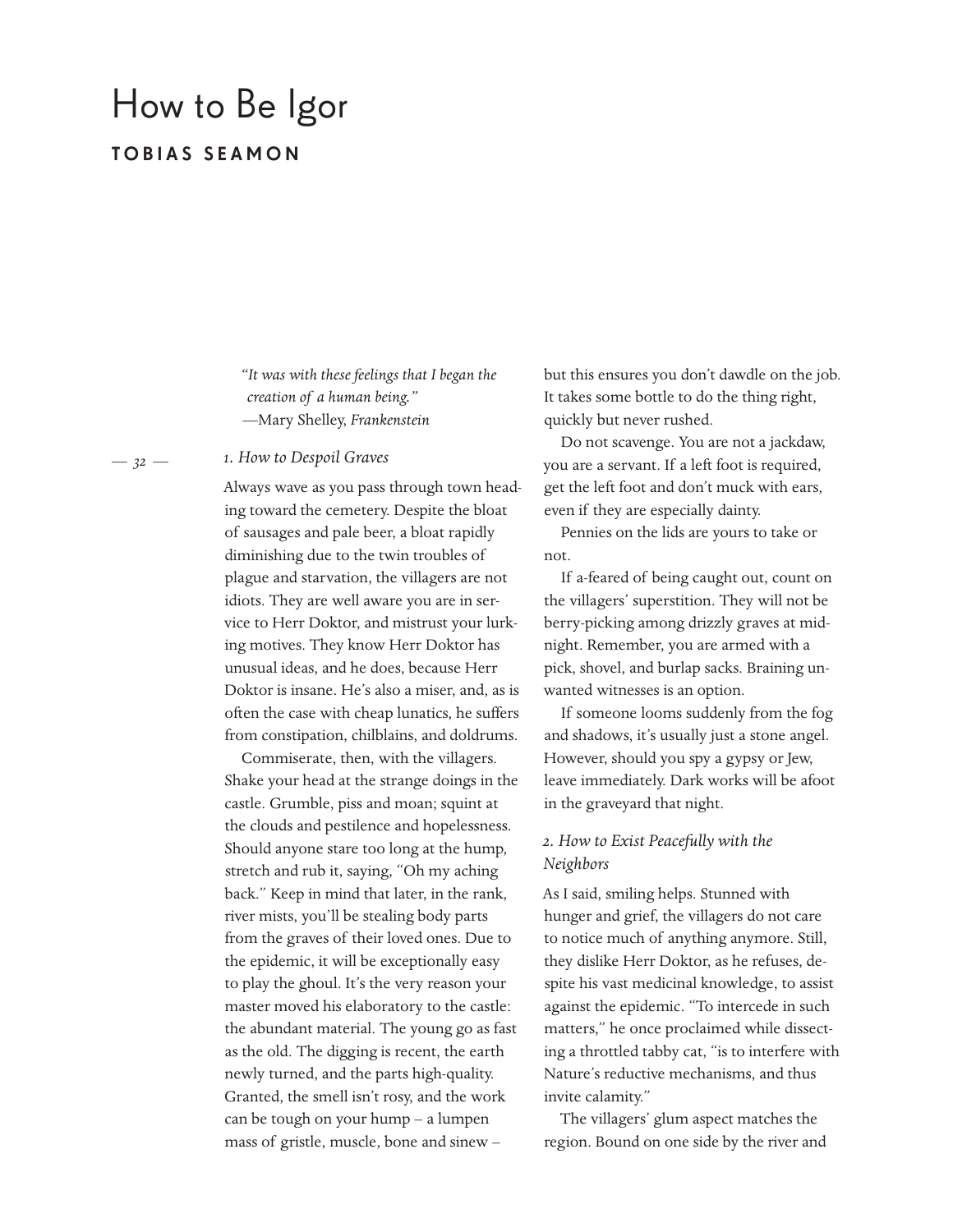# How to Be Igor

## TOBIAS SEAMON

> *"It was with these feelings that I began the creation of a human being."*
> —Mary Shelley, *Frankenstein*

### *1. How to Despoil Graves*

Always wave as you pass through town heading toward the cemetery. Despite the bloat of sausages and pale beer, a bloat rapidly diminishing due to the twin troubles of plague and starvation, the villagers are not idiots. They are well aware you are in service to Herr Doktor, and mistrust your lurking motives. They know Herr Doktor has unusual ideas, and he does, because Herr Doktor is insane. He's also a miser, and, as is often the case with cheap lunatics, he suffers from constipation, chilblains, and doldrums.

Commiserate, then, with the villagers. Shake your head at the strange doings in the castle. Grumble, piss and moan; squint at the clouds and pestilence and hopelessness. Should anyone stare too long at the hump, stretch and rub it, saying, "Oh my aching back." Keep in mind that later, in the rank, river mists, you'll be stealing body parts from the graves of their loved ones. Due to the epidemic, it will be exceptionally easy to play the ghoul. It's the very reason your master moved his elaboratory to the castle: the abundant material. The young go as fast as the old. The digging is recent, the earth newly turned, and the parts high-quality. Granted, the smell isn't rosy, and the work can be tough on your hump – a lumpen mass of gristle, muscle, bone and sinew – but this ensures you don't dawdle on the job. It takes some bottle to do the thing right, quickly but never rushed.

Do not scavenge. You are not a jackdaw, you are a servant. If a left foot is required, get the left foot and don't muck with ears, even if they are especially dainty.

Pennies on the lids are yours to take or not.

If a-feared of being caught out, count on the villagers' superstition. They will not be berry-picking among drizzly graves at midnight. Remember, you are armed with a pick, shovel, and burlap sacks. Braining unwanted witnesses is an option.

If someone looms suddenly from the fog and shadows, it's usually just a stone angel. However, should you spy a gypsy or Jew, leave immediately. Dark works will be afoot in the graveyard that night.

### *2. How to Exist Peacefully with the Neighbors*

As I said, smiling helps. Stunned with hunger and grief, the villagers do not care to notice much of anything anymore. Still, they dislike Herr Doktor, as he refuses, despite his vast medicinal knowledge, to assist against the epidemic. "To intercede in such matters," he once proclaimed while dissecting a throttled tabby cat, "is to interfere with Nature's reductive mechanisms, and thus invite calamity."

The villagers' glum aspect matches the region. Bound on one side by the river and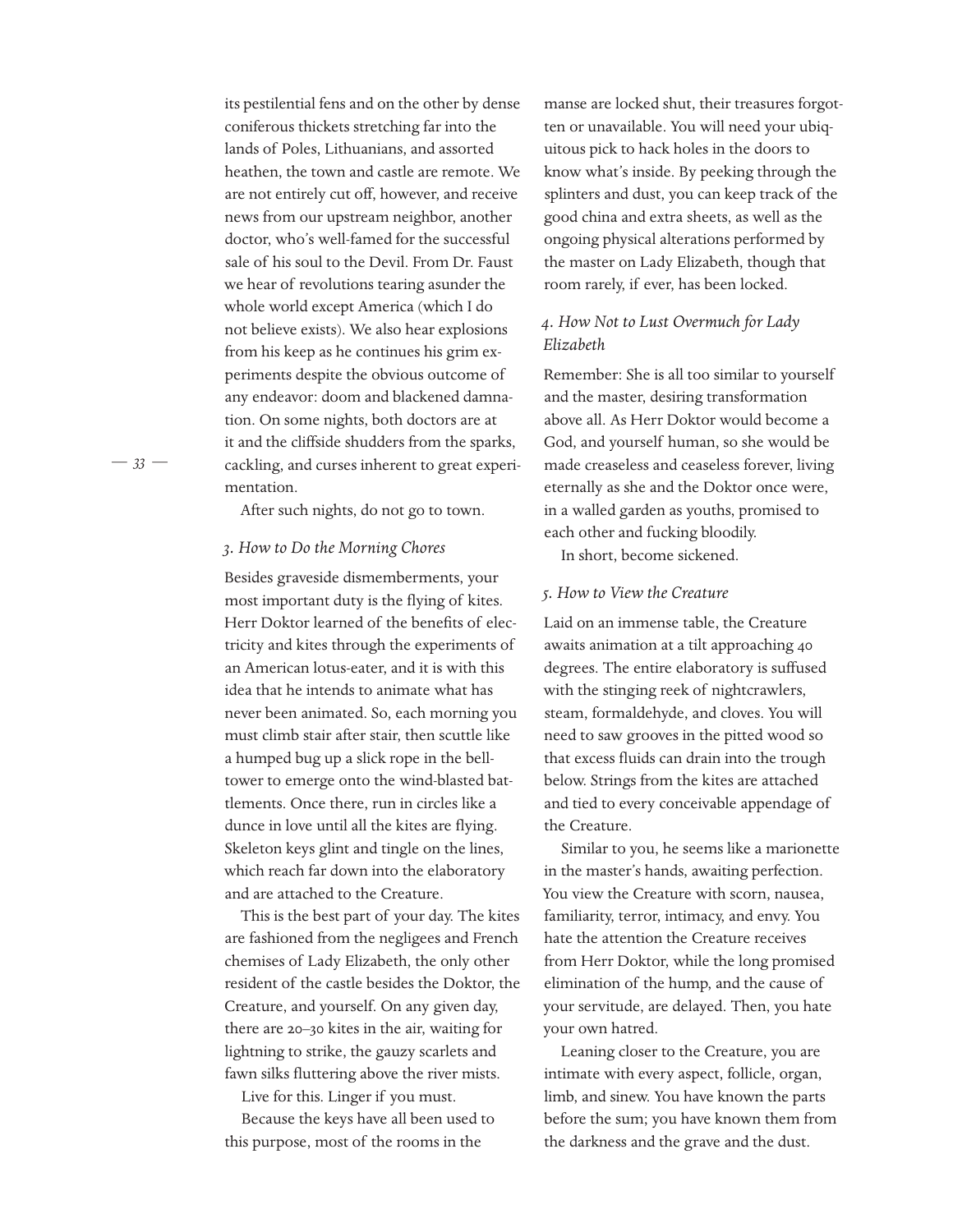its pestilential fens and on the other by dense coniferous thickets stretching far into the lands of Poles, Lithuanians, and assorted heathen, the town and castle are remote. We are not entirely cut off, however, and receive news from our upstream neighbor, another doctor, who's well-famed for the successful sale of his soul to the Devil. From Dr. Faust we hear of revolutions tearing asunder the whole world except America (which I do not believe exists). We also hear explosions from his keep as he continues his grim experiments despite the obvious outcome of any endeavor: doom and blackened damnation. On some nights, both doctors are at it and the cliffside shudders from the sparks, cackling, and curses inherent to great experimentation.

After such nights, do not go to town.

### *3. How to Do the Morning Chores*

Besides graveside dismemberments, your most important duty is the flying of kites. Herr Doktor learned of the benefits of electricity and kites through the experiments of an American lotus-eater, and it is with this idea that he intends to animate what has never been animated. So, each morning you must climb stair after stair, then scuttle like a humped bug up a slick rope in the belltower to emerge onto the wind-blasted battlements. Once there, run in circles like a dunce in love until all the kites are flying. Skeleton keys glint and tingle on the lines, which reach far down into the elaboratory and are attached to the Creature.

This is the best part of your day. The kites are fashioned from the negligees and French chemises of Lady Elizabeth, the only other resident of the castle besides the Doktor, the Creature, and yourself. On any given day, there are 20–30 kites in the air, waiting for lightning to strike, the gauzy scarlets and fawn silks fluttering above the river mists.

Live for this. Linger if you must.

Because the keys have all been used to this purpose, most of the rooms in the manse are locked shut, their treasures forgotten or unavailable. You will need your ubiquitous pick to hack holes in the doors to know what's inside. By peeking through the splinters and dust, you can keep track of the good china and extra sheets, as well as the ongoing physical alterations performed by the master on Lady Elizabeth, though that room rarely, if ever, has been locked.

### *4. How Not to Lust Overmuch for Lady Elizabeth*

Remember: She is all too similar to yourself and the master, desiring transformation above all. As Herr Doktor would become a God, and yourself human, so she would be made creaseless and ceaseless forever, living eternally as she and the Doktor once were, in a walled garden as youths, promised to each other and fucking bloodily.

In short, become sickened.

### *5. How to View the Creature*

Laid on an immense table, the Creature awaits animation at a tilt approaching 40 degrees. The entire elaboratory is suffused with the stinging reek of nightcrawlers, steam, formaldehyde, and cloves. You will need to saw grooves in the pitted wood so that excess fluids can drain into the trough below. Strings from the kites are attached and tied to every conceivable appendage of the Creature.

Similar to you, he seems like a marionette in the master's hands, awaiting perfection. You view the Creature with scorn, nausea, familiarity, terror, intimacy, and envy. You hate the attention the Creature receives from Herr Doktor, while the long promised elimination of the hump, and the cause of your servitude, are delayed. Then, you hate your own hatred.

Leaning closer to the Creature, you are intimate with every aspect, follicle, organ, limb, and sinew. You have known the parts before the sum; you have known them from the darkness and the grave and the dust.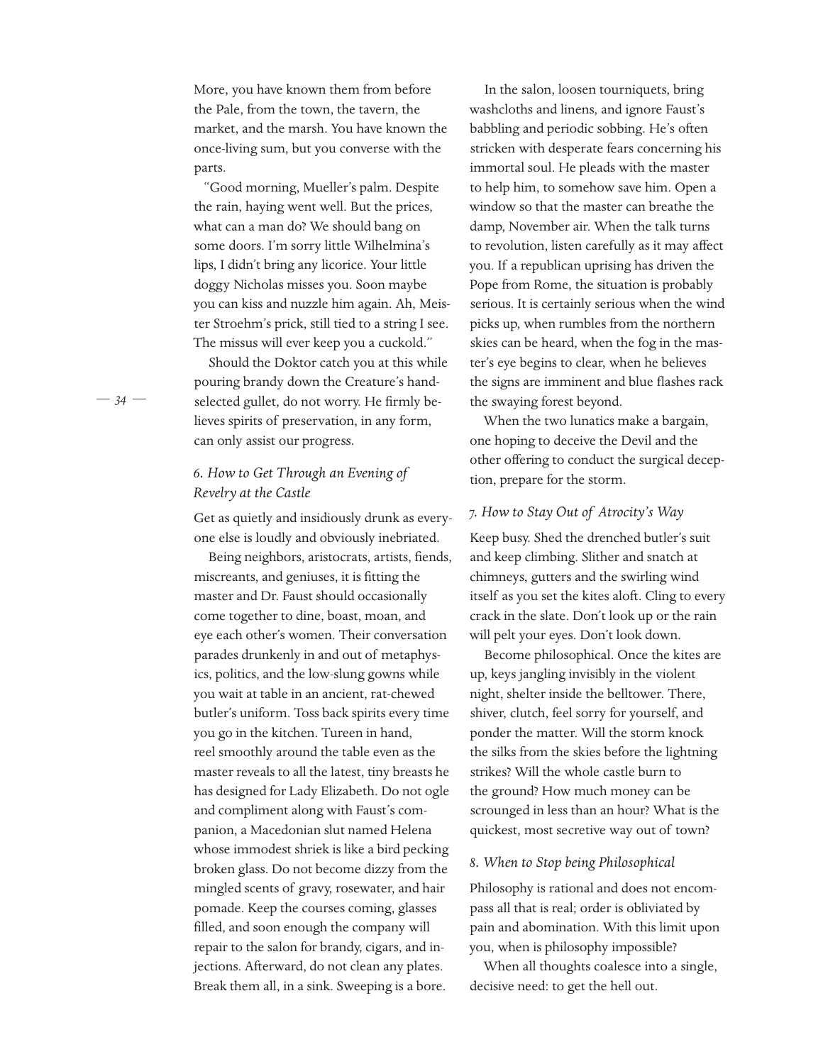More, you have known them from before the Pale, from the town, the tavern, the market, and the marsh. You have known the once-living sum, but you converse with the parts.

"Good morning, Mueller's palm. Despite the rain, haying went well. But the prices, what can a man do? We should bang on some doors. I'm sorry little Wilhelmina's lips, I didn't bring any licorice. Your little doggy Nicholas misses you. Soon maybe you can kiss and nuzzle him again. Ah, Meister Stroehm's prick, still tied to a string I see. The missus will ever keep you a cuckold."

Should the Doktor catch you at this while pouring brandy down the Creature's hand-selected gullet, do not worry. He firmly believes spirits of preservation, in any form, can only assist our progress.

### *6. How to Get Through an Evening of Revelry at the Castle*

Get as quietly and insidiously drunk as everyone else is loudly and obviously inebriated.

Being neighbors, aristocrats, artists, fiends, miscreants, and geniuses, it is fitting the master and Dr. Faust should occasionally come together to dine, boast, moan, and eye each other's women. Their conversation parades drunkenly in and out of metaphysics, politics, and the low-slung gowns while you wait at table in an ancient, rat-chewed butler's uniform. Toss back spirits every time you go in the kitchen. Tureen in hand, reel smoothly around the table even as the master reveals to all the latest, tiny breasts he has designed for Lady Elizabeth. Do not ogle and compliment along with Faust's companion, a Macedonian slut named Helena whose immodest shriek is like a bird pecking broken glass. Do not become dizzy from the mingled scents of gravy, rosewater, and hair pomade. Keep the courses coming, glasses filled, and soon enough the company will repair to the salon for brandy, cigars, and injections. Afterward, do not clean any plates. Break them all, in a sink. Sweeping is a bore.

In the salon, loosen tourniquets, bring washcloths and linens, and ignore Faust's babbling and periodic sobbing. He's often stricken with desperate fears concerning his immortal soul. He pleads with the master to help him, to somehow save him. Open a window so that the master can breathe the damp, November air. When the talk turns to revolution, listen carefully as it may affect you. If a republican uprising has driven the Pope from Rome, the situation is probably serious. It is certainly serious when the wind picks up, when rumbles from the northern skies can be heard, when the fog in the master's eye begins to clear, when he believes the signs are imminent and blue flashes rack the swaying forest beyond.

When the two lunatics make a bargain, one hoping to deceive the Devil and the other offering to conduct the surgical deception, prepare for the storm.

### *7. How to Stay Out of Atrocity's Way*

Keep busy. Shed the drenched butler's suit and keep climbing. Slither and snatch at chimneys, gutters and the swirling wind itself as you set the kites aloft. Cling to every crack in the slate. Don't look up or the rain will pelt your eyes. Don't look down.

Become philosophical. Once the kites are up, keys jangling invisibly in the violent night, shelter inside the belltower. There, shiver, clutch, feel sorry for yourself, and ponder the matter. Will the storm knock the silks from the skies before the lightning strikes? Will the whole castle burn to the ground? How much money can be scrounged in less than an hour? What is the quickest, most secretive way out of town?

### *8. When to Stop being Philosophical*

Philosophy is rational and does not encompass all that is real; order is obliviated by pain and abomination. With this limit upon you, when is philosophy impossible?

When all thoughts coalesce into a single, decisive need: to get the hell out.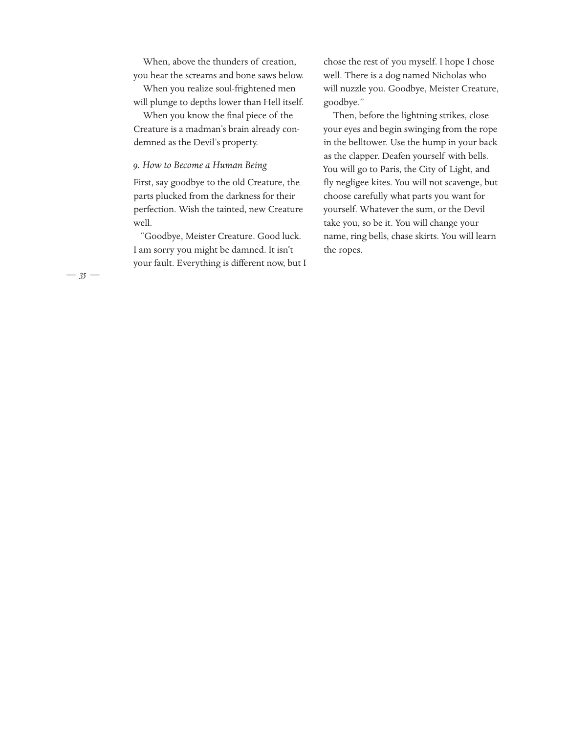When, above the thunders of creation, you hear the screams and bone saws below.

When you realize soul-frightened men will plunge to depths lower than Hell itself.

When you know the final piece of the Creature is a madman's brain already condemned as the Devil's property.

*9. How to Become a Human Being*

First, say goodbye to the old Creature, the parts plucked from the darkness for their perfection. Wish the tainted, new Creature well.

"Goodbye, Meister Creature. Good luck. I am sorry you might be damned. It isn't your fault. Everything is different now, but I chose the rest of you myself. I hope I chose well. There is a dog named Nicholas who will nuzzle you. Goodbye, Meister Creature, goodbye."

Then, before the lightning strikes, close your eyes and begin swinging from the rope in the belltower. Use the hump in your back as the clapper. Deafen yourself with bells. You will go to Paris, the City of Light, and fly negligee kites. You will not scavenge, but choose carefully what parts you want for yourself. Whatever the sum, or the Devil take you, so be it. You will change your name, ring bells, chase skirts. You will learn the ropes.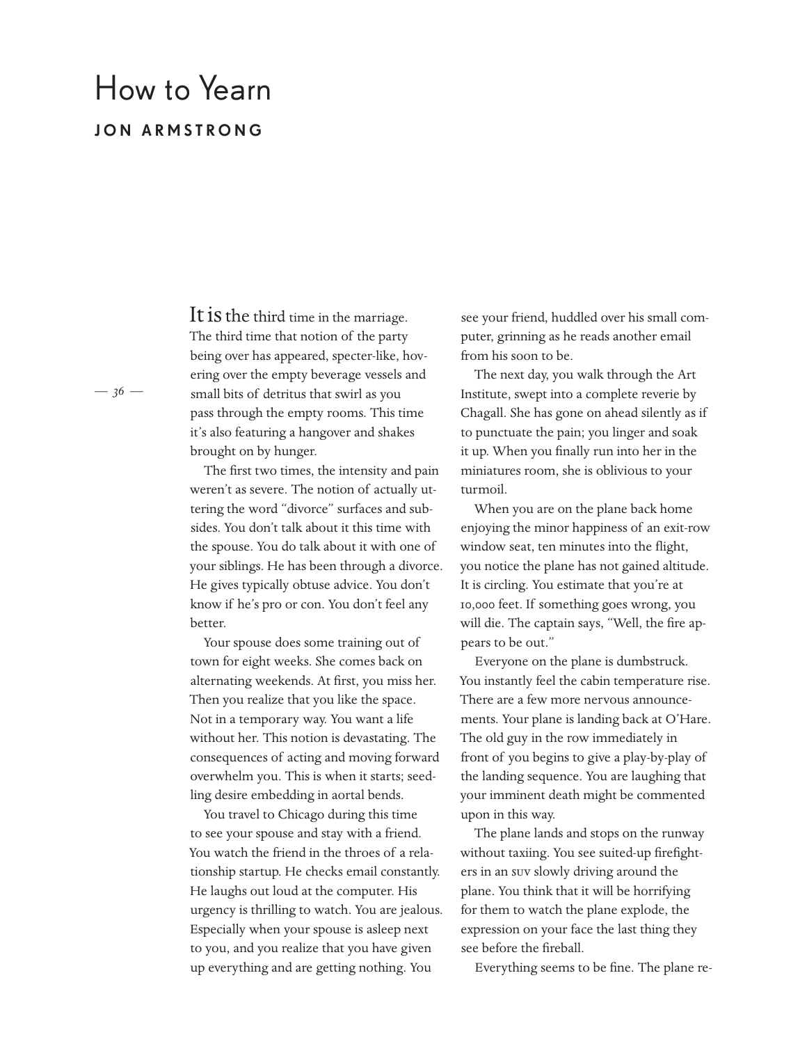# How to Yearn

## JON ARMSTRONG

It is the third time in the marriage. The third time that notion of the party being over has appeared, specter-like, hovering over the empty beverage vessels and small bits of detritus that swirl as you pass through the empty rooms. This time it's also featuring a hangover and shakes brought on by hunger.

The first two times, the intensity and pain weren't as severe. The notion of actually uttering the word "divorce" surfaces and subsides. You don't talk about it this time with the spouse. You do talk about it with one of your siblings. He has been through a divorce. He gives typically obtuse advice. You don't know if he's pro or con. You don't feel any better.

Your spouse does some training out of town for eight weeks. She comes back on alternating weekends. At first, you miss her. Then you realize that you like the space. Not in a temporary way. You want a life without her. This notion is devastating. The consequences of acting and moving forward overwhelm you. This is when it starts; seedling desire embedding in aortal bends.

You travel to Chicago during this time to see your spouse and stay with a friend. You watch the friend in the throes of a relationship startup. He checks email constantly. He laughs out loud at the computer. His urgency is thrilling to watch. You are jealous. Especially when your spouse is asleep next to you, and you realize that you have given up everything and are getting nothing. You see your friend, huddled over his small computer, grinning as he reads another email from his soon to be.

The next day, you walk through the Art Institute, swept into a complete reverie by Chagall. She has gone on ahead silently as if to punctuate the pain; you linger and soak it up. When you finally run into her in the miniatures room, she is oblivious to your turmoil.

When you are on the plane back home enjoying the minor happiness of an exit-row window seat, ten minutes into the flight, you notice the plane has not gained altitude. It is circling. You estimate that you're at 10,000 feet. If something goes wrong, you will die. The captain says, "Well, the fire appears to be out."

Everyone on the plane is dumbstruck. You instantly feel the cabin temperature rise. There are a few more nervous announcements. Your plane is landing back at O'Hare. The old guy in the row immediately in front of you begins to give a play-by-play of the landing sequence. You are laughing that your imminent death might be commented upon in this way.

The plane lands and stops on the runway without taxiing. You see suited-up firefighters in an SUV slowly driving around the plane. You think that it will be horrifying for them to watch the plane explode, the expression on your face the last thing they see before the fireball.

Everything seems to be fine. The plane re-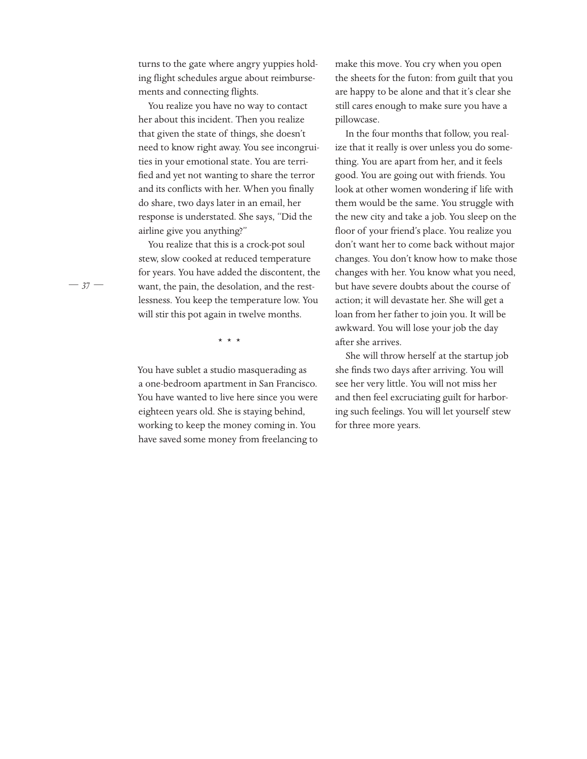turns to the gate where angry yuppies holding flight schedules argue about reimbursements and connecting flights.

You realize you have no way to contact her about this incident. Then you realize that given the state of things, she doesn't need to know right away. You see incongruities in your emotional state. You are terrified and yet not wanting to share the terror and its conflicts with her. When you finally do share, two days later in an email, her response is understated. She says, "Did the airline give you anything?"

You realize that this is a crock-pot soul stew, slow cooked at reduced temperature for years. You have added the discontent, the want, the pain, the desolation, and the restlessness. You keep the temperature low. You will stir this pot again in twelve months.

* * *

You have sublet a studio masquerading as a one-bedroom apartment in San Francisco. You have wanted to live here since you were eighteen years old. She is staying behind, working to keep the money coming in. You have saved some money from freelancing to make this move. You cry when you open the sheets for the futon: from guilt that you are happy to be alone and that it's clear she still cares enough to make sure you have a pillowcase.

In the four months that follow, you realize that it really is over unless you do something. You are apart from her, and it feels good. You are going out with friends. You look at other women wondering if life with them would be the same. You struggle with the new city and take a job. You sleep on the floor of your friend's place. You realize you don't want her to come back without major changes. You don't know how to make those changes with her. You know what you need, but have severe doubts about the course of action; it will devastate her. She will get a loan from her father to join you. It will be awkward. You will lose your job the day after she arrives.

She will throw herself at the startup job she finds two days after arriving. You will see her very little. You will not miss her and then feel excruciating guilt for harboring such feelings. You will let yourself stew for three more years.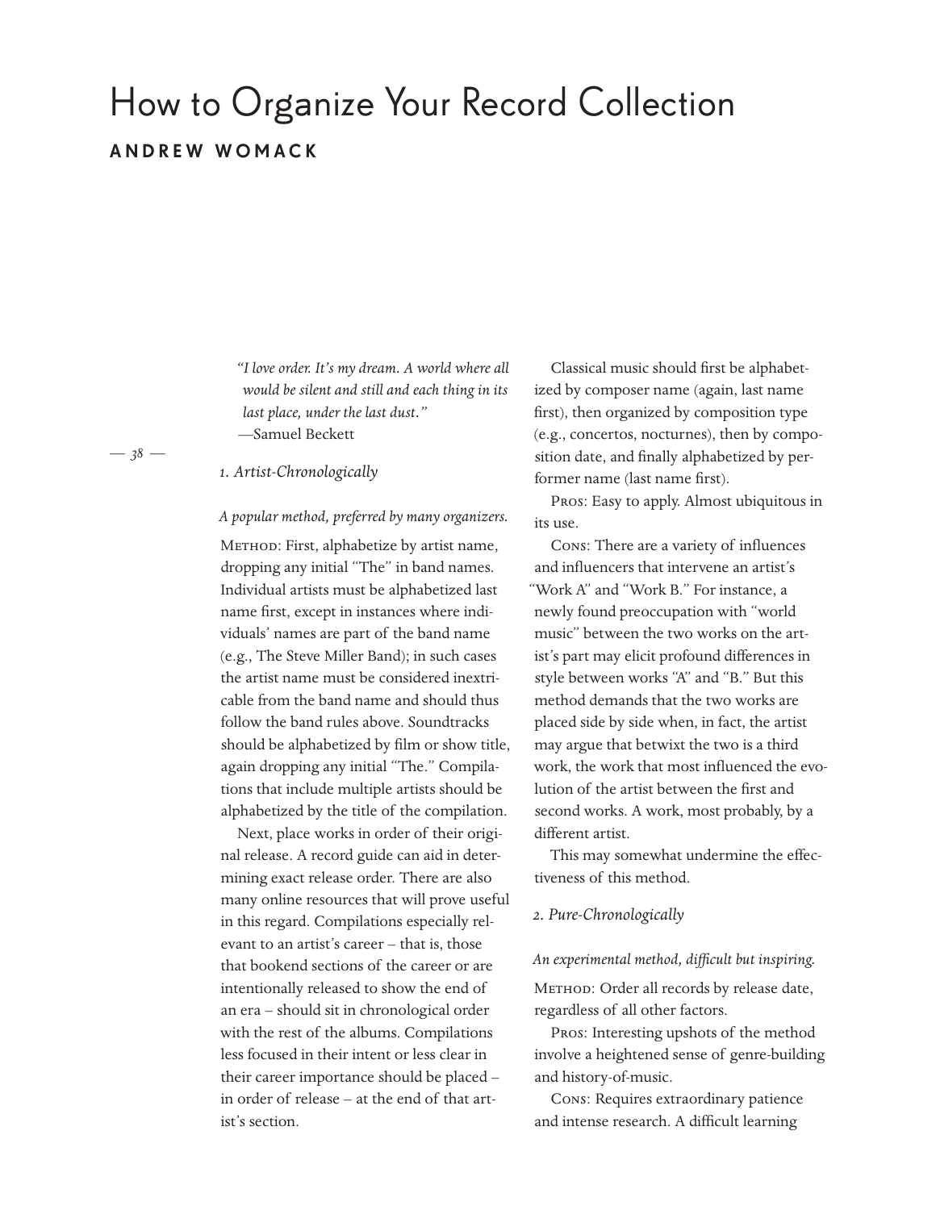# How to Organize Your Record Collection

**ANDREW WOMACK**

> *"I love order. It's my dream. A world where all would be silent and still and each thing in its last place, under the last dust."*
> —Samuel Beckett

## *1. Artist-Chronologically*

*A popular method, preferred by many organizers.*

METHOD: First, alphabetize by artist name, dropping any initial "The" in band names. Individual artists must be alphabetized last name first, except in instances where individuals' names are part of the band name (e.g., The Steve Miller Band); in such cases the artist name must be considered inextricable from the band name and should thus follow the band rules above. Soundtracks should be alphabetized by film or show title, again dropping any initial "The." Compilations that include multiple artists should be alphabetized by the title of the compilation.

Next, place works in order of their original release. A record guide can aid in determining exact release order. There are also many online resources that will prove useful in this regard. Compilations especially relevant to an artist's career – that is, those that bookend sections of the career or are intentionally released to show the end of an era – should sit in chronological order with the rest of the albums. Compilations less focused in their intent or less clear in their career importance should be placed – in order of release – at the end of that artist's section.

Classical music should first be alphabetized by composer name (again, last name first), then organized by composition type (e.g., concertos, nocturnes), then by composition date, and finally alphabetized by performer name (last name first).

PROS: Easy to apply. Almost ubiquitous in its use.

CONS: There are a variety of influences and influencers that intervene an artist's "Work A" and "Work B." For instance, a newly found preoccupation with "world music" between the two works on the artist's part may elicit profound differences in style between works "A" and "B." But this method demands that the two works are placed side by side when, in fact, the artist may argue that betwixt the two is a third work, the work that most influenced the evolution of the artist between the first and second works. A work, most probably, by a different artist.

This may somewhat undermine the effectiveness of this method.

## *2. Pure-Chronologically*

*An experimental method, difficult but inspiring.*

METHOD: Order all records by release date, regardless of all other factors.

PROS: Interesting upshots of the method involve a heightened sense of genre-building and history-of-music.

CONS: Requires extraordinary patience and intense research. A difficult learning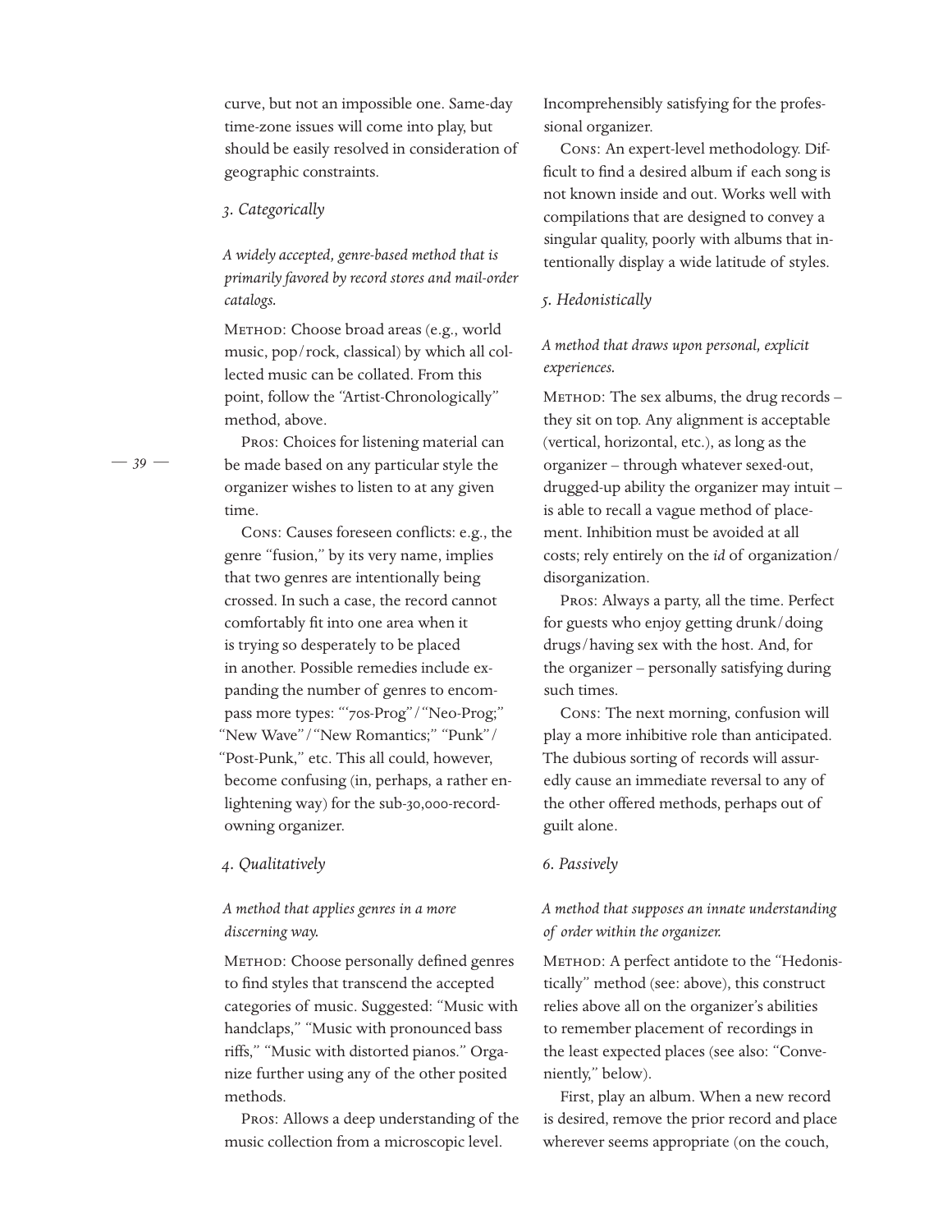curve, but not an impossible one. Same-day time-zone issues will come into play, but should be easily resolved in consideration of geographic constraints.

### *3. Categorically*

*A widely accepted, genre-based method that is primarily favored by record stores and mail-order catalogs.*

Method: Choose broad areas (e.g., world music, pop/rock, classical) by which all collected music can be collated. From this point, follow the "Artist-Chronologically" method, above.

Pros: Choices for listening material can be made based on any particular style the organizer wishes to listen to at any given time.

Cons: Causes foreseen conflicts: e.g., the genre "fusion," by its very name, implies that two genres are intentionally being crossed. In such a case, the record cannot comfortably fit into one area when it is trying so desperately to be placed in another. Possible remedies include expanding the number of genres to encompass more types: "'70s-Prog"/"Neo-Prog;" "New Wave"/"New Romantics;" "Punk"/"Post-Punk," etc. This all could, however, become confusing (in, perhaps, a rather enlightening way) for the sub-30,000-record-owning organizer.

### *4. Qualitatively*

*A method that applies genres in a more discerning way.*

Method: Choose personally defined genres to find styles that transcend the accepted categories of music. Suggested: "Music with handclaps," "Music with pronounced bass riffs," "Music with distorted pianos." Organize further using any of the other posited methods.

Pros: Allows a deep understanding of the music collection from a microscopic level. Incomprehensibly satisfying for the professional organizer.

Cons: An expert-level methodology. Difficult to find a desired album if each song is not known inside and out. Works well with compilations that are designed to convey a singular quality, poorly with albums that intentionally display a wide latitude of styles.

### *5. Hedonistically*

*A method that draws upon personal, explicit experiences.*

Method: The sex albums, the drug records – they sit on top. Any alignment is acceptable (vertical, horizontal, etc.), as long as the organizer – through whatever sexed-out, drugged-up ability the organizer may intuit – is able to recall a vague method of placement. Inhibition must be avoided at all costs; rely entirely on the *id* of organization/disorganization.

Pros: Always a party, all the time. Perfect for guests who enjoy getting drunk/doing drugs/having sex with the host. And, for the organizer – personally satisfying during such times.

Cons: The next morning, confusion will play a more inhibitive role than anticipated. The dubious sorting of records will assuredly cause an immediate reversal to any of the other offered methods, perhaps out of guilt alone.

### *6. Passively*

*A method that supposes an innate understanding of order within the organizer.*

Method: A perfect antidote to the "Hedonistically" method (see: above), this construct relies above all on the organizer's abilities to remember placement of recordings in the least expected places (see also: "Conveniently," below).

First, play an album. When a new record is desired, remove the prior record and place wherever seems appropriate (on the couch,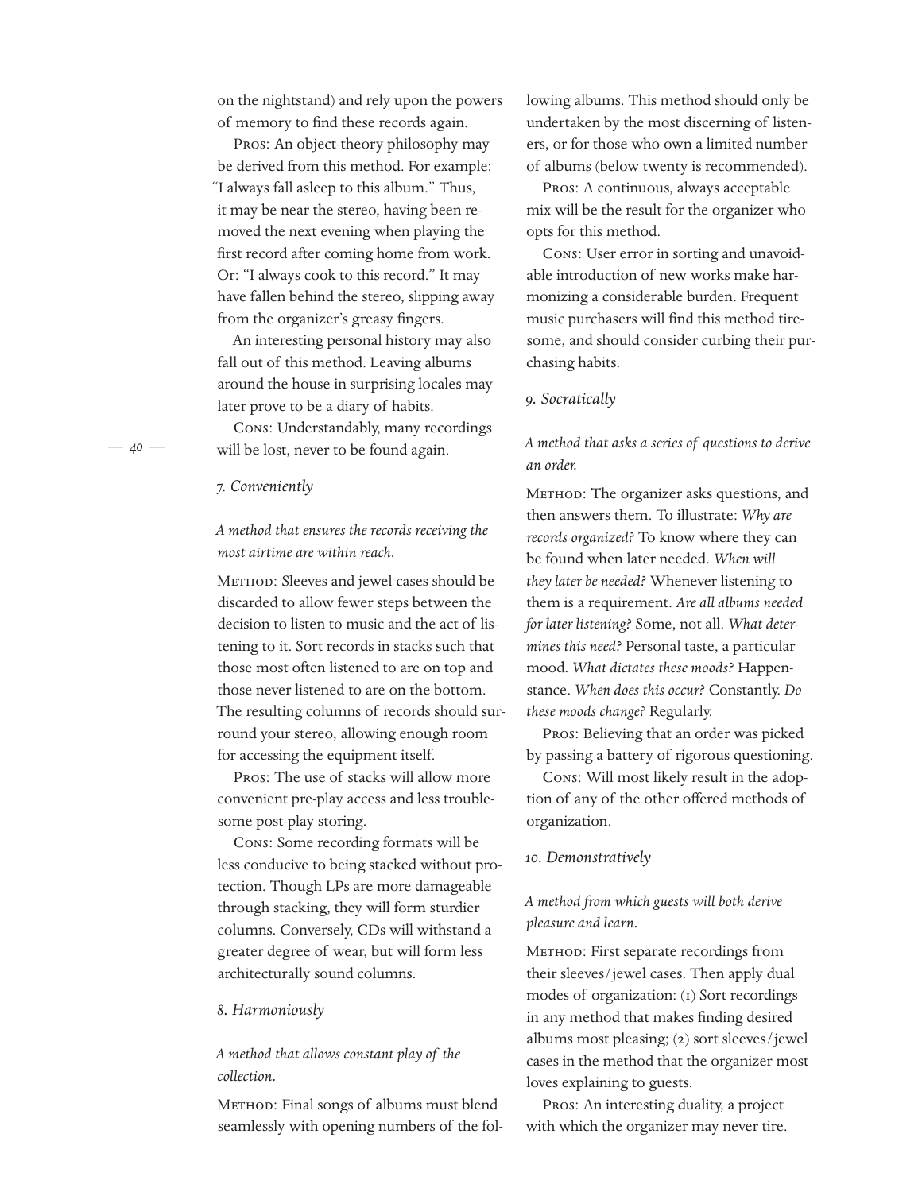on the nightstand) and rely upon the powers of memory to find these records again.

Pros: An object-theory philosophy may be derived from this method. For example: "I always fall asleep to this album." Thus, it may be near the stereo, having been removed the next evening when playing the first record after coming home from work. Or: "I always cook to this record." It may have fallen behind the stereo, slipping away from the organizer's greasy fingers.

An interesting personal history may also fall out of this method. Leaving albums around the house in surprising locales may later prove to be a diary of habits.

Cons: Understandably, many recordings will be lost, never to be found again.

### *7. Conveniently*

*A method that ensures the records receiving the most airtime are within reach.*

Method: Sleeves and jewel cases should be discarded to allow fewer steps between the decision to listen to music and the act of listening to it. Sort records in stacks such that those most often listened to are on top and those never listened to are on the bottom. The resulting columns of records should surround your stereo, allowing enough room for accessing the equipment itself.

Pros: The use of stacks will allow more convenient pre-play access and less troublesome post-play storing.

Cons: Some recording formats will be less conducive to being stacked without protection. Though LPs are more damageable through stacking, they will form sturdier columns. Conversely, CDs will withstand a greater degree of wear, but will form less architecturally sound columns.

### *8. Harmoniously*

*A method that allows constant play of the collection.*

Method: Final songs of albums must blend seamlessly with opening numbers of the following albums. This method should only be undertaken by the most discerning of listeners, or for those who own a limited number of albums (below twenty is recommended).

Pros: A continuous, always acceptable mix will be the result for the organizer who opts for this method.

Cons: User error in sorting and unavoidable introduction of new works make harmonizing a considerable burden. Frequent music purchasers will find this method tiresome, and should consider curbing their purchasing habits.

### *9. Socratically*

*A method that asks a series of questions to derive an order.*

Method: The organizer asks questions, and then answers them. To illustrate: *Why are records organized?* To know where they can be found when later needed. *When will they later be needed?* Whenever listening to them is a requirement. *Are all albums needed for later listening?* Some, not all. *What determines this need?* Personal taste, a particular mood. *What dictates these moods?* Happenstance. *When does this occur?* Constantly. *Do these moods change?* Regularly.

Pros: Believing that an order was picked by passing a battery of rigorous questioning.

Cons: Will most likely result in the adoption of any of the other offered methods of organization.

### *10. Demonstratively*

*A method from which guests will both derive pleasure and learn.*

Method: First separate recordings from their sleeves/jewel cases. Then apply dual modes of organization: (1) Sort recordings in any method that makes finding desired albums most pleasing; (2) sort sleeves/jewel cases in the method that the organizer most loves explaining to guests.

Pros: An interesting duality, a project with which the organizer may never tire.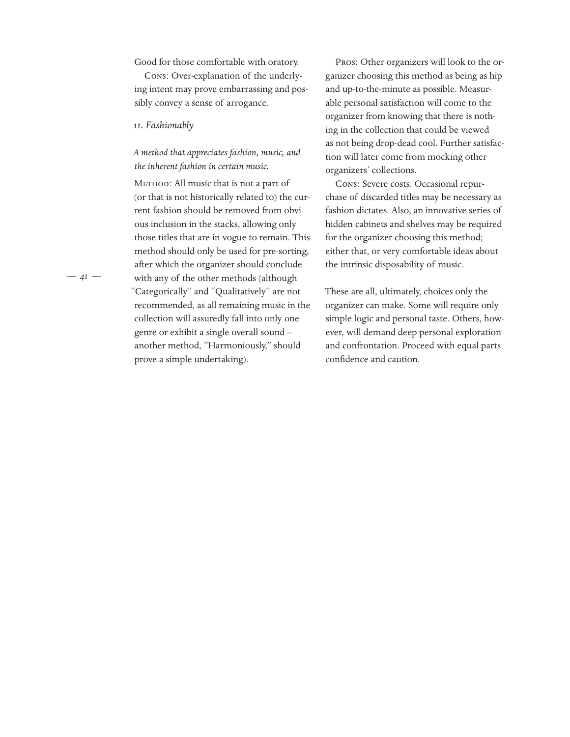Good for those comfortable with oratory.

Cons: Over-explanation of the underlying intent may prove embarrassing and possibly convey a sense of arrogance.

### *11. Fashionably*

*A method that appreciates fashion, music, and the inherent fashion in certain music.*

Method: All music that is not a part of (or that is not historically related to) the current fashion should be removed from obvious inclusion in the stacks, allowing only those titles that are in vogue to remain. This method should only be used for pre-sorting, after which the organizer should conclude with any of the other methods (although "Categorically" and "Qualitatively" are not recommended, as all remaining music in the collection will assuredly fall into only one genre or exhibit a single overall sound – another method, "Harmoniously," should prove a simple undertaking).

Pros: Other organizers will look to the organizer choosing this method as being as hip and up-to-the-minute as possible. Measurable personal satisfaction will come to the organizer from knowing that there is nothing in the collection that could be viewed as not being drop-dead cool. Further satisfaction will later come from mocking other organizers' collections.

Cons: Severe costs. Occasional repurchase of discarded titles may be necessary as fashion dictates. Also, an innovative series of hidden cabinets and shelves may be required for the organizer choosing this method; either that, or very comfortable ideas about the intrinsic disposability of music.

These are all, ultimately, choices only the organizer can make. Some will require only simple logic and personal taste. Others, however, will demand deep personal exploration and confrontation. Proceed with equal parts confidence and caution.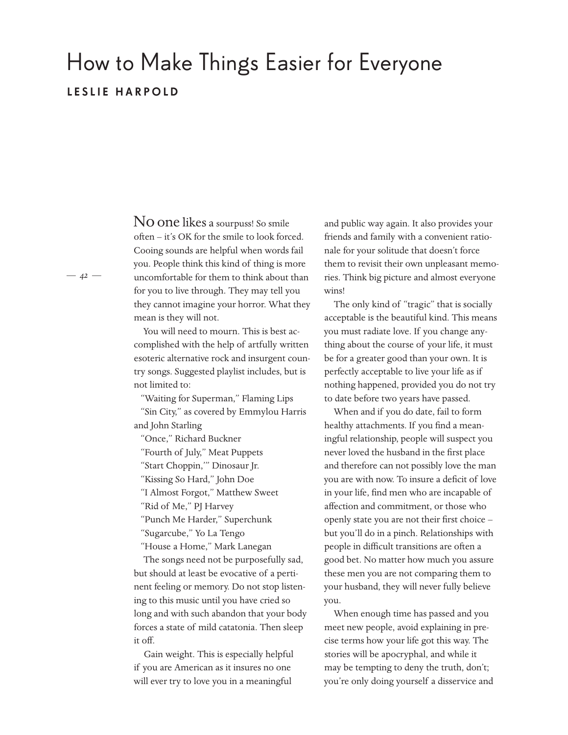# How to Make Things Easier for Everyone

**LESLIE HARPOLD**

No one likes a sourpuss! So smile often – it's OK for the smile to look forced. Cooing sounds are helpful when words fail you. People think this kind of thing is more uncomfortable for them to think about than for you to live through. They may tell you they cannot imagine your horror. What they mean is they will not.

You will need to mourn. This is best accomplished with the help of artfully written esoteric alternative rock and insurgent country songs. Suggested playlist includes, but is not limited to:

"Waiting for Superman," Flaming Lips
"Sin City," as covered by Emmylou Harris and John Starling
"Once," Richard Buckner
"Fourth of July," Meat Puppets
"Start Choppin,'" Dinosaur Jr.
"Kissing So Hard," John Doe
"I Almost Forgot," Matthew Sweet
"Rid of Me," PJ Harvey
"Punch Me Harder," Superchunk
"Sugarcube," Yo La Tengo
"House a Home," Mark Lanegan

The songs need not be purposefully sad, but should at least be evocative of a pertinent feeling or memory. Do not stop listening to this music until you have cried so long and with such abandon that your body forces a state of mild catatonia. Then sleep it off.

Gain weight. This is especially helpful if you are American as it insures no one will ever try to love you in a meaningful and public way again. It also provides your friends and family with a convenient rationale for your solitude that doesn't force them to revisit their own unpleasant memories. Think big picture and almost everyone wins!

The only kind of "tragic" that is socially acceptable is the beautiful kind. This means you must radiate love. If you change anything about the course of your life, it must be for a greater good than your own. It is perfectly acceptable to live your life as if nothing happened, provided you do not try to date before two years have passed.

When and if you do date, fail to form healthy attachments. If you find a meaningful relationship, people will suspect you never loved the husband in the first place and therefore can not possibly love the man you are with now. To insure a deficit of love in your life, find men who are incapable of affection and commitment, or those who openly state you are not their first choice – but you'll do in a pinch. Relationships with people in difficult transitions are often a good bet. No matter how much you assure these men you are not comparing them to your husband, they will never fully believe you.

When enough time has passed and you meet new people, avoid explaining in precise terms how your life got this way. The stories will be apocryphal, and while it may be tempting to deny the truth, don't; you're only doing yourself a disservice and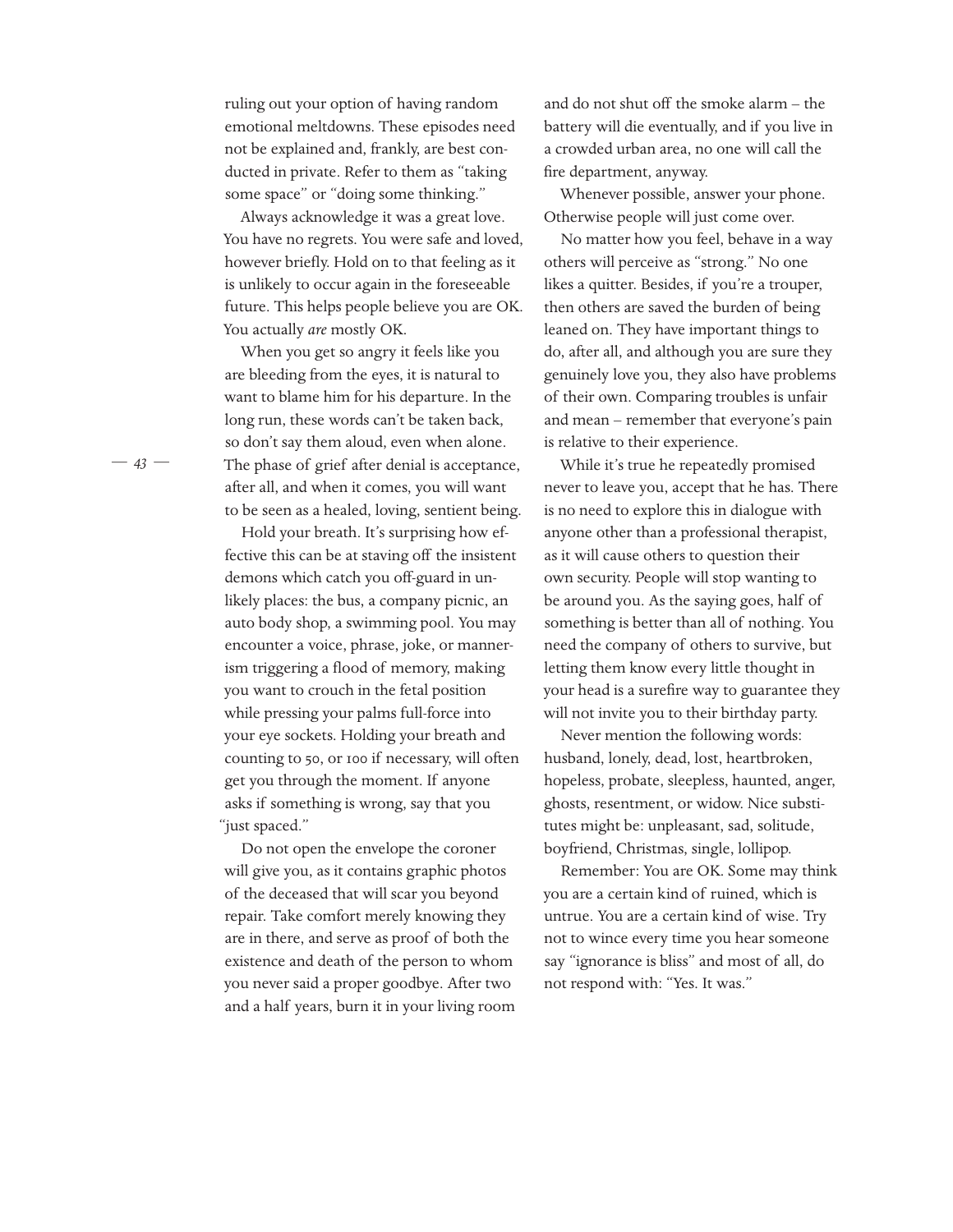ruling out your option of having random emotional meltdowns. These episodes need not be explained and, frankly, are best conducted in private. Refer to them as "taking some space" or "doing some thinking."

Always acknowledge it was a great love. You have no regrets. You were safe and loved, however briefly. Hold on to that feeling as it is unlikely to occur again in the foreseeable future. This helps people believe you are OK. You actually *are* mostly OK.

When you get so angry it feels like you are bleeding from the eyes, it is natural to want to blame him for his departure. In the long run, these words can't be taken back, so don't say them aloud, even when alone. The phase of grief after denial is acceptance, after all, and when it comes, you will want to be seen as a healed, loving, sentient being.

Hold your breath. It's surprising how effective this can be at staving off the insistent demons which catch you off-guard in unlikely places: the bus, a company picnic, an auto body shop, a swimming pool. You may encounter a voice, phrase, joke, or mannerism triggering a flood of memory, making you want to crouch in the fetal position while pressing your palms full-force into your eye sockets. Holding your breath and counting to 50, or 100 if necessary, will often get you through the moment. If anyone asks if something is wrong, say that you "just spaced."

Do not open the envelope the coroner will give you, as it contains graphic photos of the deceased that will scar you beyond repair. Take comfort merely knowing they are in there, and serve as proof of both the existence and death of the person to whom you never said a proper goodbye. After two and a half years, burn it in your living room and do not shut off the smoke alarm – the battery will die eventually, and if you live in a crowded urban area, no one will call the fire department, anyway.

Whenever possible, answer your phone. Otherwise people will just come over.

No matter how you feel, behave in a way others will perceive as "strong." No one likes a quitter. Besides, if you're a trouper, then others are saved the burden of being leaned on. They have important things to do, after all, and although you are sure they genuinely love you, they also have problems of their own. Comparing troubles is unfair and mean – remember that everyone's pain is relative to their experience.

While it's true he repeatedly promised never to leave you, accept that he has. There is no need to explore this in dialogue with anyone other than a professional therapist, as it will cause others to question their own security. People will stop wanting to be around you. As the saying goes, half of something is better than all of nothing. You need the company of others to survive, but letting them know every little thought in your head is a surefire way to guarantee they will not invite you to their birthday party.

Never mention the following words: husband, lonely, dead, lost, heartbroken, hopeless, probate, sleepless, haunted, anger, ghosts, resentment, or widow. Nice substitutes might be: unpleasant, sad, solitude, boyfriend, Christmas, single, lollipop.

Remember: You are OK. Some may think you are a certain kind of ruined, which is untrue. You are a certain kind of wise. Try not to wince every time you hear someone say "ignorance is bliss" and most of all, do not respond with: "Yes. It was."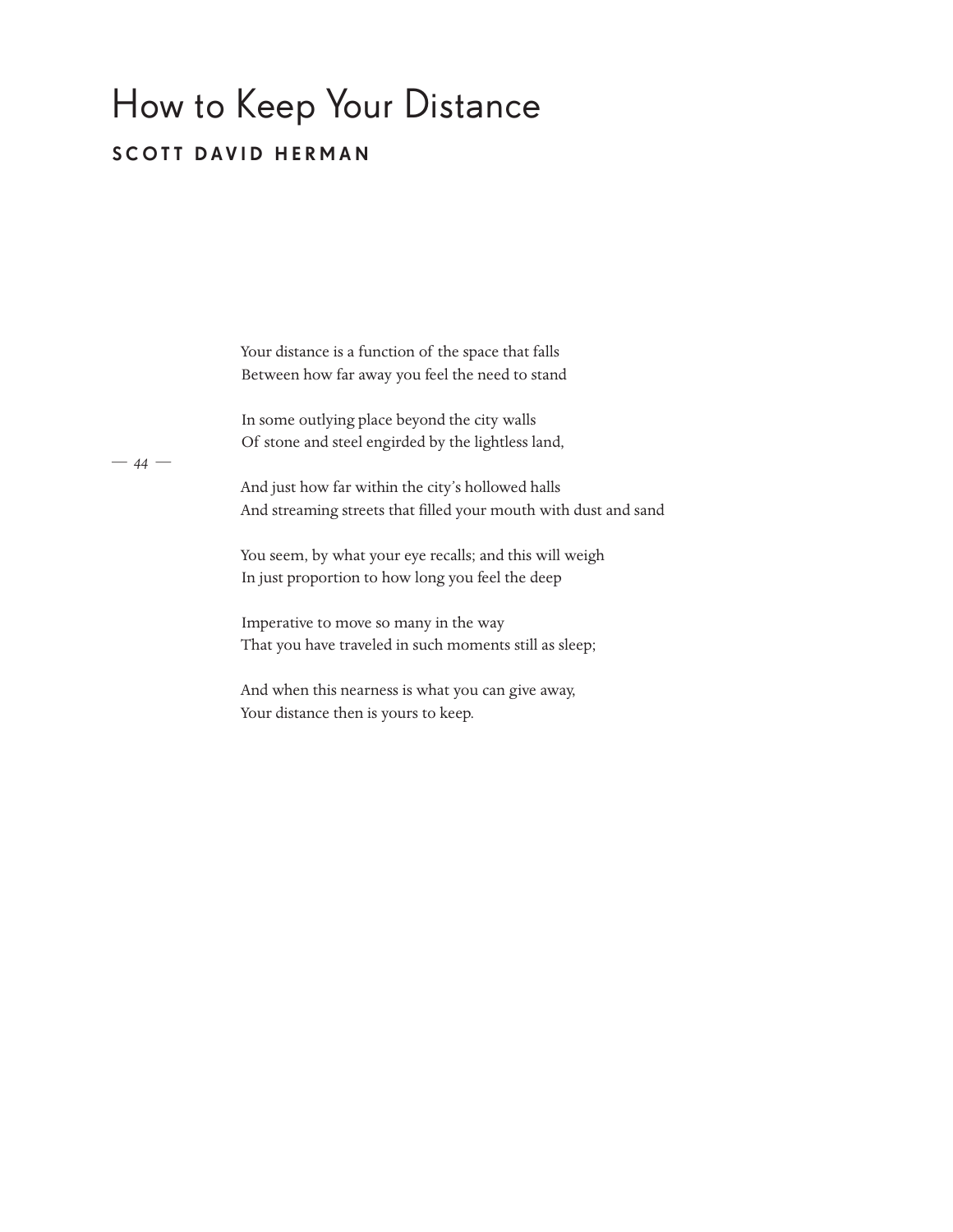# How to Keep Your Distance

**SCOTT DAVID HERMAN**

Your distance is a function of the space that falls
Between how far away you feel the need to stand

In some outlying place beyond the city walls
Of stone and steel engirded by the lightless land,

And just how far within the city's hollowed halls
And streaming streets that filled your mouth with dust and sand

You seem, by what your eye recalls; and this will weigh
In just proportion to how long you feel the deep

Imperative to move so many in the way
That you have traveled in such moments still as sleep;

And when this nearness is what you can give away,
Your distance then is yours to keep.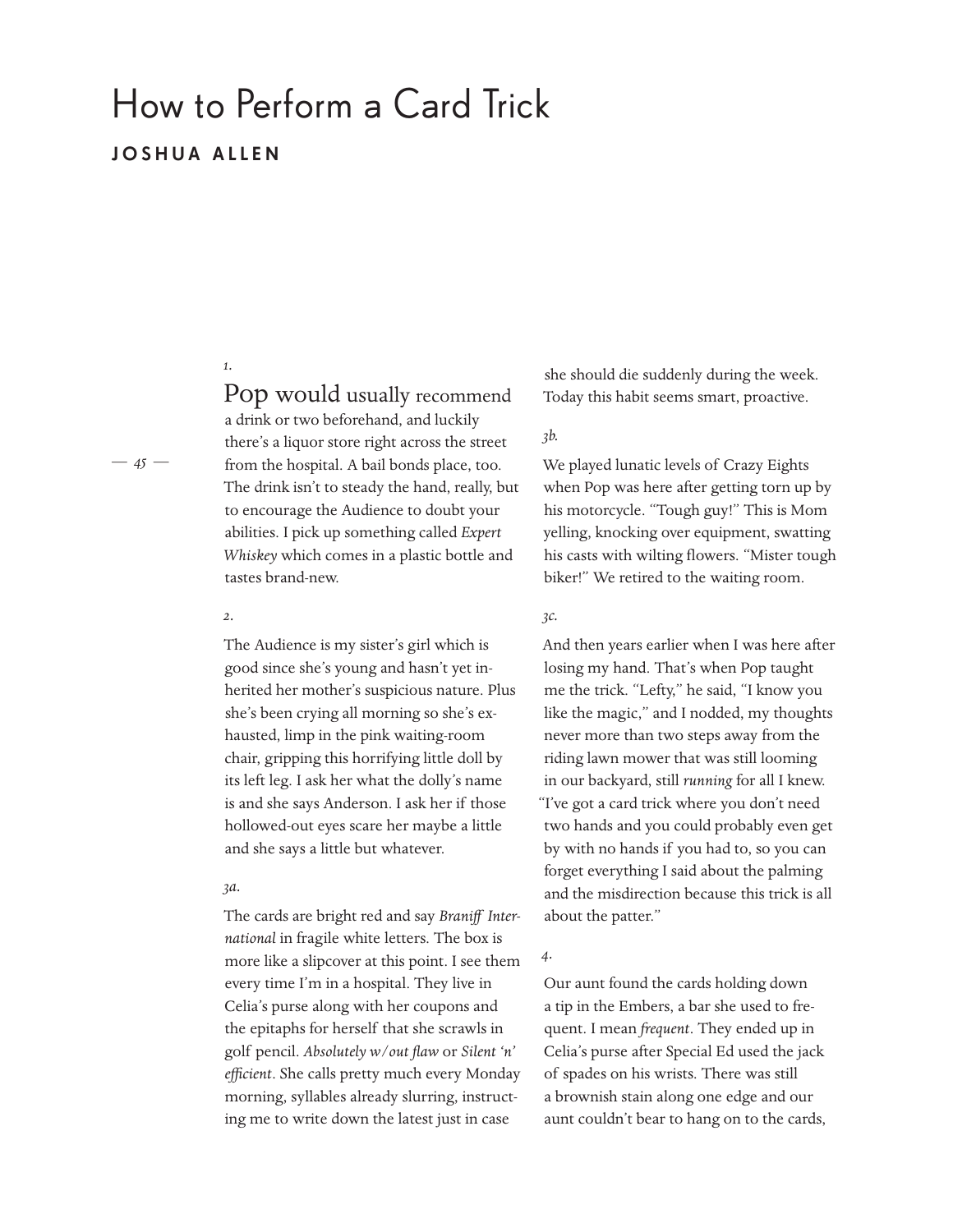# How to Perform a Card Trick

**JOSHUA ALLEN**

*1.*

Pop would usually recommend a drink or two beforehand, and luckily there's a liquor store right across the street from the hospital. A bail bonds place, too. The drink isn't to steady the hand, really, but to encourage the Audience to doubt your abilities. I pick up something called *Expert Whiskey* which comes in a plastic bottle and tastes brand-new.

*2.*

The Audience is my sister's girl which is good since she's young and hasn't yet inherited her mother's suspicious nature. Plus she's been crying all morning so she's exhausted, limp in the pink waiting-room chair, gripping this horrifying little doll by its left leg. I ask her what the dolly's name is and she says Anderson. I ask her if those hollowed-out eyes scare her maybe a little and she says a little but whatever.

*3a.*

The cards are bright red and say *Braniff International* in fragile white letters. The box is more like a slipcover at this point. I see them every time I'm in a hospital. They live in Celia's purse along with her coupons and the epitaphs for herself that she scrawls in golf pencil. *Absolutely w/out flaw* or *Silent 'n' efficient*. She calls pretty much every Monday morning, syllables already slurring, instructing me to write down the latest just in case she should die suddenly during the week. Today this habit seems smart, proactive.

*3b.*

We played lunatic levels of Crazy Eights when Pop was here after getting torn up by his motorcycle. "Tough guy!" This is Mom yelling, knocking over equipment, swatting his casts with wilting flowers. "Mister tough biker!" We retired to the waiting room.

*3c.*

And then years earlier when I was here after losing my hand. That's when Pop taught me the trick. "Lefty," he said, "I know you like the magic," and I nodded, my thoughts never more than two steps away from the riding lawn mower that was still looming in our backyard, still *running* for all I knew. "I've got a card trick where you don't need two hands and you could probably even get by with no hands if you had to, so you can forget everything I said about the palming and the misdirection because this trick is all about the patter."

*4.*

Our aunt found the cards holding down a tip in the Embers, a bar she used to frequent. I mean *frequent*. They ended up in Celia's purse after Special Ed used the jack of spades on his wrists. There was still a brownish stain along one edge and our aunt couldn't bear to hang on to the cards,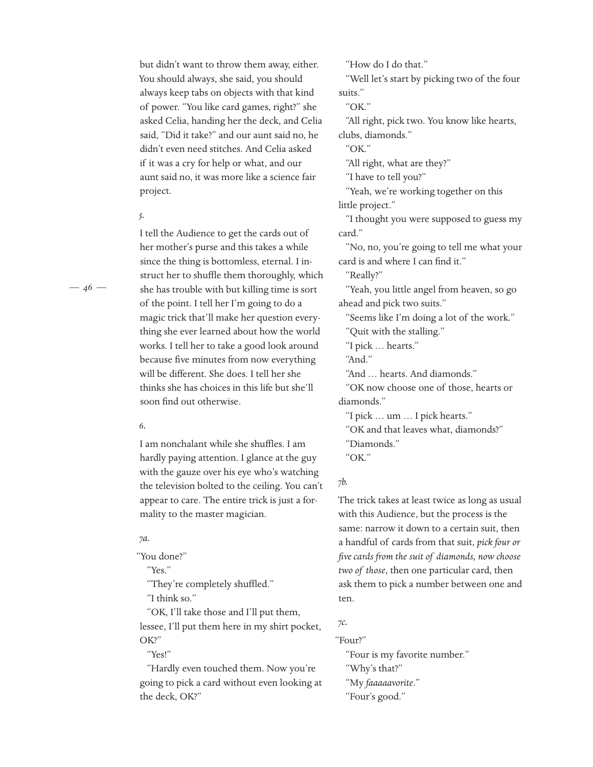but didn't want to throw them away, either. You should always, she said, you should always keep tabs on objects with that kind of power. "You like card games, right?" she asked Celia, handing her the deck, and Celia said, "Did it take?" and our aunt said no, he didn't even need stitches. And Celia asked if it was a cry for help or what, and our aunt said no, it was more like a science fair project.

*5.*

I tell the Audience to get the cards out of her mother's purse and this takes a while since the thing is bottomless, eternal. I instruct her to shuffle them thoroughly, which she has trouble with but killing time is sort of the point. I tell her I'm going to do a magic trick that'll make her question everything she ever learned about how the world works. I tell her to take a good look around because five minutes from now everything will be different. She does. I tell her she thinks she has choices in this life but she'll soon find out otherwise.

*6.*

I am nonchalant while she shuffles. I am hardly paying attention. I glance at the guy with the gauze over his eye who's watching the television bolted to the ceiling. You can't appear to care. The entire trick is just a formality to the master magician.

*7a.*

"You done?"

"Yes."

"They're completely shuffled."

"I think so."

"OK, I'll take those and I'll put them, lessee, I'll put them here in my shirt pocket, OK?"

"Yes!"

"Hardly even touched them. Now you're going to pick a card without even looking at the deck, OK?"

"How do I do that."

"Well let's start by picking two of the four suits."

"OK."

"All right, pick two. You know like hearts, clubs, diamonds."

"OK."

"All right, what are they?"

"I have to tell you?"

"Yeah, we're working together on this little project."

"I thought you were supposed to guess my card."

"No, no, you're going to tell me what your card is and where I can find it."

"Really?"

"Yeah, you little angel from heaven, so go ahead and pick two suits."

"Seems like I'm doing a lot of the work."

"Quit with the stalling."

"I pick … hearts."

"And."

"And … hearts. And diamonds."

"OK now choose one of those, hearts or diamonds."

"I pick … um … I pick hearts."

"OK and that leaves what, diamonds?"

"Diamonds."

"OK."

*7b.*

The trick takes at least twice as long as usual with this Audience, but the process is the same: narrow it down to a certain suit, then a handful of cards from that suit, *pick four or five cards from the suit of diamonds, now choose two of those*, then one particular card, then ask them to pick a number between one and ten.

*7c.*

"Four?"

"Four is my favorite number."

"Why's that?"

"My *faaaaavorite*."

"Four's good."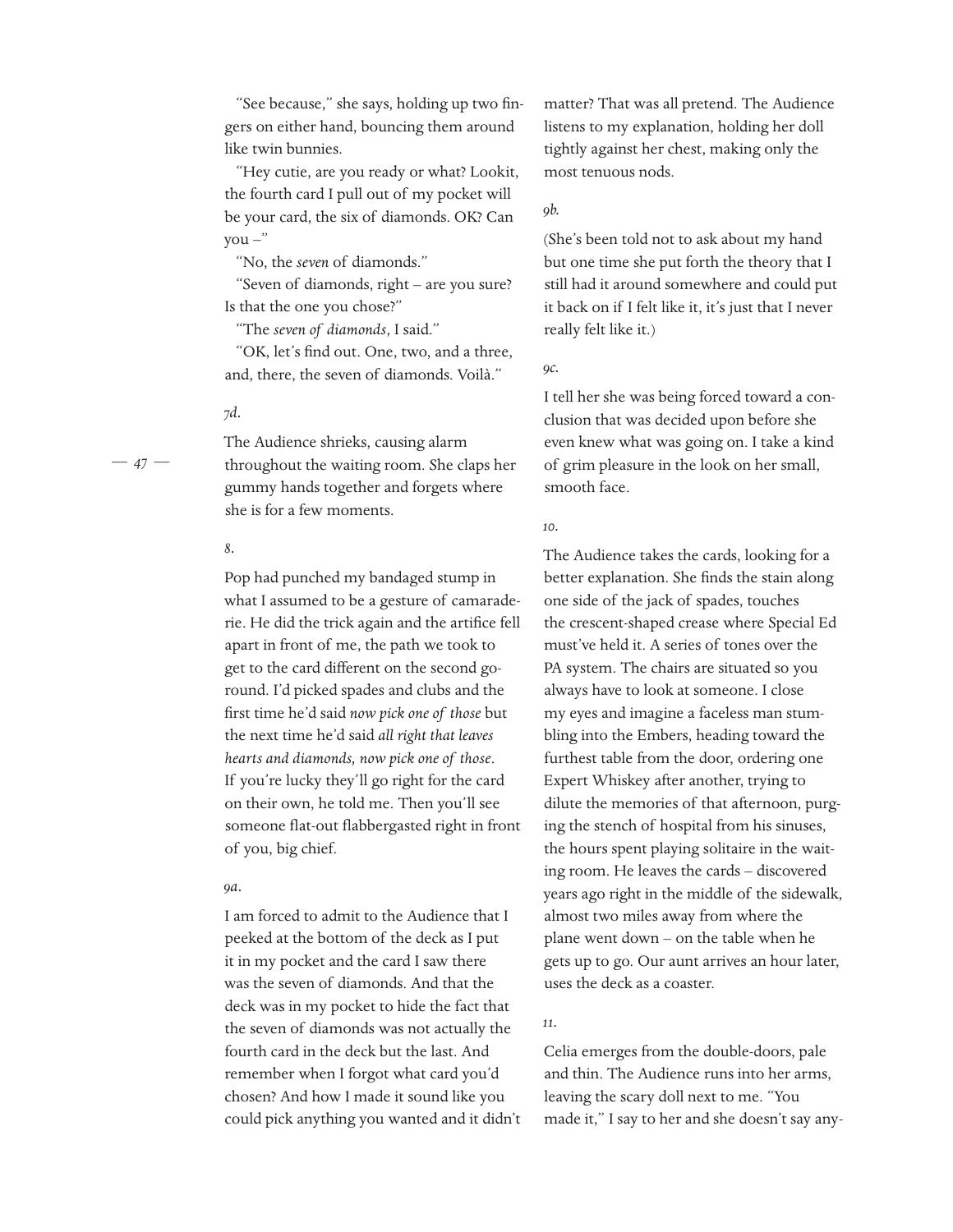"See because," she says, holding up two fingers on either hand, bouncing them around like twin bunnies.

"Hey cutie, are you ready or what? Lookit, the fourth card I pull out of my pocket will be your card, the six of diamonds. OK? Can you –"

"No, the *seven* of diamonds."

"Seven of diamonds, right – are you sure? Is that the one you chose?"

"The *seven of diamonds*, I said."

"OK, let's find out. One, two, and a three, and, there, the seven of diamonds. Voilà."

*7d.*

The Audience shrieks, causing alarm throughout the waiting room. She claps her gummy hands together and forgets where she is for a few moments.

*8.*

Pop had punched my bandaged stump in what I assumed to be a gesture of camaraderie. He did the trick again and the artifice fell apart in front of me, the path we took to get to the card different on the second go-round. I'd picked spades and clubs and the first time he'd said *now pick one of those* but the next time he'd said *all right that leaves hearts and diamonds, now pick one of those*. If you're lucky they'll go right for the card on their own, he told me. Then you'll see someone flat-out flabbergasted right in front of you, big chief.

*9a.*

I am forced to admit to the Audience that I peeked at the bottom of the deck as I put it in my pocket and the card I saw there was the seven of diamonds. And that the deck was in my pocket to hide the fact that the seven of diamonds was not actually the fourth card in the deck but the last. And remember when I forgot what card you'd chosen? And how I made it sound like you could pick anything you wanted and it didn't matter? That was all pretend. The Audience listens to my explanation, holding her doll tightly against her chest, making only the most tenuous nods.

*9b.*

(She's been told not to ask about my hand but one time she put forth the theory that I still had it around somewhere and could put it back on if I felt like it, it's just that I never really felt like it.)

*9c.*

I tell her she was being forced toward a conclusion that was decided upon before she even knew what was going on. I take a kind of grim pleasure in the look on her small, smooth face.

*10.*

The Audience takes the cards, looking for a better explanation. She finds the stain along one side of the jack of spades, touches the crescent-shaped crease where Special Ed must've held it. A series of tones over the PA system. The chairs are situated so you always have to look at someone. I close my eyes and imagine a faceless man stumbling into the Embers, heading toward the furthest table from the door, ordering one Expert Whiskey after another, trying to dilute the memories of that afternoon, purging the stench of hospital from his sinuses, the hours spent playing solitaire in the waiting room. He leaves the cards – discovered years ago right in the middle of the sidewalk, almost two miles away from where the plane went down – on the table when he gets up to go. Our aunt arrives an hour later, uses the deck as a coaster.

*11.*

Celia emerges from the double-doors, pale and thin. The Audience runs into her arms, leaving the scary doll next to me. "You made it," I say to her and she doesn't say any-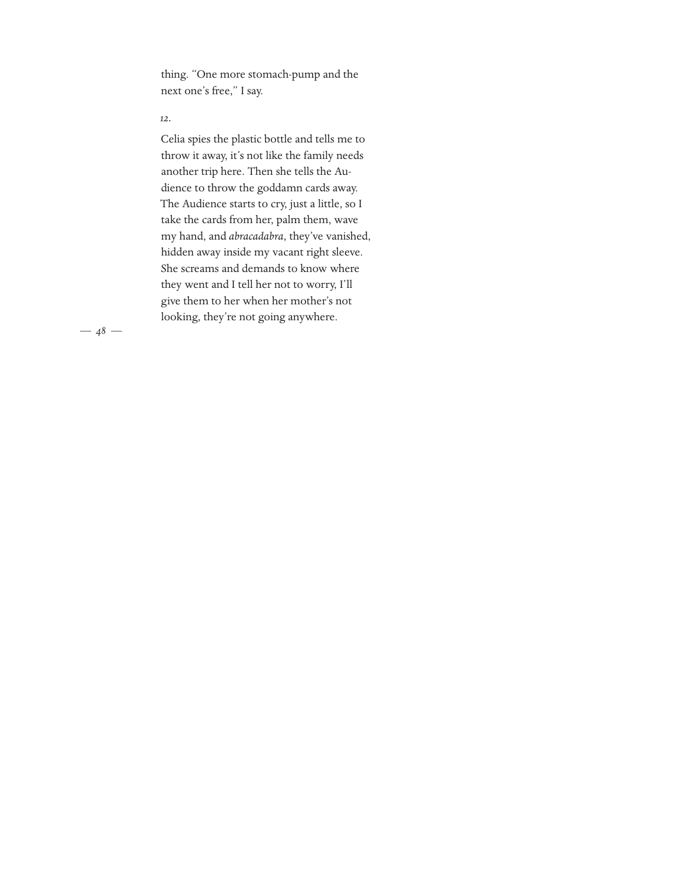thing. "One more stomach-pump and the next one's free," I say.

*12.*

Celia spies the plastic bottle and tells me to throw it away, it's not like the family needs another trip here. Then she tells the Audience to throw the goddamn cards away. The Audience starts to cry, just a little, so I take the cards from her, palm them, wave my hand, and *abracadabra*, they've vanished, hidden away inside my vacant right sleeve. She screams and demands to know where they went and I tell her not to worry, I'll give them to her when her mother's not looking, they're not going anywhere.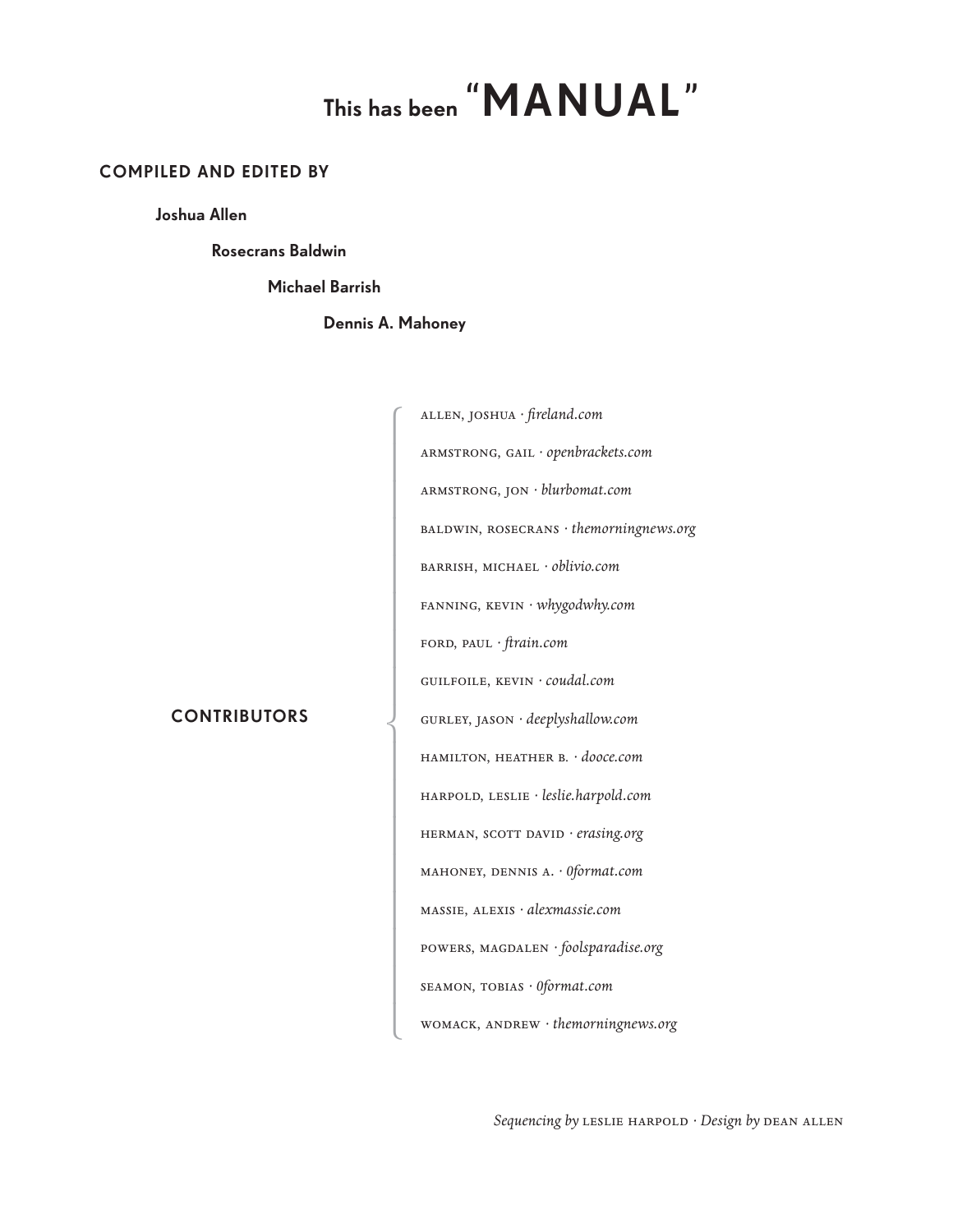# This has been "MANUAL"

## COMPILED AND EDITED BY

**Joshua Allen**

**Rosecrans Baldwin**

**Michael Barrish**

**Dennis A. Mahoney**

## CONTRIBUTORS

- ALLEN, JOSHUA · *fireland.com*
- ARMSTRONG, GAIL · *openbrackets.com*
- ARMSTRONG, JON · *blurbomat.com*
- BALDWIN, ROSECRANS · *themorningnews.org*
- BARRISH, MICHAEL · *oblivio.com*
- FANNING, KEVIN · *whygodwhy.com*
- FORD, PAUL · *ftrain.com*
- GUILFOILE, KEVIN · *coudal.com*
- GURLEY, JASON · *deeplyshallow.com*
- HAMILTON, HEATHER B. · *dooce.com*
- HARPOLD, LESLIE · *leslie.harpold.com*
- HERMAN, SCOTT DAVID · *erasing.org*
- MAHONEY, DENNIS A. · *0format.com*
- MASSIE, ALEXIS · *alexmassie.com*
- POWERS, MAGDALEN · *foolsparadise.org*
- SEAMON, TOBIAS · *0format.com*
- WOMACK, ANDREW · *themorningnews.org*

*Sequencing by* LESLIE HARPOLD · *Design by* DEAN ALLEN